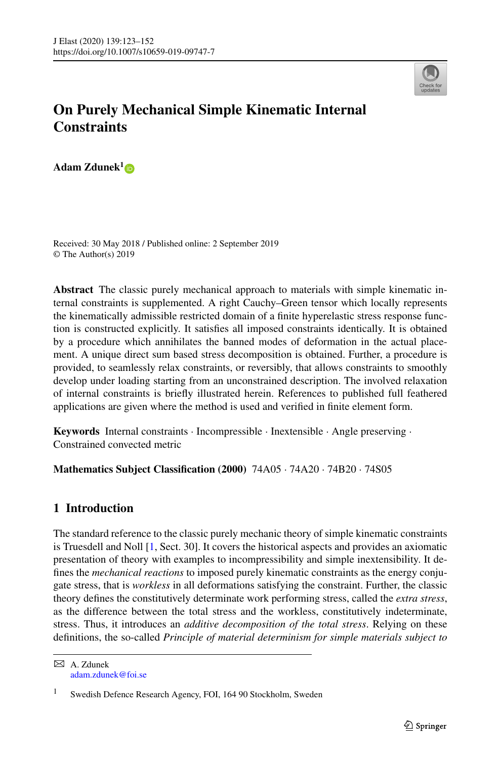# On Purely Mechanical Simple Kinematic Internal Constraints

**Adam Zdunek**[1]

Received: 30 May 2018 / Published online: 2 September 2019
© The Author(s) 2019

**Abstract** The classic purely mechanical approach to materials with simple kinematic internal constraints is supplemented. A right Cauchy–Green tensor which locally represents the kinematically admissible restricted domain of a finite hyperelastic stress response function is constructed explicitly. It satisfies all imposed constraints identically. It is obtained by a procedure which annihilates the banned modes of deformation in the actual placement. A unique direct sum based stress decomposition is obtained. Further, a procedure is provided, to seamlessly relax constraints, or reversibly, that allows constraints to smoothly develop under loading starting from an unconstrained description. The involved relaxation of internal constraints is briefly illustrated herein. References to published full feathered applications are given where the method is used and verified in finite element form.

**Keywords** Internal constraints · Incompressible · Inextensible · Angle preserving · Constrained convected metric

**Mathematics Subject Classification (2000)** 74A05 · 74A20 · 74B20 · 74S05

## 1 Introduction

The standard reference to the classic purely mechanic theory of simple kinematic constraints is Truesdell and Noll [1, Sect. 30]. It covers the historical aspects and provides an axiomatic presentation of theory with examples to incompressibility and simple inextensibility. It defines the *mechanical reactions* to imposed purely kinematic constraints as the energy conjugate stress, that is *workless* in all deformations satisfying the constraint. Further, the classic theory defines the constitutively determinate work performing stress, called the *extra stress*, as the difference between the total stress and the workless, constitutively indeterminate, stress. Thus, it introduces an *additive decomposition of the total stress*. Relying on these definitions, the so-called *Principle of material determinism for simple materials subject to*

---

✉ A. Zdunek
adam.zdunek@foi.se

[1] Swedish Defence Research Agency, FOI, 164 90 Stockholm, Sweden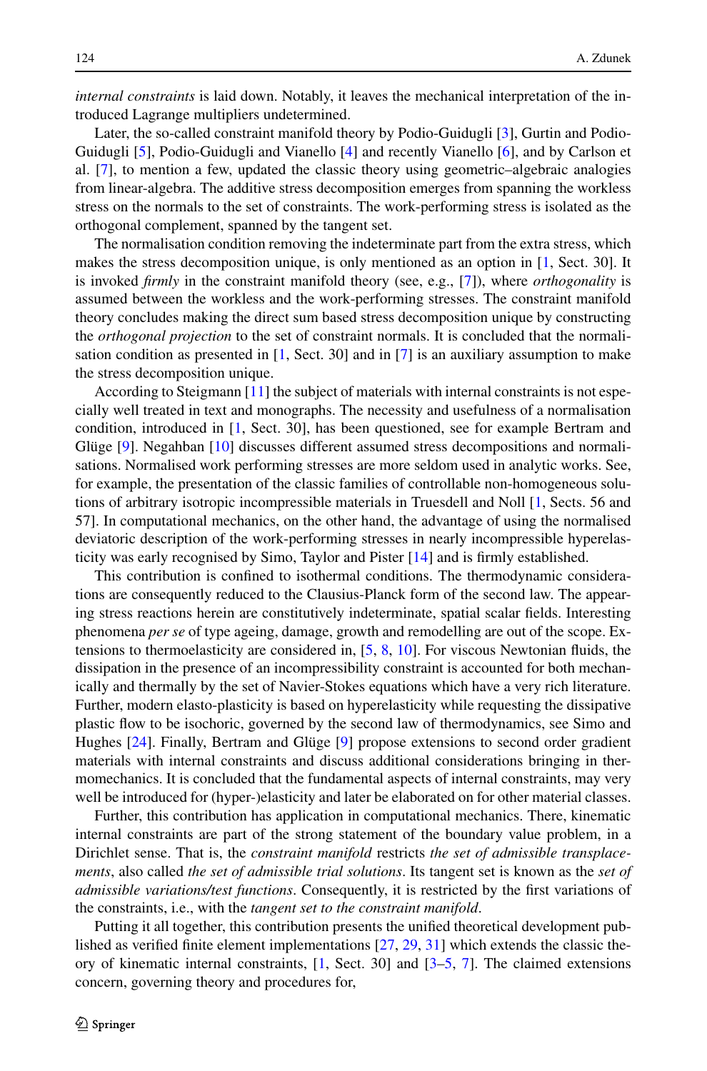*internal constraints* is laid down. Notably, it leaves the mechanical interpretation of the introduced Lagrange multipliers undetermined.

Later, the so-called constraint manifold theory by Podio-Guidugli [3], Gurtin and Podio-Guidugli [5], Podio-Guidugli and Vianello [4] and recently Vianello [6], and by Carlson et al. [7], to mention a few, updated the classic theory using geometric–algebraic analogies from linear-algebra. The additive stress decomposition emerges from spanning the workless stress on the normals to the set of constraints. The work-performing stress is isolated as the orthogonal complement, spanned by the tangent set.

The normalisation condition removing the indeterminate part from the extra stress, which makes the stress decomposition unique, is only mentioned as an option in [1, Sect. 30]. It is invoked *firmly* in the constraint manifold theory (see, e.g., [7]), where *orthogonality* is assumed between the workless and the work-performing stresses. The constraint manifold theory concludes making the direct sum based stress decomposition unique by constructing the *orthogonal projection* to the set of constraint normals. It is concluded that the normalisation condition as presented in [1, Sect. 30] and in [7] is an auxiliary assumption to make the stress decomposition unique.

According to Steigmann [11] the subject of materials with internal constraints is not especially well treated in text and monographs. The necessity and usefulness of a normalisation condition, introduced in [1, Sect. 30], has been questioned, see for example Bertram and Glüge [9]. Negahban [10] discusses different assumed stress decompositions and normalisations. Normalised work performing stresses are more seldom used in analytic works. See, for example, the presentation of the classic families of controllable non-homogeneous solutions of arbitrary isotropic incompressible materials in Truesdell and Noll [1, Sects. 56 and 57]. In computational mechanics, on the other hand, the advantage of using the normalised deviatoric description of the work-performing stresses in nearly incompressible hyperelasticity was early recognised by Simo, Taylor and Pister [14] and is firmly established.

This contribution is confined to isothermal conditions. The thermodynamic considerations are consequently reduced to the Clausius-Planck form of the second law. The appearing stress reactions herein are constitutively indeterminate, spatial scalar fields. Interesting phenomena *per se* of type ageing, damage, growth and remodelling are out of the scope. Extensions to thermoelasticity are considered in, [5, 8, 10]. For viscous Newtonian fluids, the dissipation in the presence of an incompressibility constraint is accounted for both mechanically and thermally by the set of Navier-Stokes equations which have a very rich literature. Further, modern elasto-plasticity is based on hyperelasticity while requesting the dissipative plastic flow to be isochoric, governed by the second law of thermodynamics, see Simo and Hughes [24]. Finally, Bertram and Glüge [9] propose extensions to second order gradient materials with internal constraints and discuss additional considerations bringing in thermomechanics. It is concluded that the fundamental aspects of internal constraints, may very well be introduced for (hyper-)elasticity and later be elaborated on for other material classes.

Further, this contribution has application in computational mechanics. There, kinematic internal constraints are part of the strong statement of the boundary value problem, in a Dirichlet sense. That is, the *constraint manifold* restricts *the set of admissible transplacements*, also called *the set of admissible trial solutions*. Its tangent set is known as the *set of admissible variations/test functions*. Consequently, it is restricted by the first variations of the constraints, i.e., with the *tangent set to the constraint manifold*.

Putting it all together, this contribution presents the unified theoretical development published as verified finite element implementations [27, 29, 31] which extends the classic theory of kinematic internal constraints, [1, Sect. 30] and [3–5, 7]. The claimed extensions concern, governing theory and procedures for,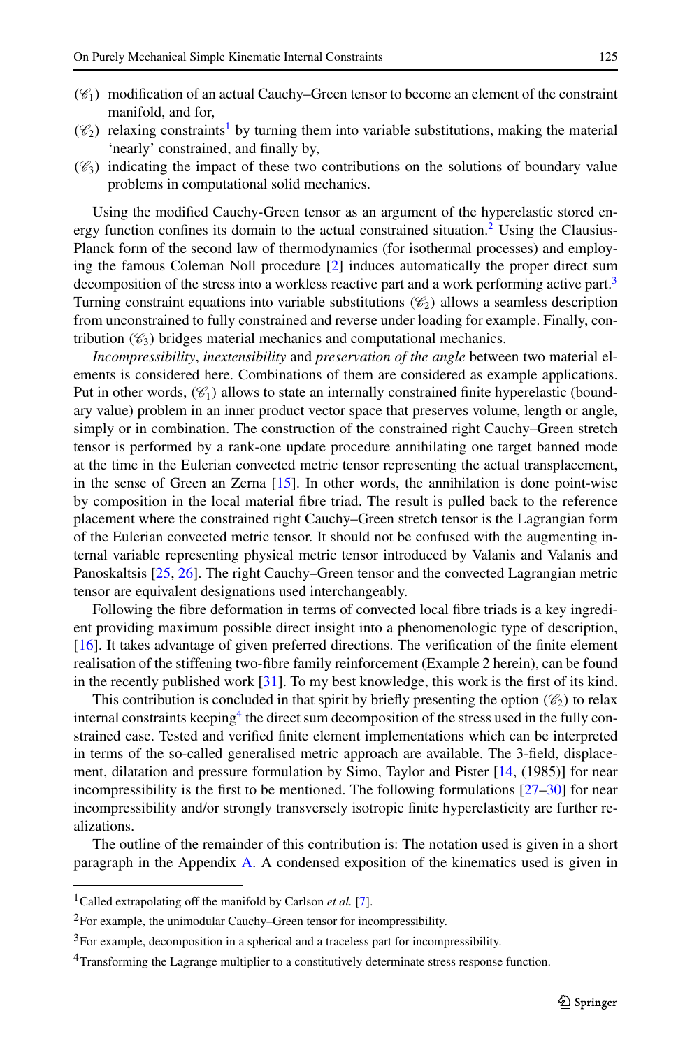- ($\mathscr{C}_1$) modification of an actual Cauchy–Green tensor to become an element of the constraint manifold, and for,
- ($\mathscr{C}_2$) relaxing constraints[1] by turning them into variable substitutions, making the material 'nearly' constrained, and finally by,
- ($\mathscr{C}_3$) indicating the impact of these two contributions on the solutions of boundary value problems in computational solid mechanics.

Using the modified Cauchy-Green tensor as an argument of the hyperelastic stored energy function confines its domain to the actual constrained situation.[2] Using the Clausius-Planck form of the second law of thermodynamics (for isothermal processes) and employing the famous Coleman Noll procedure [2] induces automatically the proper direct sum decomposition of the stress into a workless reactive part and a work performing active part.[3] Turning constraint equations into variable substitutions ($\mathscr{C}_2$) allows a seamless description from unconstrained to fully constrained and reverse under loading for example. Finally, contribution ($\mathscr{C}_3$) bridges material mechanics and computational mechanics.

*Incompressibility*, *inextensibility* and *preservation of the angle* between two material elements is considered here. Combinations of them are considered as example applications. Put in other words, ($\mathscr{C}_1$) allows to state an internally constrained finite hyperelastic (boundary value) problem in an inner product vector space that preserves volume, length or angle, simply or in combination. The construction of the constrained right Cauchy–Green stretch tensor is performed by a rank-one update procedure annihilating one target banned mode at the time in the Eulerian convected metric tensor representing the actual transplacement, in the sense of Green an Zerna [15]. In other words, the annihilation is done point-wise by composition in the local material fibre triad. The result is pulled back to the reference placement where the constrained right Cauchy–Green stretch tensor is the Lagrangian form of the Eulerian convected metric tensor. It should not be confused with the augmenting internal variable representing physical metric tensor introduced by Valanis and Valanis and Panoskaltsis [25, 26]. The right Cauchy–Green tensor and the convected Lagrangian metric tensor are equivalent designations used interchangeably.

Following the fibre deformation in terms of convected local fibre triads is a key ingredient providing maximum possible direct insight into a phenomenologic type of description, [16]. It takes advantage of given preferred directions. The verification of the finite element realisation of the stiffening two-fibre family reinforcement (Example 2 herein), can be found in the recently published work [31]. To my best knowledge, this work is the first of its kind.

This contribution is concluded in that spirit by briefly presenting the option ($\mathscr{C}_2$) to relax internal constraints keeping[4] the direct sum decomposition of the stress used in the fully constrained case. Tested and verified finite element implementations which can be interpreted in terms of the so-called generalised metric approach are available. The 3-field, displacement, dilatation and pressure formulation by Simo, Taylor and Pister [14, (1985)] for near incompressibility is the first to be mentioned. The following formulations [27–30] for near incompressibility and/or strongly transversely isotropic finite hyperelasticity are further realizations.

The outline of the remainder of this contribution is: The notation used is given in a short paragraph in the Appendix A. A condensed exposition of the kinematics used is given in

---

[1] Called extrapolating off the manifold by Carlson *et al.* [7].

[2] For example, the unimodular Cauchy–Green tensor for incompressibility.

[3] For example, decomposition in a spherical and a traceless part for incompressibility.

[4] Transforming the Lagrange multiplier to a constitutively determinate stress response function.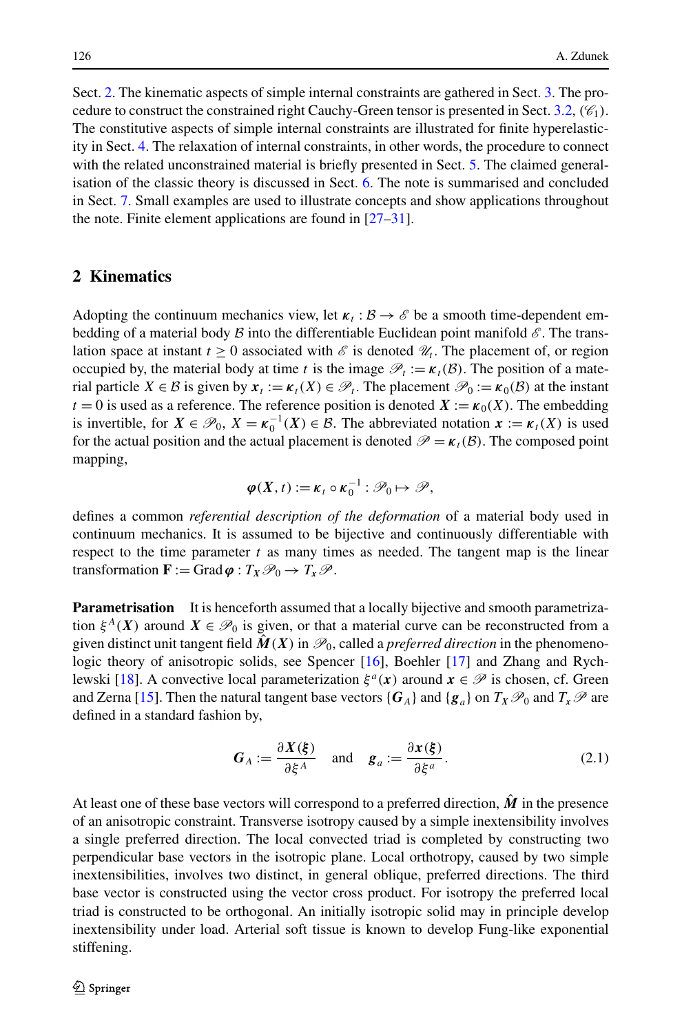Sect. 2. The kinematic aspects of simple internal constraints are gathered in Sect. 3. The procedure to construct the constrained right Cauchy-Green tensor is presented in Sect. 3.2, ($\mathscr{C}_1$). The constitutive aspects of simple internal constraints are illustrated for finite hyperelasticity in Sect. 4. The relaxation of internal constraints, in other words, the procedure to connect with the related unconstrained material is briefly presented in Sect. 5. The claimed generalisation of the classic theory is discussed in Sect. 6. The note is summarised and concluded in Sect. 7. Small examples are used to illustrate concepts and show applications throughout the note. Finite element applications are found in [27–31].

## 2 Kinematics

Adopting the continuum mechanics view, let $\boldsymbol{\kappa}_t : \mathcal{B} \to \mathscr{E}$ be a smooth time-dependent embedding of a material body $\mathcal{B}$ into the differentiable Euclidean point manifold $\mathscr{E}$. The translation space at instant $t \geq 0$ associated with $\mathscr{E}$ is denoted $\mathscr{U}_t$. The placement of, or region occupied by, the material body at time $t$ is the image $\mathscr{P}_t := \boldsymbol{\kappa}_t(\mathcal{B})$. The position of a material particle $X \in \mathcal{B}$ is given by $\boldsymbol{x}_t := \boldsymbol{\kappa}_t(X) \in \mathscr{P}_t$. The placement $\mathscr{P}_0 := \boldsymbol{\kappa}_0(\mathcal{B})$ at the instant $t = 0$ is used as a reference. The reference position is denoted $\boldsymbol{X} := \boldsymbol{\kappa}_0(X)$. The embedding is invertible, for $\boldsymbol{X} \in \mathscr{P}_0$, $X = \boldsymbol{\kappa}_0^{-1}(\boldsymbol{X}) \in \mathcal{B}$. The abbreviated notation $\boldsymbol{x} := \boldsymbol{\kappa}_t(X)$ is used for the actual position and the actual placement is denoted $\mathscr{P} = \boldsymbol{\kappa}_t(\mathcal{B})$. The composed point mapping,

$$\boldsymbol{\varphi}(\boldsymbol{X}, t) := \boldsymbol{\kappa}_t \circ \boldsymbol{\kappa}_0^{-1} : \mathscr{P}_0 \mapsto \mathscr{P},$$

defines a common *referential description of the deformation* of a material body used in continuum mechanics. It is assumed to be bijective and continuously differentiable with respect to the time parameter $t$ as many times as needed. The tangent map is the linear transformation $\mathbf{F} := \operatorname{Grad} \boldsymbol{\varphi} : T_{\boldsymbol{X}} \mathscr{P}_0 \to T_{\boldsymbol{x}} \mathscr{P}$.

**Parametrisation** It is henceforth assumed that a locally bijective and smooth parametrization $\xi^A(\boldsymbol{X})$ around $\boldsymbol{X} \in \mathscr{P}_0$ is given, or that a material curve can be reconstructed from a given distinct unit tangent field $\hat{\boldsymbol{M}}(\boldsymbol{X})$ in $\mathscr{P}_0$, called a *preferred direction* in the phenomenologic theory of anisotropic solids, see Spencer [16], Boehler [17] and Zhang and Rychlewski [18]. A convective local parameterization $\xi^a(\boldsymbol{x})$ around $\boldsymbol{x} \in \mathscr{P}$ is chosen, cf. Green and Zerna [15]. Then the natural tangent base vectors $\{\boldsymbol{G}_A\}$ and $\{\boldsymbol{g}_a\}$ on $T_{\boldsymbol{X}} \mathscr{P}_0$ and $T_{\boldsymbol{x}} \mathscr{P}$ are defined in a standard fashion by,

$$\boldsymbol{G}_A := \frac{\partial \boldsymbol{X}(\boldsymbol{\xi})}{\partial \xi^A} \quad \text{and} \quad \boldsymbol{g}_a := \frac{\partial \boldsymbol{x}(\boldsymbol{\xi})}{\partial \xi^a}. \tag{2.1}$$

At least one of these base vectors will correspond to a preferred direction, $\hat{\boldsymbol{M}}$ in the presence of an anisotropic constraint. Transverse isotropy caused by a simple inextensibility involves a single preferred direction. The local convected triad is completed by constructing two perpendicular base vectors in the isotropic plane. Local orthotropy, caused by two simple inextensibilities, involves two distinct, in general oblique, preferred directions. The third base vector is constructed using the vector cross product. For isotropy the preferred local triad is constructed to be orthogonal. An initially isotropic solid may in principle develop inextensibility under load. Arterial soft tissue is known to develop Fung-like exponential stiffening.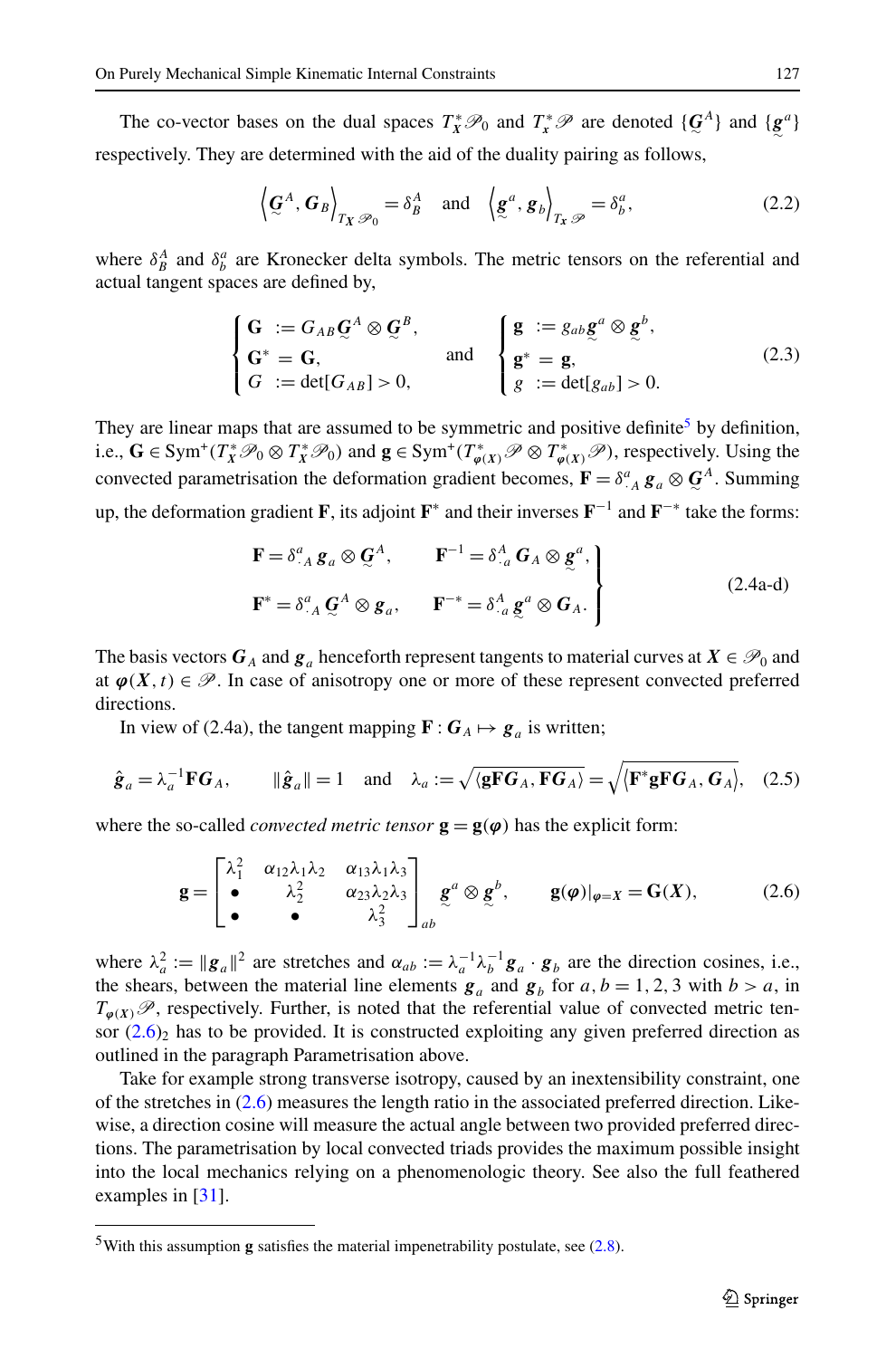The co-vector bases on the dual spaces $T^*_{\boldsymbol{X}}\mathscr{P}_0$ and $T^*_{x}\mathscr{P}$ are denoted $\{\underset{\sim}{\boldsymbol{G}}^A\}$ and $\{\underset{\sim}{\boldsymbol{g}}^a\}$ respectively. They are determined with the aid of the duality pairing as follows,

$$\left\langle \underset{\sim}{\boldsymbol{G}}^A, \boldsymbol{G}_B \right\rangle_{T_{\boldsymbol{X}}\mathscr{P}_0} = \delta^A_B \quad \text{and} \quad \left\langle \underset{\sim}{\boldsymbol{g}}^a, \boldsymbol{g}_b \right\rangle_{T_x\mathscr{P}} = \delta^a_b, \tag{2.2}$$

where $\delta^A_B$ and $\delta^a_b$ are Kronecker delta symbols. The metric tensors on the referential and actual tangent spaces are defined by,

$$\begin{cases} \mathbf{G} \; := G_{AB}\underset{\sim}{\boldsymbol{G}}^A \otimes \underset{\sim}{\boldsymbol{G}}^B, \\ \mathbf{G}^* = \mathbf{G}, \\ G \; := \det[G_{AB}] > 0, \end{cases} \quad \text{and} \quad \begin{cases} \mathbf{g} \; := g_{ab}\underset{\sim}{\boldsymbol{g}}^a \otimes \underset{\sim}{\boldsymbol{g}}^b, \\ \mathbf{g}^* = \mathbf{g}, \\ g \; := \det[g_{ab}] > 0. \end{cases} \tag{2.3}$$

They are linear maps that are assumed to be symmetric and positive definite[5] by definition, i.e., $\mathbf{G} \in \mathrm{Sym}^+(T^*_{\boldsymbol{X}}\mathscr{P}_0 \otimes T^*_{\boldsymbol{X}}\mathscr{P}_0)$ and $\mathbf{g} \in \mathrm{Sym}^+(T^*_{\boldsymbol{\varphi}(\boldsymbol{X})}\mathscr{P} \otimes T^*_{\boldsymbol{\varphi}(\boldsymbol{X})}\mathscr{P})$, respectively. Using the convected parametrisation the deformation gradient becomes, $\mathbf{F} = \delta^a_{\cdot A}\, \boldsymbol{g}_a \otimes \underset{\sim}{\boldsymbol{G}}^A$. Summing up, the deformation gradient $\mathbf{F}$, its adjoint $\mathbf{F}^*$ and their inverses $\mathbf{F}^{-1}$ and $\mathbf{F}^{-*}$ take the forms:

$$\left.\begin{aligned} \mathbf{F} &= \delta^a_{\cdot A}\, \boldsymbol{g}_a \otimes \underset{\sim}{\boldsymbol{G}}^A, & \mathbf{F}^{-1} &= \delta^A_{\cdot a}\, \boldsymbol{G}_A \otimes \underset{\sim}{\boldsymbol{g}}^a, \\ \mathbf{F}^* &= \delta^a_{\cdot A}\, \underset{\sim}{\boldsymbol{G}}^A \otimes \boldsymbol{g}_a, & \mathbf{F}^{-*} &= \delta^A_{\cdot a}\, \underset{\sim}{\boldsymbol{g}}^a \otimes \boldsymbol{G}_A. \end{aligned}\right\} \tag{2.4a-d}$$

The basis vectors $\boldsymbol{G}_A$ and $\boldsymbol{g}_a$ henceforth represent tangents to material curves at $\boldsymbol{X} \in \mathscr{P}_0$ and at $\boldsymbol{\varphi}(\boldsymbol{X}, t) \in \mathscr{P}$. In case of anisotropy one or more of these represent convected preferred directions.

In view of (2.4a), the tangent mapping $\mathbf{F} : \boldsymbol{G}_A \mapsto \boldsymbol{g}_a$ is written;

$$\hat{\boldsymbol{g}}_a = \lambda_a^{-1}\mathbf{F}\boldsymbol{G}_A, \qquad \|\hat{\boldsymbol{g}}_a\| = 1 \quad \text{and} \quad \lambda_a := \sqrt{\langle \mathbf{g}\mathbf{F}\boldsymbol{G}_A, \mathbf{F}\boldsymbol{G}_A\rangle} = \sqrt{\langle \mathbf{F}^*\mathbf{g}\mathbf{F}\boldsymbol{G}_A, \boldsymbol{G}_A\rangle}, \tag{2.5}$$

where the so-called *convected metric tensor* $\mathbf{g} = \mathbf{g}(\boldsymbol{\varphi})$ has the explicit form:

$$\mathbf{g} = \begin{bmatrix} \lambda_1^2 & \alpha_{12}\lambda_1\lambda_2 & \alpha_{13}\lambda_1\lambda_3 \\ \bullet & \lambda_2^2 & \alpha_{23}\lambda_2\lambda_3 \\ \bullet & \bullet & \lambda_3^2 \end{bmatrix}_{ab} \underset{\sim}{\boldsymbol{g}}^a \otimes \underset{\sim}{\boldsymbol{g}}^b, \qquad \mathbf{g}(\boldsymbol{\varphi})|_{\boldsymbol{\varphi}=\boldsymbol{X}} = \mathbf{G}(\boldsymbol{X}), \tag{2.6}$$

where $\lambda_a^2 := \|\boldsymbol{g}_a\|^2$ are stretches and $\alpha_{ab} := \lambda_a^{-1}\lambda_b^{-1}\boldsymbol{g}_a \cdot \boldsymbol{g}_b$ are the direction cosines, i.e., the shears, between the material line elements $\boldsymbol{g}_a$ and $\boldsymbol{g}_b$ for $a, b = 1, 2, 3$ with $b > a$, in $T_{\boldsymbol{\varphi}(\boldsymbol{X})}\mathscr{P}$, respectively. Further, is noted that the referential value of convected metric tensor $(2.6)_2$ has to be provided. It is constructed exploiting any given preferred direction as outlined in the paragraph Parametrisation above.

Take for example strong transverse isotropy, caused by an inextensibility constraint, one of the stretches in (2.6) measures the length ratio in the associated preferred direction. Likewise, a direction cosine will measure the actual angle between two provided preferred directions. The parametrisation by local convected triads provides the maximum possible insight into the local mechanics relying on a phenomenologic theory. See also the full feathered examples in [31].

---

[5] With this assumption $\mathbf{g}$ satisfies the material impenetrability postulate, see (2.8).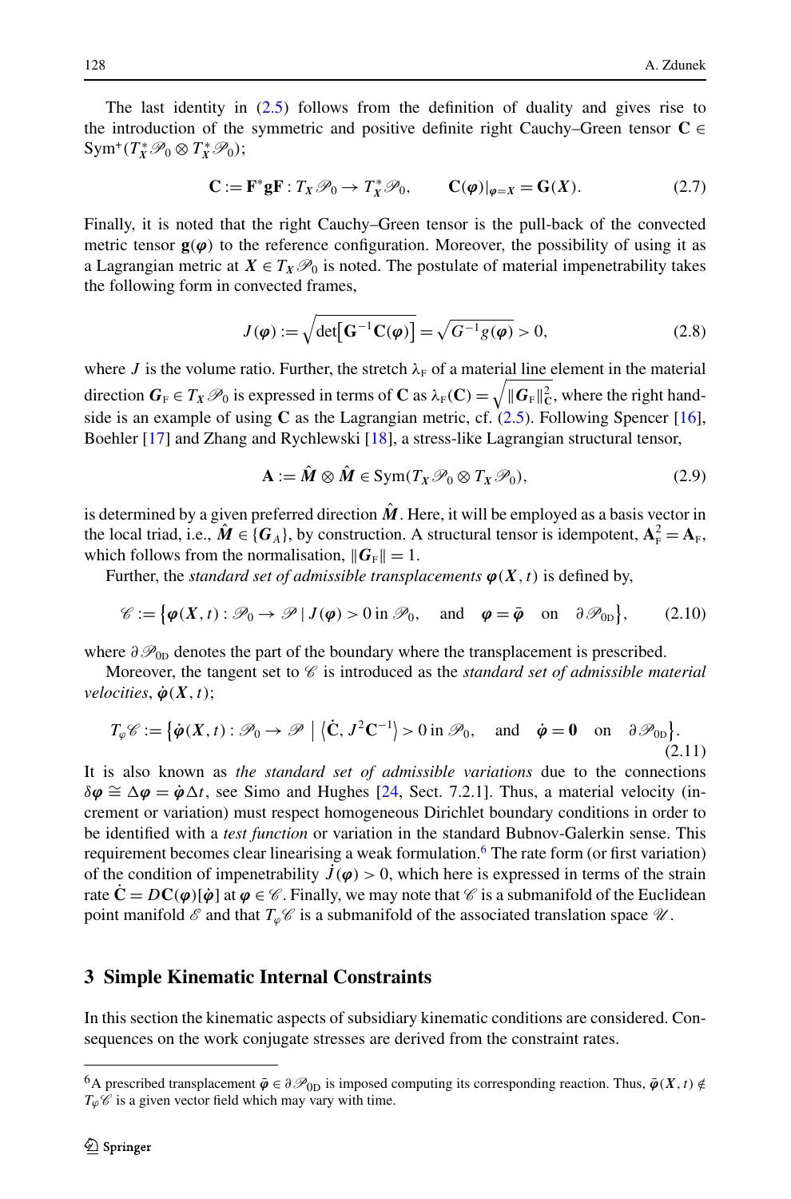The last identity in (2.5) follows from the definition of duality and gives rise to the introduction of the symmetric and positive definite right Cauchy–Green tensor $\mathbf{C} \in \mathrm{Sym}^+(T^*_X\mathscr{P}_0 \otimes T^*_X\mathscr{P}_0)$;

$$\mathbf{C} := \mathbf{F}^*\mathbf{g}\mathbf{F} : T_X\mathscr{P}_0 \to T^*_X\mathscr{P}_0, \qquad \mathbf{C}(\boldsymbol{\varphi})|_{\boldsymbol{\varphi}=\boldsymbol{X}} = \mathbf{G}(\boldsymbol{X}). \tag{2.7}$$

Finally, it is noted that the right Cauchy–Green tensor is the pull-back of the convected metric tensor $\mathbf{g}(\boldsymbol{\varphi})$ to the reference configuration. Moreover, the possibility of using it as a Lagrangian metric at $\boldsymbol{X} \in T_X\mathscr{P}_0$ is noted. The postulate of material impenetrability takes the following form in convected frames,

$$J(\boldsymbol{\varphi}) := \sqrt{\det\big[\mathbf{G}^{-1}\mathbf{C}(\boldsymbol{\varphi})\big]} = \sqrt{G^{-1}g(\boldsymbol{\varphi})} > 0, \tag{2.8}$$

where $J$ is the volume ratio. Further, the stretch $\lambda_{\mathrm{F}}$ of a material line element in the material direction $\boldsymbol{G}_{\mathrm{F}} \in T_X\mathscr{P}_0$ is expressed in terms of $\mathbf{C}$ as $\lambda_{\mathrm{F}}(\mathbf{C}) = \sqrt{\|\boldsymbol{G}_{\mathrm{F}}\|^2_{\mathbf{C}}}$, where the right hand-side is an example of using $\mathbf{C}$ as the Lagrangian metric, cf. (2.5). Following Spencer [16], Boehler [17] and Zhang and Rychlewski [18], a stress-like Lagrangian structural tensor,

$$\mathbf{A} := \hat{\boldsymbol{M}} \otimes \hat{\boldsymbol{M}} \in \mathrm{Sym}(T_X\mathscr{P}_0 \otimes T_X\mathscr{P}_0), \tag{2.9}$$

is determined by a given preferred direction $\hat{\boldsymbol{M}}$. Here, it will be employed as a basis vector in the local triad, i.e., $\hat{\boldsymbol{M}} \in \{\boldsymbol{G}_A\}$, by construction. A structural tensor is idempotent, $\mathbf{A}^2_{\mathrm{F}} = \mathbf{A}_{\mathrm{F}}$, which follows from the normalisation, $\|\boldsymbol{G}_{\mathrm{F}}\| = 1$.

Further, the *standard set of admissible transplacements* $\boldsymbol{\varphi}(\boldsymbol{X}, t)$ is defined by,

$$\mathscr{C} := \big\{\boldsymbol{\varphi}(\boldsymbol{X}, t) : \mathscr{P}_0 \to \mathscr{P} \mid J(\boldsymbol{\varphi}) > 0 \text{ in } \mathscr{P}_0, \quad \text{and} \quad \boldsymbol{\varphi} = \bar{\boldsymbol{\varphi}} \quad \text{on} \quad \partial\mathscr{P}_{0\mathrm{D}}\big\}, \tag{2.10}$$

where $\partial\mathscr{P}_{0\mathrm{D}}$ denotes the part of the boundary where the transplacement is prescribed.

Moreover, the tangent set to $\mathscr{C}$ is introduced as the *standard set of admissible material velocities*, $\dot{\boldsymbol{\varphi}}(\boldsymbol{X}, t)$;

$$T_\varphi\mathscr{C} := \big\{\dot{\boldsymbol{\varphi}}(\boldsymbol{X}, t) : \mathscr{P}_0 \to \mathscr{P} \;\big|\; \big\langle\dot{\mathbf{C}}, J^2\mathbf{C}^{-1}\big\rangle > 0 \text{ in } \mathscr{P}_0, \quad \text{and} \quad \dot{\boldsymbol{\varphi}} = \mathbf{0} \quad \text{on} \quad \partial\mathscr{P}_{0\mathrm{D}}\big\}. \tag{2.11}$$

It is also known as *the standard set of admissible variations* due to the connections $\delta\boldsymbol{\varphi} \cong \Delta\boldsymbol{\varphi} = \dot{\boldsymbol{\varphi}}\Delta t$, see Simo and Hughes [24, Sect. 7.2.1]. Thus, a material velocity (increment or variation) must respect homogeneous Dirichlet boundary conditions in order to be identified with a *test function* or variation in the standard Bubnov-Galerkin sense. This requirement becomes clear linearising a weak formulation.[6] The rate form (or first variation) of the condition of impenetrability $\dot{J}(\boldsymbol{\varphi}) > 0$, which here is expressed in terms of the strain rate $\dot{\mathbf{C}} = D\mathbf{C}(\boldsymbol{\varphi})[\dot{\boldsymbol{\varphi}}]$ at $\boldsymbol{\varphi} \in \mathscr{C}$. Finally, we may note that $\mathscr{C}$ is a submanifold of the Euclidean point manifold $\mathscr{E}$ and that $T_\varphi\mathscr{C}$ is a submanifold of the associated translation space $\mathscr{U}$.

## 3 Simple Kinematic Internal Constraints

In this section the kinematic aspects of subsidiary kinematic conditions are considered. Consequences on the work conjugate stresses are derived from the constraint rates.

---

[6] A prescribed transplacement $\bar{\boldsymbol{\varphi}} \in \partial\mathscr{P}_{0\mathrm{D}}$ is imposed computing its corresponding reaction. Thus, $\bar{\boldsymbol{\varphi}}(\boldsymbol{X}, t) \notin T_\varphi\mathscr{C}$ is a given vector field which may vary with time.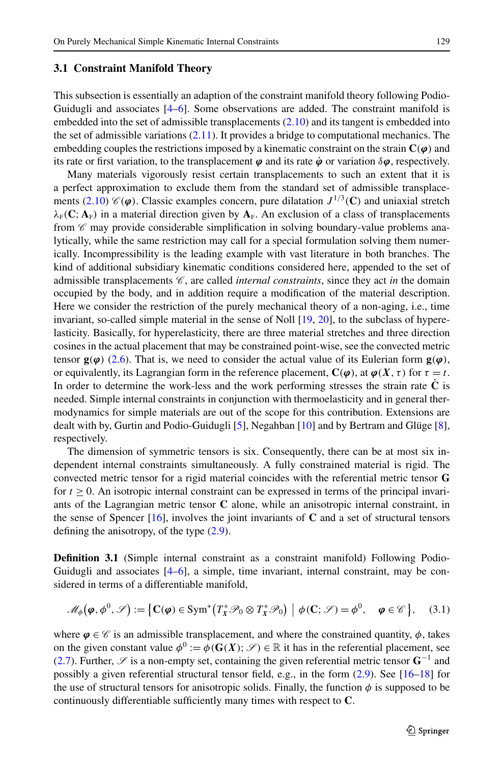### 3.1 Constraint Manifold Theory

This subsection is essentially an adaption of the constraint manifold theory following Podio-Guidugli and associates [4–6]. Some observations are added. The constraint manifold is embedded into the set of admissible transplacements (2.10) and its tangent is embedded into the set of admissible variations (2.11). It provides a bridge to computational mechanics. The embedding couples the restrictions imposed by a kinematic constraint on the strain $\mathbf{C}(\boldsymbol{\varphi})$ and its rate or first variation, to the transplacement $\boldsymbol{\varphi}$ and its rate $\dot{\boldsymbol{\varphi}}$ or variation $\delta\boldsymbol{\varphi}$, respectively.

Many materials vigorously resist certain transplacements to such an extent that it is a perfect approximation to exclude them from the standard set of admissible transplacements (2.10) $\mathscr{C}(\boldsymbol{\varphi})$. Classic examples concern, pure dilatation $J^{1/3}(\mathbf{C})$ and uniaxial stretch $\lambda_{\mathrm{F}}(\mathbf{C};\mathbf{A}_{\mathrm{F}})$ in a material direction given by $\mathbf{A}_{\mathrm{F}}$. An exclusion of a class of transplacements from $\mathscr{C}$ may provide considerable simplification in solving boundary-value problems analytically, while the same restriction may call for a special formulation solving them numerically. Incompressibility is the leading example with vast literature in both branches. The kind of additional subsidiary kinematic conditions considered here, appended to the set of admissible transplacements $\mathscr{C}$, are called *internal constraints*, since they act *in* the domain occupied by the body, and in addition require a modification of the material description. Here we consider the restriction of the purely mechanical theory of a non-aging, i.e., time invariant, so-called simple material in the sense of Noll [19, 20], to the subclass of hyperelasticity. Basically, for hyperelasticity, there are three material stretches and three direction cosines in the actual placement that may be constrained point-wise, see the convected metric tensor $\mathbf{g}(\boldsymbol{\varphi})$ (2.6). That is, we need to consider the actual value of its Eulerian form $\mathbf{g}(\boldsymbol{\varphi})$, or equivalently, its Lagrangian form in the reference placement, $\mathbf{C}(\boldsymbol{\varphi})$, at $\boldsymbol{\varphi}(\boldsymbol{X},\tau)$ for $\tau = t$. In order to determine the work-less and the work performing stresses the strain rate $\dot{\mathbf{C}}$ is needed. Simple internal constraints in conjunction with thermoelasticity and in general thermodynamics for simple materials are out of the scope for this contribution. Extensions are dealt with by, Gurtin and Podio-Guidugli [5], Negahban [10] and by Bertram and Glüge [8], respectively.

The dimension of symmetric tensors is six. Consequently, there can be at most six independent internal constraints simultaneously. A fully constrained material is rigid. The convected metric tensor for a rigid material coincides with the referential metric tensor $\mathbf{G}$ for $t \geq 0$. An isotropic internal constraint can be expressed in terms of the principal invariants of the Lagrangian metric tensor $\mathbf{C}$ alone, while an anisotropic internal constraint, in the sense of Spencer [16], involves the joint invariants of $\mathbf{C}$ and a set of structural tensors defining the anisotropy, of the type (2.9).

**Definition 3.1** (Simple internal constraint as a constraint manifold) Following Podio-Guidugli and associates [4–6], a simple, time invariant, internal constraint, may be considered in terms of a differentiable manifold,

$$\mathscr{M}_{\phi}\big(\boldsymbol{\varphi},\phi^{0},\mathscr{S}\big) := \big\{\mathbf{C}(\boldsymbol{\varphi}) \in \mathrm{Sym}^{+}\big(T^{*}_{\boldsymbol{X}}\mathscr{P}_{0} \otimes T^{*}_{\boldsymbol{X}}\mathscr{P}_{0}\big) \;\big|\; \phi(\mathbf{C};\mathscr{S}) = \phi^{0}, \quad \boldsymbol{\varphi} \in \mathscr{C}\big\}, \qquad (3.1)$$

where $\boldsymbol{\varphi} \in \mathscr{C}$ is an admissible transplacement, and where the constrained quantity, $\phi$, takes on the given constant value $\phi^{0} := \phi(\mathbf{G}(\boldsymbol{X});\mathscr{S}) \in \mathbb{R}$ it has in the referential placement, see (2.7). Further, $\mathscr{S}$ is a non-empty set, containing the given referential metric tensor $\mathbf{G}^{-1}$ and possibly a given referential structural tensor field, e.g., in the form (2.9). See [16–18] for the use of structural tensors for anisotropic solids. Finally, the function $\phi$ is supposed to be continuously differentiable sufficiently many times with respect to $\mathbf{C}$.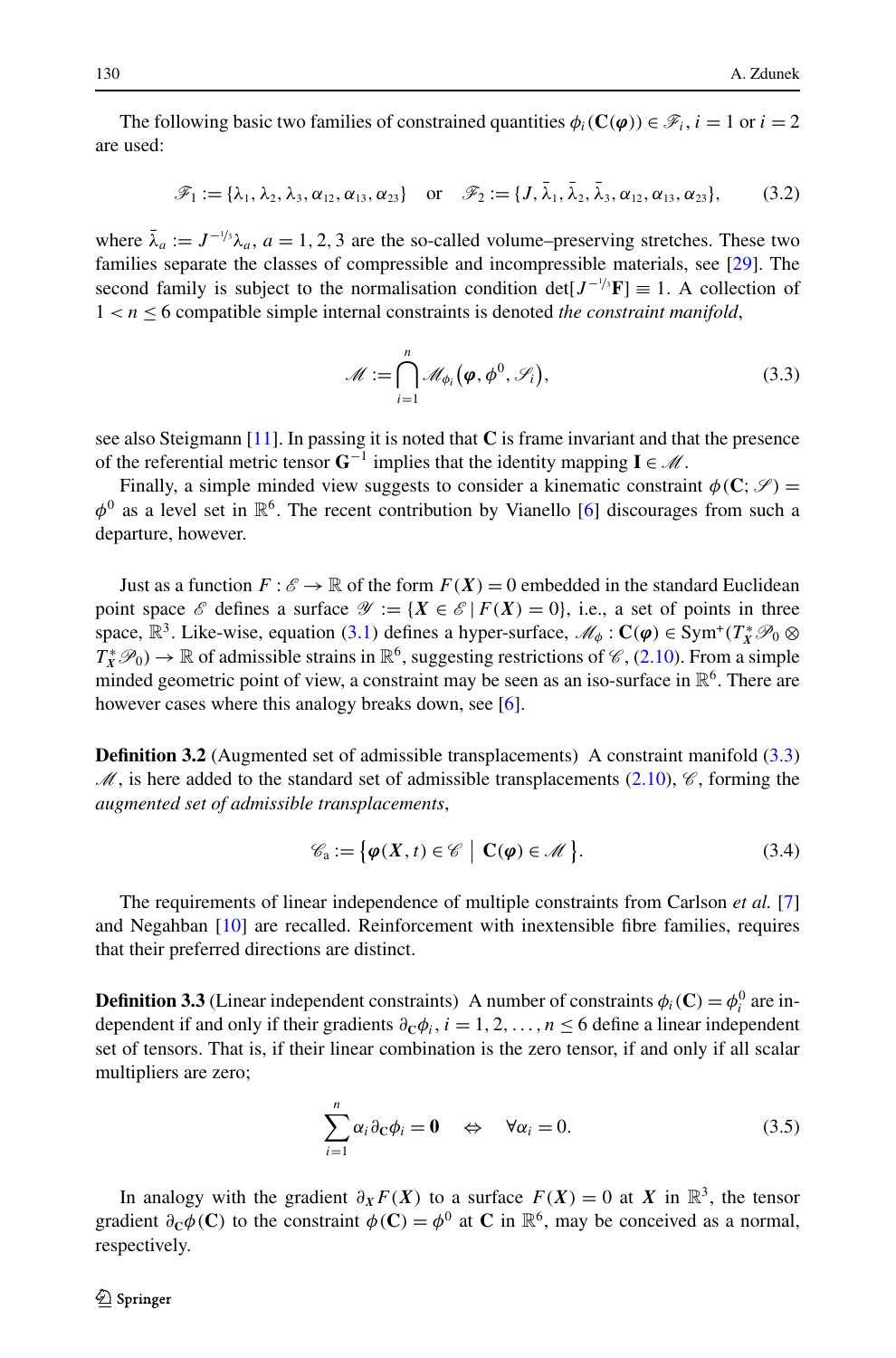The following basic two families of constrained quantities $\phi_i(\mathbf{C}(\boldsymbol{\varphi})) \in \mathscr{F}_i$, $i = 1$ or $i = 2$ are used:

$$\mathscr{F}_1 := \{\lambda_1, \lambda_2, \lambda_3, \alpha_{12}, \alpha_{13}, \alpha_{23}\} \quad \text{or} \quad \mathscr{F}_2 := \{J, \bar{\lambda}_1, \bar{\lambda}_2, \bar{\lambda}_3, \alpha_{12}, \alpha_{13}, \alpha_{23}\}, \tag{3.2}$$

where $\bar{\lambda}_a := J^{-1/3}\lambda_a$, $a = 1, 2, 3$ are the so-called volume–preserving stretches. These two families separate the classes of compressible and incompressible materials, see [29]. The second family is subject to the normalisation condition $\det[J^{-1/3}\mathbf{F}] \equiv 1$. A collection of $1 < n \leq 6$ compatible simple internal constraints is denoted *the constraint manifold*,

$$\mathscr{M} := \bigcap_{i=1}^{n} \mathscr{M}_{\phi_i}\big(\boldsymbol{\varphi}, \phi^0, \mathscr{S}_i\big), \tag{3.3}$$

see also Steigmann [11]. In passing it is noted that $\mathbf{C}$ is frame invariant and that the presence of the referential metric tensor $\mathbf{G}^{-1}$ implies that the identity mapping $\mathbf{I} \in \mathscr{M}$.

Finally, a simple minded view suggests to consider a kinematic constraint $\phi(\mathbf{C}; \mathscr{S}) = \phi^0$ as a level set in $\mathbb{R}^6$. The recent contribution by Vianello [6] discourages from such a departure, however.

Just as a function $F : \mathscr{E} \to \mathbb{R}$ of the form $F(\boldsymbol{X}) = 0$ embedded in the standard Euclidean point space $\mathscr{E}$ defines a surface $\mathscr{Y} := \{\boldsymbol{X} \in \mathscr{E} \,|\, F(\boldsymbol{X}) = 0\}$, i.e., a set of points in three space, $\mathbb{R}^3$. Like-wise, equation (3.1) defines a hyper-surface, $\mathscr{M}_\phi : \mathbf{C}(\boldsymbol{\varphi}) \in \mathrm{Sym}^+(T_X^*\mathscr{P}_0 \otimes T_X^*\mathscr{P}_0) \to \mathbb{R}$ of admissible strains in $\mathbb{R}^6$, suggesting restrictions of $\mathscr{C}$, (2.10). From a simple minded geometric point of view, a constraint may be seen as an iso-surface in $\mathbb{R}^6$. There are however cases where this analogy breaks down, see [6].

**Definition 3.2** (Augmented set of admissible transplacements) A constraint manifold (3.3) $\mathscr{M}$, is here added to the standard set of admissible transplacements (2.10), $\mathscr{C}$, forming the *augmented set of admissible transplacements*,

$$\mathscr{C}_{\mathrm{a}} := \big\{\boldsymbol{\varphi}(\boldsymbol{X}, t) \in \mathscr{C} \;\big|\; \mathbf{C}(\boldsymbol{\varphi}) \in \mathscr{M}\big\}. \tag{3.4}$$

The requirements of linear independence of multiple constraints from Carlson *et al.* [7] and Negahban [10] are recalled. Reinforcement with inextensible fibre families, requires that their preferred directions are distinct.

**Definition 3.3** (Linear independent constraints) A number of constraints $\phi_i(\mathbf{C}) = \phi_i^0$ are independent if and only if their gradients $\partial_{\mathbf{C}}\phi_i$, $i = 1, 2, \ldots, n \leq 6$ define a linear independent set of tensors. That is, if their linear combination is the zero tensor, if and only if all scalar multipliers are zero;

$$\sum_{i=1}^{n} \alpha_i \partial_{\mathbf{C}}\phi_i = \mathbf{0} \quad \Leftrightarrow \quad \forall \alpha_i = 0. \tag{3.5}$$

In analogy with the gradient $\partial_{\boldsymbol{X}} F(\boldsymbol{X})$ to a surface $F(\boldsymbol{X}) = 0$ at $\boldsymbol{X}$ in $\mathbb{R}^3$, the tensor gradient $\partial_{\mathbf{C}}\phi(\mathbf{C})$ to the constraint $\phi(\mathbf{C}) = \phi^0$ at $\mathbf{C}$ in $\mathbb{R}^6$, may be conceived as a normal, respectively.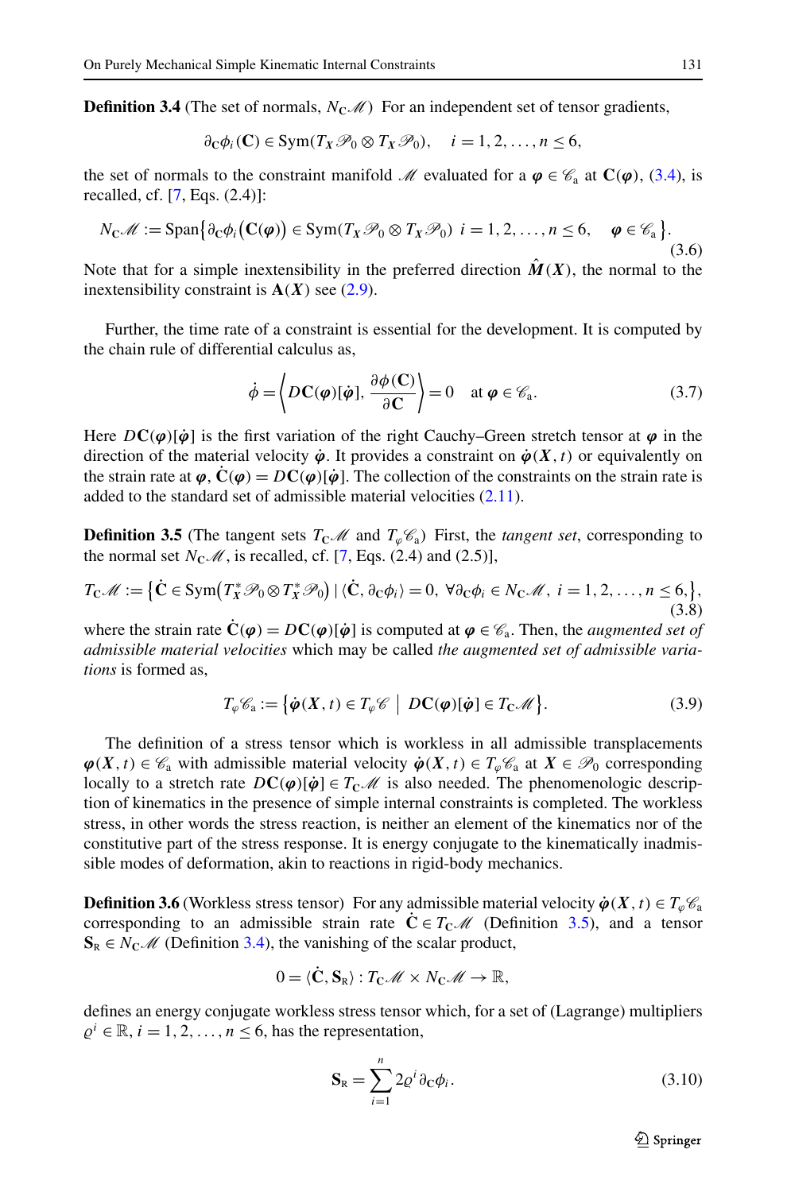**Definition 3.4** (The set of normals, $N_{\mathbf{C}}\mathscr{M}$) For an independent set of tensor gradients,

$$\partial_{\mathbf{C}}\phi_i(\mathbf{C}) \in \operatorname{Sym}(T_X\mathscr{P}_0 \otimes T_X\mathscr{P}_0), \quad i = 1, 2, \ldots, n \leq 6,$$

the set of normals to the constraint manifold $\mathscr{M}$ evaluated for a $\boldsymbol{\varphi} \in \mathscr{C}_a$ at $\mathbf{C}(\boldsymbol{\varphi})$, (3.4), is recalled, cf. [7, Eqs. (2.4)]:

$$N_{\mathbf{C}}\mathscr{M} := \operatorname{Span}\{\partial_{\mathbf{C}}\phi_i(\mathbf{C}(\boldsymbol{\varphi})) \in \operatorname{Sym}(T_X\mathscr{P}_0 \otimes T_X\mathscr{P}_0) \;\; i = 1, 2, \ldots, n \leq 6, \quad \boldsymbol{\varphi} \in \mathscr{C}_a\}. \tag{3.6}$$

Note that for a simple inextensibility in the preferred direction $\hat{\boldsymbol{M}}(\boldsymbol{X})$, the normal to the inextensibility constraint is $\mathbf{A}(\boldsymbol{X})$ see (2.9).

Further, the time rate of a constraint is essential for the development. It is computed by the chain rule of differential calculus as,

$$\dot{\phi} = \left\langle D\mathbf{C}(\boldsymbol{\varphi})[\dot{\boldsymbol{\varphi}}], \frac{\partial \phi(\mathbf{C})}{\partial \mathbf{C}} \right\rangle = 0 \quad \text{at } \boldsymbol{\varphi} \in \mathscr{C}_a. \tag{3.7}$$

Here $D\mathbf{C}(\boldsymbol{\varphi})[\dot{\boldsymbol{\varphi}}]$ is the first variation of the right Cauchy–Green stretch tensor at $\boldsymbol{\varphi}$ in the direction of the material velocity $\dot{\boldsymbol{\varphi}}$. It provides a constraint on $\dot{\boldsymbol{\varphi}}(\boldsymbol{X}, t)$ or equivalently on the strain rate at $\boldsymbol{\varphi}$, $\dot{\mathbf{C}}(\boldsymbol{\varphi}) = D\mathbf{C}(\boldsymbol{\varphi})[\dot{\boldsymbol{\varphi}}]$. The collection of the constraints on the strain rate is added to the standard set of admissible material velocities (2.11).

**Definition 3.5** (The tangent sets $T_{\mathbf{C}}\mathscr{M}$ and $T_{\varphi}\mathscr{C}_a$) First, the *tangent set*, corresponding to the normal set $N_{\mathbf{C}}\mathscr{M}$, is recalled, cf. [7, Eqs. (2.4) and (2.5)],

$$T_{\mathbf{C}}\mathscr{M} := \{\dot{\mathbf{C}} \in \operatorname{Sym}(T_X^*\mathscr{P}_0 \otimes T_X^*\mathscr{P}_0) \mid \langle \dot{\mathbf{C}}, \partial_{\mathbf{C}}\phi_i \rangle = 0, \; \forall \partial_{\mathbf{C}}\phi_i \in N_{\mathbf{C}}\mathscr{M}, \; i = 1, 2, \ldots, n \leq 6,\}, \tag{3.8}$$

where the strain rate $\dot{\mathbf{C}}(\boldsymbol{\varphi}) = D\mathbf{C}(\boldsymbol{\varphi})[\dot{\boldsymbol{\varphi}}]$ is computed at $\boldsymbol{\varphi} \in \mathscr{C}_a$. Then, the *augmented set of admissible material velocities* which may be called *the augmented set of admissible variations* is formed as,

$$T_{\varphi}\mathscr{C}_a := \{\dot{\boldsymbol{\varphi}}(\boldsymbol{X}, t) \in T_{\varphi}\mathscr{C} \mid D\mathbf{C}(\boldsymbol{\varphi})[\dot{\boldsymbol{\varphi}}] \in T_{\mathbf{C}}\mathscr{M}\}. \tag{3.9}$$

The definition of a stress tensor which is workless in all admissible transplacements $\boldsymbol{\varphi}(\boldsymbol{X}, t) \in \mathscr{C}_a$ with admissible material velocity $\dot{\boldsymbol{\varphi}}(\boldsymbol{X}, t) \in T_{\varphi}\mathscr{C}_a$ at $\boldsymbol{X} \in \mathscr{P}_0$ corresponding locally to a stretch rate $D\mathbf{C}(\boldsymbol{\varphi})[\dot{\boldsymbol{\varphi}}] \in T_{\mathbf{C}}\mathscr{M}$ is also needed. The phenomenologic description of kinematics in the presence of simple internal constraints is completed. The workless stress, in other words the stress reaction, is neither an element of the kinematics nor of the constitutive part of the stress response. It is energy conjugate to the kinematically inadmissible modes of deformation, akin to reactions in rigid-body mechanics.

**Definition 3.6** (Workless stress tensor) For any admissible material velocity $\dot{\boldsymbol{\varphi}}(\boldsymbol{X}, t) \in T_{\varphi}\mathscr{C}_a$ corresponding to an admissible strain rate $\dot{\mathbf{C}} \in T_{\mathbf{C}}\mathscr{M}$ (Definition 3.5), and a tensor $\mathbf{S}_{\text{R}} \in N_{\mathbf{C}}\mathscr{M}$ (Definition 3.4), the vanishing of the scalar product,

$$0 = \langle \dot{\mathbf{C}}, \mathbf{S}_{\text{R}} \rangle : T_{\mathbf{C}}\mathscr{M} \times N_{\mathbf{C}}\mathscr{M} \to \mathbb{R},$$

defines an energy conjugate workless stress tensor which, for a set of (Lagrange) multipliers $\varrho^i \in \mathbb{R}$, $i = 1, 2, \ldots, n \leq 6$, has the representation,

$$\mathbf{S}_{\text{R}} = \sum_{i=1}^{n} 2\varrho^i \partial_{\mathbf{C}}\phi_i. \tag{3.10}$$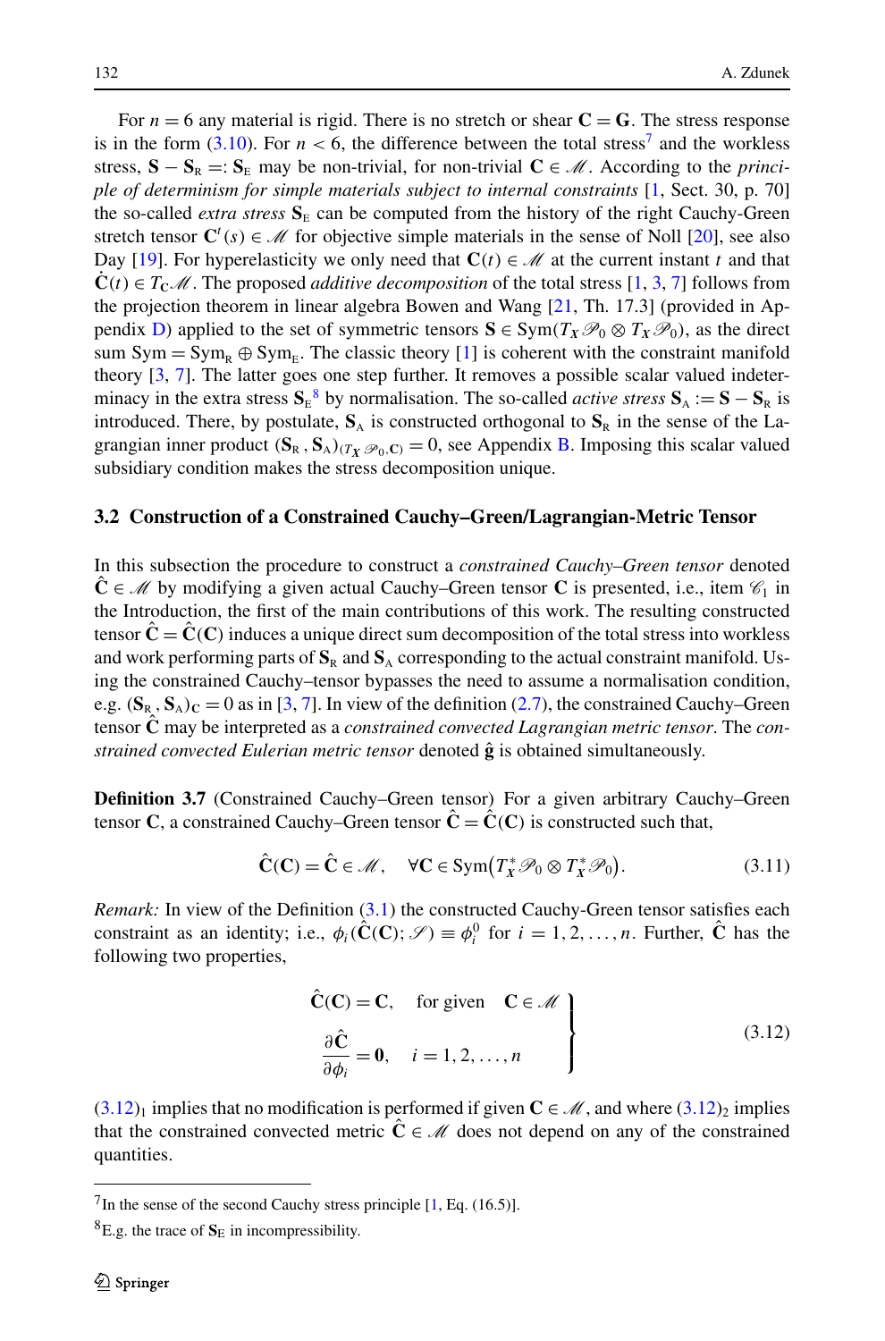For $n = 6$ any material is rigid. There is no stretch or shear $\mathbf{C} = \mathbf{G}$. The stress response is in the form (3.10). For $n < 6$, the difference between the total stress[7] and the workless stress, $\mathbf{S} - \mathbf{S}_{\text{R}} =: \mathbf{S}_{\text{E}}$ may be non-trivial, for non-trivial $\mathbf{C} \in \mathscr{M}$. According to the *principle of determinism for simple materials subject to internal constraints* [1, Sect. 30, p. 70] the so-called *extra stress* $\mathbf{S}_{\text{E}}$ can be computed from the history of the right Cauchy-Green stretch tensor $\mathbf{C}^t(s) \in \mathscr{M}$ for objective simple materials in the sense of Noll [20], see also Day [19]. For hyperelasticity we only need that $\mathbf{C}(t) \in \mathscr{M}$ at the current instant $t$ and that $\dot{\mathbf{C}}(t) \in T_{\mathbf{C}}\mathscr{M}$. The proposed *additive decomposition* of the total stress [1, 3, 7] follows from the projection theorem in linear algebra Bowen and Wang [21, Th. 17.3] (provided in Appendix D) applied to the set of symmetric tensors $\mathbf{S} \in \text{Sym}(T_{\boldsymbol{X}}\mathscr{P}_0 \otimes T_{\boldsymbol{X}}\mathscr{P}_0)$, as the direct sum $\text{Sym} = \text{Sym}_{\text{R}} \oplus \text{Sym}_{\text{E}}$. The classic theory [1] is coherent with the constraint manifold theory [3, 7]. The latter goes one step further. It removes a possible scalar valued indeterminacy in the extra stress $\mathbf{S}_{\text{E}}$[8] by normalisation. The so-called *active stress* $\mathbf{S}_{\text{A}} := \mathbf{S} - \mathbf{S}_{\text{R}}$ is introduced. There, by postulate, $\mathbf{S}_{\text{A}}$ is constructed orthogonal to $\mathbf{S}_{\text{R}}$ in the sense of the Lagrangian inner product $(\mathbf{S}_{\text{R}}, \mathbf{S}_{\text{A}})_{(T_{\boldsymbol{X}}\mathscr{P}_0, \mathbf{C})} = 0$, see Appendix B. Imposing this scalar valued subsidiary condition makes the stress decomposition unique.

### 3.2 Construction of a Constrained Cauchy–Green/Lagrangian-Metric Tensor

In this subsection the procedure to construct a *constrained Cauchy–Green tensor* denoted $\hat{\mathbf{C}} \in \mathscr{M}$ by modifying a given actual Cauchy–Green tensor $\mathbf{C}$ is presented, i.e., item $\mathscr{C}_1$ in the Introduction, the first of the main contributions of this work. The resulting constructed tensor $\hat{\mathbf{C}} = \hat{\mathbf{C}}(\mathbf{C})$ induces a unique direct sum decomposition of the total stress into workless and work performing parts of $\mathbf{S}_{\text{R}}$ and $\mathbf{S}_{\text{A}}$ corresponding to the actual constraint manifold. Using the constrained Cauchy–tensor bypasses the need to assume a normalisation condition, e.g. $(\mathbf{S}_{\text{R}}, \mathbf{S}_{\text{A}})_{\mathbf{C}} = 0$ as in [3, 7]. In view of the definition (2.7), the constrained Cauchy–Green tensor $\hat{\mathbf{C}}$ may be interpreted as a *constrained convected Lagrangian metric tensor*. The *constrained convected Eulerian metric tensor* denoted $\hat{\mathbf{g}}$ is obtained simultaneously.

**Definition 3.7** (Constrained Cauchy–Green tensor) For a given arbitrary Cauchy–Green tensor $\mathbf{C}$, a constrained Cauchy–Green tensor $\hat{\mathbf{C}} = \hat{\mathbf{C}}(\mathbf{C})$ is constructed such that,

$$\hat{\mathbf{C}}(\mathbf{C}) = \hat{\mathbf{C}} \in \mathscr{M}, \quad \forall \mathbf{C} \in \text{Sym}\big(T_{\boldsymbol{X}}^*\mathscr{P}_0 \otimes T_{\boldsymbol{X}}^*\mathscr{P}_0\big). \tag{3.11}$$

*Remark:* In view of the Definition (3.1) the constructed Cauchy-Green tensor satisfies each constraint as an identity; i.e., $\phi_i(\hat{\mathbf{C}}(\mathbf{C}); \mathscr{S}) \equiv \phi_i^0$ for $i = 1, 2, \ldots, n$. Further, $\hat{\mathbf{C}}$ has the following two properties,

$$\left.\begin{aligned} &\hat{\mathbf{C}}(\mathbf{C}) = \mathbf{C}, \quad \text{for given} \quad \mathbf{C} \in \mathscr{M} \\ &\frac{\partial \hat{\mathbf{C}}}{\partial \phi_i} = \mathbf{0}, \quad i = 1, 2, \ldots, n \end{aligned}\right\} \tag{3.12}$$

$(3.12)_1$ implies that no modification is performed if given $\mathbf{C} \in \mathscr{M}$, and where $(3.12)_2$ implies that the constrained convected metric $\hat{\mathbf{C}} \in \mathscr{M}$ does not depend on any of the constrained quantities.

---

[7] In the sense of the second Cauchy stress principle [1, Eq. (16.5)].

[8] E.g. the trace of $\mathbf{S}_{\text{E}}$ in incompressibility.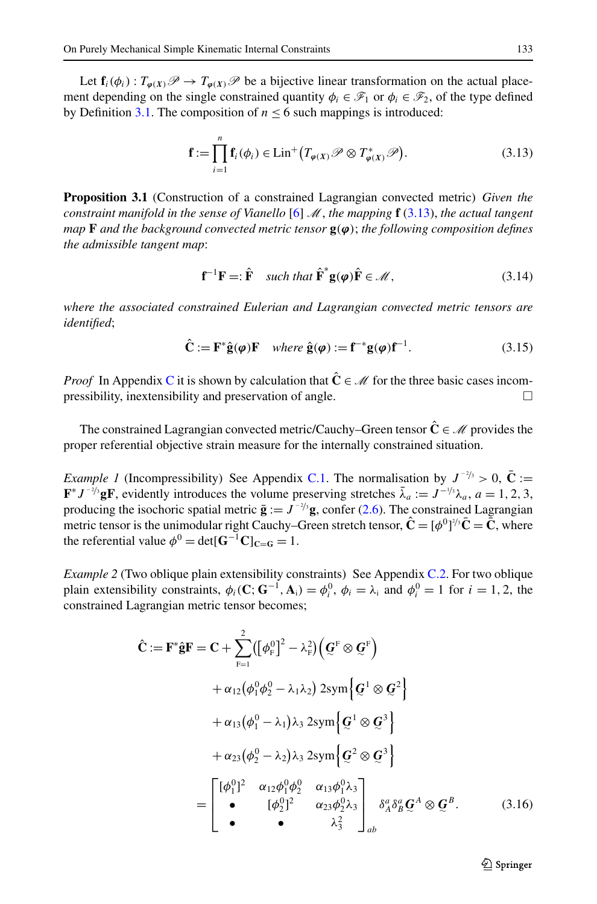Let $\mathbf{f}_i(\phi_i) : T_{\boldsymbol{\varphi}(\boldsymbol{X})}\mathscr{P} \to T_{\boldsymbol{\varphi}(\boldsymbol{X})}\mathscr{P}$ be a bijective linear transformation on the actual placement depending on the single constrained quantity $\phi_i \in \mathscr{F}_1$ or $\phi_i \in \mathscr{F}_2$, of the type defined by Definition 3.1. The composition of $n \leq 6$ such mappings is introduced:

$$\mathbf{f} := \prod_{i=1}^{n} \mathbf{f}_i(\phi_i) \in \mathrm{Lin}^+\big(T_{\boldsymbol{\varphi}(\boldsymbol{X})}\mathscr{P} \otimes T^*_{\boldsymbol{\varphi}(\boldsymbol{X})}\mathscr{P}\big). \tag{3.13}$$

**Proposition 3.1** (Construction of a constrained Lagrangian convected metric) *Given the constraint manifold in the sense of Vianello* [6] $\mathscr{M}$, *the mapping* $\mathbf{f}$ (3.13), *the actual tangent map* $\mathbf{F}$ *and the background convected metric tensor* $\mathbf{g}(\boldsymbol{\varphi})$; *the following composition defines the admissible tangent map*:

$$\mathbf{f}^{-1}\mathbf{F} =: \hat{\mathbf{F}} \quad \textit{such that } \hat{\mathbf{F}}^{*}\mathbf{g}(\boldsymbol{\varphi})\hat{\mathbf{F}} \in \mathscr{M}, \tag{3.14}$$

*where the associated constrained Eulerian and Lagrangian convected metric tensors are identified*;

$$\hat{\mathbf{C}} := \mathbf{F}^{*}\hat{\mathbf{g}}(\boldsymbol{\varphi})\mathbf{F} \quad \textit{where } \hat{\mathbf{g}}(\boldsymbol{\varphi}) := \mathbf{f}^{-*}\mathbf{g}(\boldsymbol{\varphi})\mathbf{f}^{-1}. \tag{3.15}$$

*Proof* In Appendix C it is shown by calculation that $\hat{\mathbf{C}} \in \mathscr{M}$ for the three basic cases incompressibility, inextensibility and preservation of angle. □

The constrained Lagrangian convected metric/Cauchy–Green tensor $\hat{\mathbf{C}} \in \mathscr{M}$ provides the proper referential objective strain measure for the internally constrained situation.

*Example 1* (Incompressibility) See Appendix C.1. The normalisation by $J^{-2/3} > 0$, $\bar{\mathbf{C}} := \mathbf{F}^{*}J^{-2/3}\mathbf{g}\mathbf{F}$, evidently introduces the volume preserving stretches $\bar{\lambda}_a := J^{-1/3}\lambda_a$, $a = 1, 2, 3$, producing the isochoric spatial metric $\bar{\mathbf{g}} := J^{-2/3}\mathbf{g}$, confer (2.6). The constrained Lagrangian metric tensor is the unimodular right Cauchy–Green stretch tensor, $\hat{\mathbf{C}} = [\phi^0]^{2/3}\bar{\mathbf{C}} = \bar{\mathbf{C}}$, where the referential value $\phi^0 = \det[\mathbf{G}^{-1}\mathbf{C}]_{\mathbf{C}=\mathbf{G}} = 1$.

*Example 2* (Two oblique plain extensibility constraints) See Appendix C.2. For two oblique plain extensibility constraints, $\phi_i(\mathbf{C}; \mathbf{G}^{-1}, \mathbf{A}_i) = \phi_i^0$, $\phi_i = \lambda_i$ and $\phi_i^0 = 1$ for $i = 1, 2$, the constrained Lagrangian metric tensor becomes;

$$\begin{aligned}
\hat{\mathbf{C}} := \mathbf{F}^{*}\hat{\mathbf{g}}\mathbf{F} = \mathbf{C} &+ \sum_{\mathrm{F}=1}^{2}\big([\phi_{\mathrm{F}}^0]^2 - \lambda_{\mathrm{F}}^2\big)\big(\underset{\sim}{\boldsymbol{G}}^{\mathrm{F}} \otimes \underset{\sim}{\boldsymbol{G}}^{\mathrm{F}}\big) \\
&+ \alpha_{12}\big(\phi_1^0\phi_2^0 - \lambda_1\lambda_2\big)\, 2\mathrm{sym}\big\{\underset{\sim}{\boldsymbol{G}}^{1} \otimes \underset{\sim}{\boldsymbol{G}}^{2}\big\} \\
&+ \alpha_{13}\big(\phi_1^0 - \lambda_1\big)\lambda_3\, 2\mathrm{sym}\big\{\underset{\sim}{\boldsymbol{G}}^{1} \otimes \underset{\sim}{\boldsymbol{G}}^{3}\big\} \\
&+ \alpha_{23}\big(\phi_2^0 - \lambda_2\big)\lambda_3\, 2\mathrm{sym}\big\{\underset{\sim}{\boldsymbol{G}}^{2} \otimes \underset{\sim}{\boldsymbol{G}}^{3}\big\} \\
= &\begin{bmatrix} [\phi_1^0]^2 & \alpha_{12}\phi_1^0\phi_2^0 & \alpha_{13}\phi_1^0\lambda_3 \\ \bullet & [\phi_2^0]^2 & \alpha_{23}\phi_2^0\lambda_3 \\ \bullet & \bullet & \lambda_3^2 \end{bmatrix}_{ab} \delta_A^a\delta_B^a \underset{\sim}{\boldsymbol{G}}^{A} \otimes \underset{\sim}{\boldsymbol{G}}^{B}.
\end{aligned} \tag{3.16}$$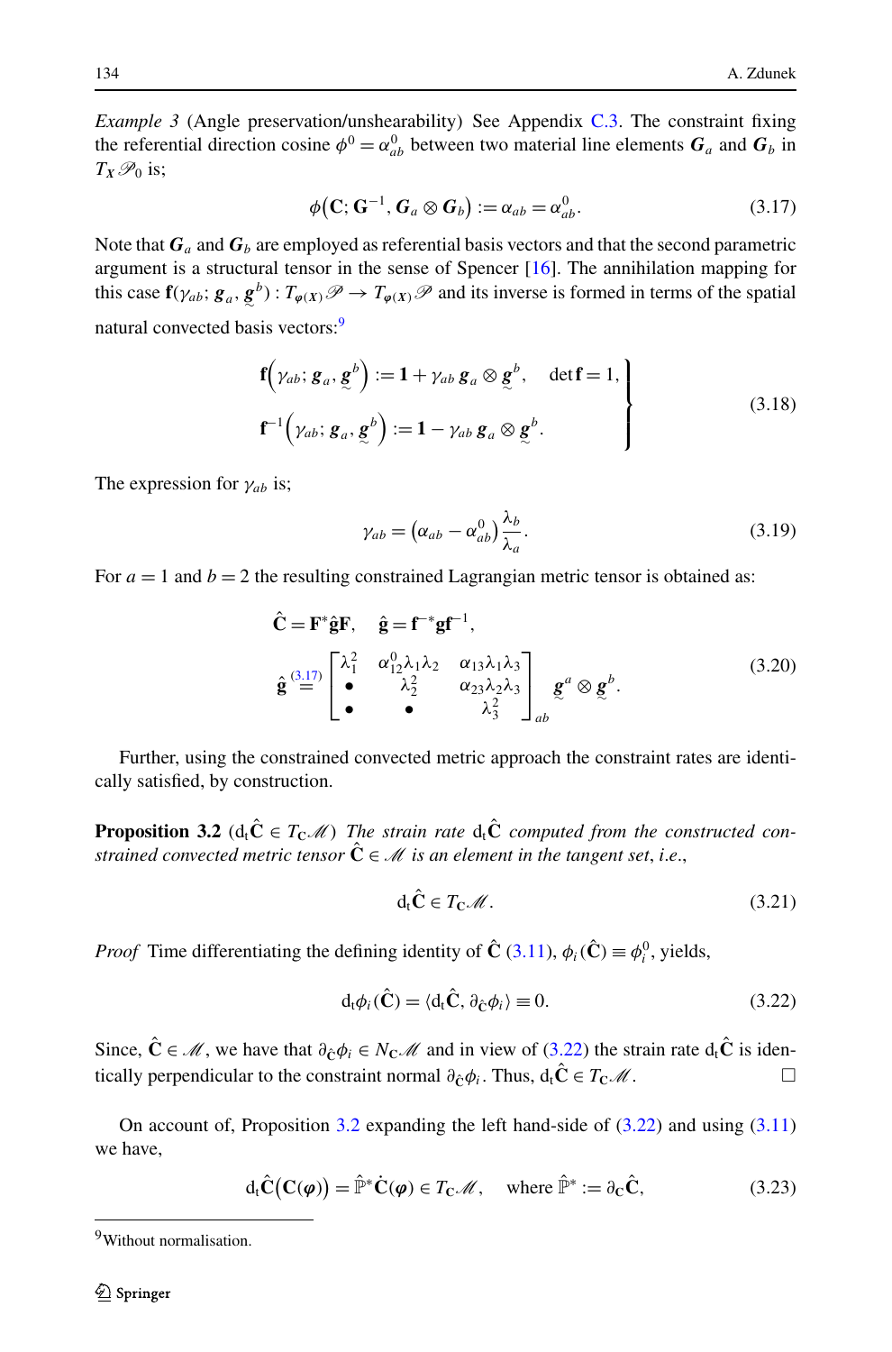*Example 3* (Angle preservation/unshearability) See Appendix C.3. The constraint fixing the referential direction cosine $\phi^0 = \alpha^0_{ab}$ between two material line elements $\boldsymbol{G}_a$ and $\boldsymbol{G}_b$ in $T_{\boldsymbol{X}}\mathscr{P}_0$ is;

$$\phi\big(\mathbf{C}; \mathbf{G}^{-1}, \boldsymbol{G}_a \otimes \boldsymbol{G}_b\big) := \alpha_{ab} = \alpha^0_{ab}. \tag{3.17}$$

Note that $\boldsymbol{G}_a$ and $\boldsymbol{G}_b$ are employed as referential basis vectors and that the second parametric argument is a structural tensor in the sense of Spencer [16]. The annihilation mapping for this case $\mathbf{f}(\gamma_{ab}; \boldsymbol{g}_a, \underset{\sim}{\boldsymbol{g}}^b) : T_{\boldsymbol{\varphi}(\boldsymbol{X})}\mathscr{P} \to T_{\boldsymbol{\varphi}(\boldsymbol{X})}\mathscr{P}$ and its inverse is formed in terms of the spatial natural convected basis vectors:[9]

$$\left.\begin{aligned}
&\mathbf{f}\Big(\gamma_{ab}; \boldsymbol{g}_a, \underset{\sim}{\boldsymbol{g}}^b\Big) := \mathbf{1} + \gamma_{ab}\, \boldsymbol{g}_a \otimes \underset{\sim}{\boldsymbol{g}}^b, \quad \det \mathbf{f} = 1,\\
&\mathbf{f}^{-1}\Big(\gamma_{ab}; \boldsymbol{g}_a, \underset{\sim}{\boldsymbol{g}}^b\Big) := \mathbf{1} - \gamma_{ab}\, \boldsymbol{g}_a \otimes \underset{\sim}{\boldsymbol{g}}^b.
\end{aligned}\right\} \tag{3.18}$$

The expression for $\gamma_{ab}$ is;

$$\gamma_{ab} = \big(\alpha_{ab} - \alpha^0_{ab}\big)\frac{\lambda_b}{\lambda_a}. \tag{3.19}$$

For $a = 1$ and $b = 2$ the resulting constrained Lagrangian metric tensor is obtained as:

$$\begin{aligned}
&\hat{\mathbf{C}} = \mathbf{F}^*\hat{\mathbf{g}}\mathbf{F}, \quad \hat{\mathbf{g}} = \mathbf{f}^{-*}\mathbf{g}\mathbf{f}^{-1},\\
&\hat{\mathbf{g}} \overset{(3.17)}{=} \begin{bmatrix} \lambda_1^2 & \alpha^0_{12}\lambda_1\lambda_2 & \alpha_{13}\lambda_1\lambda_3\\ \bullet & \lambda_2^2 & \alpha_{23}\lambda_2\lambda_3\\ \bullet & \bullet & \lambda_3^2 \end{bmatrix}_{ab} \underset{\sim}{\boldsymbol{g}}^a \otimes \underset{\sim}{\boldsymbol{g}}^b.
\end{aligned} \tag{3.20}$$

Further, using the constrained convected metric approach the constraint rates are identically satisfied, by construction.

**Proposition 3.2** ($\mathrm{d_t}\hat{\mathbf{C}} \in T_{\mathbf{C}}\mathscr{M}$) *The strain rate* $\mathrm{d_t}\hat{\mathbf{C}}$ *computed from the constructed constrained convected metric tensor* $\hat{\mathbf{C}} \in \mathscr{M}$ *is an element in the tangent set, i.e.*,

$$\mathrm{d_t}\hat{\mathbf{C}} \in T_{\mathbf{C}}\mathscr{M}. \tag{3.21}$$

*Proof* Time differentiating the defining identity of $\hat{\mathbf{C}}$ (3.11), $\phi_i(\hat{\mathbf{C}}) \equiv \phi_i^0$, yields,

$$\mathrm{d_t}\phi_i(\hat{\mathbf{C}}) = \langle \mathrm{d_t}\hat{\mathbf{C}}, \partial_{\hat{\mathbf{C}}}\phi_i\rangle \equiv 0. \tag{3.22}$$

Since, $\hat{\mathbf{C}} \in \mathscr{M}$, we have that $\partial_{\hat{\mathbf{C}}}\phi_i \in N_{\mathbf{C}}\mathscr{M}$ and in view of (3.22) the strain rate $\mathrm{d_t}\hat{\mathbf{C}}$ is identically perpendicular to the constraint normal $\partial_{\hat{\mathbf{C}}}\phi_i$. Thus, $\mathrm{d_t}\hat{\mathbf{C}} \in T_{\mathbf{C}}\mathscr{M}$. □

On account of, Proposition 3.2 expanding the left hand-side of (3.22) and using (3.11) we have,

$$\mathrm{d_t}\hat{\mathbf{C}}\big(\mathbf{C}(\boldsymbol{\varphi})\big) = \hat{\mathbb{P}}^*\dot{\mathbf{C}}(\boldsymbol{\varphi}) \in T_{\mathbf{C}}\mathscr{M}, \quad \text{where } \hat{\mathbb{P}}^* := \partial_{\mathbf{C}}\hat{\mathbf{C}}, \tag{3.23}$$

[9] Without normalisation.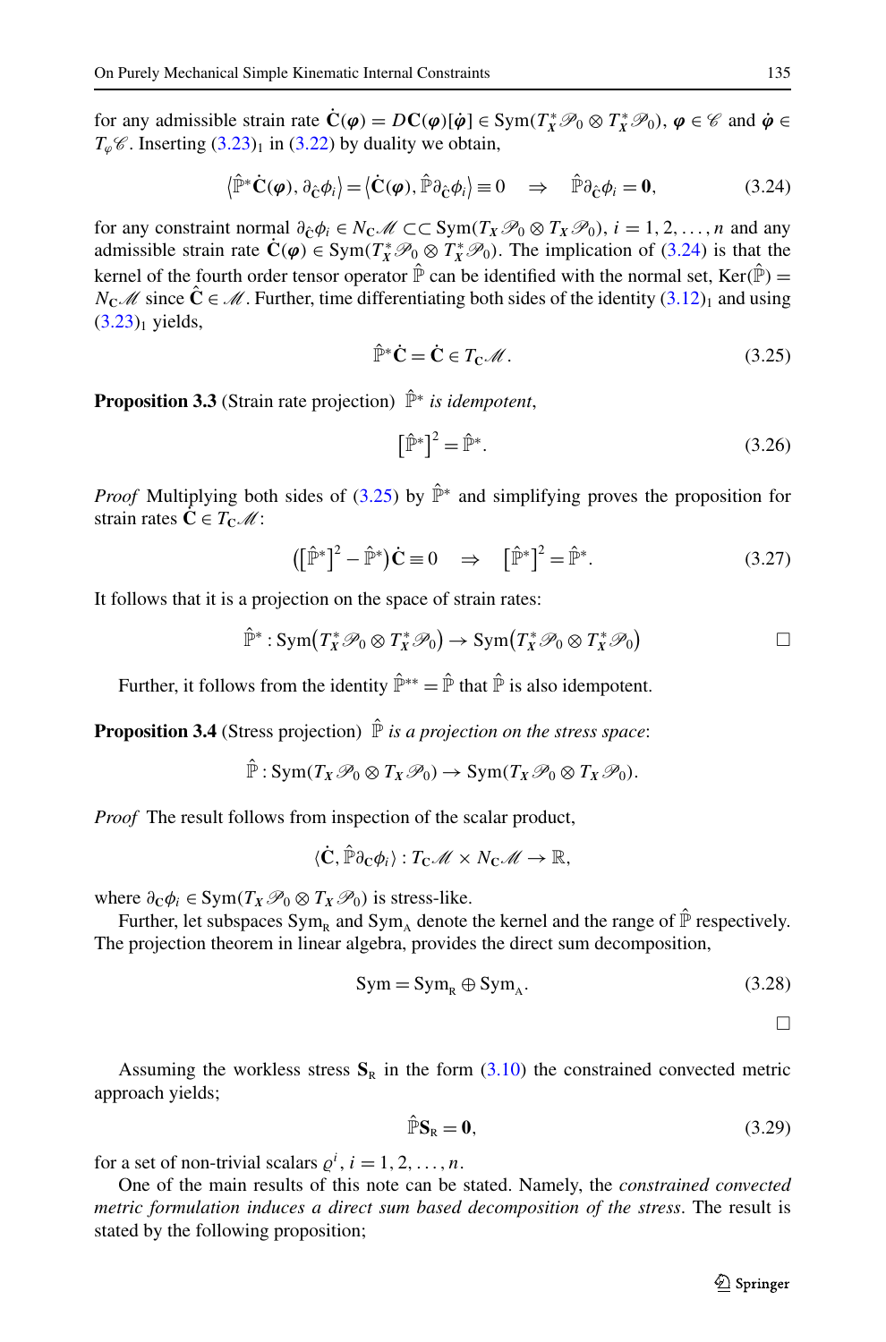for any admissible strain rate $\dot{\mathbf{C}}(\boldsymbol{\varphi}) = D\mathbf{C}(\boldsymbol{\varphi})[\dot{\boldsymbol{\varphi}}] \in \mathrm{Sym}(T_X^*\mathscr{P}_0 \otimes T_X^*\mathscr{P}_0)$, $\boldsymbol{\varphi} \in \mathscr{C}$ and $\dot{\boldsymbol{\varphi}} \in T_\varphi\mathscr{C}$. Inserting (3.23)$_1$ in (3.22) by duality we obtain,

$$\langle \hat{\mathbb{P}}^* \dot{\mathbf{C}}(\boldsymbol{\varphi}), \partial_{\hat{\mathbf{C}}}\phi_i \rangle = \langle \dot{\mathbf{C}}(\boldsymbol{\varphi}), \hat{\mathbb{P}}\partial_{\hat{\mathbf{C}}}\phi_i \rangle \equiv 0 \quad \Rightarrow \quad \hat{\mathbb{P}}\partial_{\hat{\mathbf{C}}}\phi_i = \mathbf{0}, \tag{3.24}$$

for any constraint normal $\partial_{\hat{\mathbf{C}}}\phi_i \in N_{\mathbf{C}}\mathscr{M} \subset\subset \mathrm{Sym}(T_X\mathscr{P}_0 \otimes T_X\mathscr{P}_0)$, $i = 1, 2, \ldots, n$ and any admissible strain rate $\dot{\mathbf{C}}(\boldsymbol{\varphi}) \in \mathrm{Sym}(T_X^*\mathscr{P}_0 \otimes T_X^*\mathscr{P}_0)$. The implication of (3.24) is that the kernel of the fourth order tensor operator $\hat{\mathbb{P}}$ can be identified with the normal set, $\mathrm{Ker}(\hat{\mathbb{P}}) = N_{\mathbf{C}}\mathscr{M}$ since $\hat{\mathbf{C}} \in \mathscr{M}$. Further, time differentiating both sides of the identity (3.12)$_1$ and using (3.23)$_1$ yields,

$$\hat{\mathbb{P}}^* \dot{\mathbf{C}} = \dot{\mathbf{C}} \in T_{\mathbf{C}}\mathscr{M}. \tag{3.25}$$

**Proposition 3.3** (Strain rate projection) $\hat{\mathbb{P}}^*$ *is idempotent*,

$$[\hat{\mathbb{P}}^*]^2 = \hat{\mathbb{P}}^*. \tag{3.26}$$

*Proof* Multiplying both sides of (3.25) by $\hat{\mathbb{P}}^*$ and simplifying proves the proposition for strain rates $\dot{\mathbf{C}} \in T_{\mathbf{C}}\mathscr{M}$:

$$([\hat{\mathbb{P}}^*]^2 - \hat{\mathbb{P}}^*)\dot{\mathbf{C}} \equiv 0 \quad \Rightarrow \quad [\hat{\mathbb{P}}^*]^2 = \hat{\mathbb{P}}^*. \tag{3.27}$$

It follows that it is a projection on the space of strain rates:

$$\hat{\mathbb{P}}^* : \mathrm{Sym}(T_X^*\mathscr{P}_0 \otimes T_X^*\mathscr{P}_0) \to \mathrm{Sym}(T_X^*\mathscr{P}_0 \otimes T_X^*\mathscr{P}_0)$$

□

Further, it follows from the identity $\hat{\mathbb{P}}^{**} = \hat{\mathbb{P}}$ that $\hat{\mathbb{P}}$ is also idempotent.

**Proposition 3.4** (Stress projection) $\hat{\mathbb{P}}$ *is a projection on the stress space*:

$$\hat{\mathbb{P}} : \mathrm{Sym}(T_X\mathscr{P}_0 \otimes T_X\mathscr{P}_0) \to \mathrm{Sym}(T_X\mathscr{P}_0 \otimes T_X\mathscr{P}_0).$$

*Proof* The result follows from inspection of the scalar product,

$$\langle \dot{\mathbf{C}}, \hat{\mathbb{P}}\partial_{\mathbf{C}}\phi_i \rangle : T_{\mathbf{C}}\mathscr{M} \times N_{\mathbf{C}}\mathscr{M} \to \mathbb{R},$$

where $\partial_{\mathbf{C}}\phi_i \in \mathrm{Sym}(T_X\mathscr{P}_0 \otimes T_X\mathscr{P}_0)$ is stress-like.

Further, let subspaces $\mathrm{Sym}_{\mathrm{R}}$ and $\mathrm{Sym}_{\mathrm{A}}$ denote the kernel and the range of $\hat{\mathbb{P}}$ respectively. The projection theorem in linear algebra, provides the direct sum decomposition,

$$\mathrm{Sym} = \mathrm{Sym}_{\mathrm{R}} \oplus \mathrm{Sym}_{\mathrm{A}}. \tag{3.28}$$

□

Assuming the workless stress $\mathbf{S}_{\mathrm{R}}$ in the form (3.10) the constrained convected metric approach yields;

$$\hat{\mathbb{P}}\mathbf{S}_{\mathrm{R}} = \mathbf{0}, \tag{3.29}$$

for a set of non-trivial scalars $\varrho^i$, $i = 1, 2, \ldots, n$.

One of the main results of this note can be stated. Namely, the *constrained convected metric formulation induces a direct sum based decomposition of the stress*. The result is stated by the following proposition;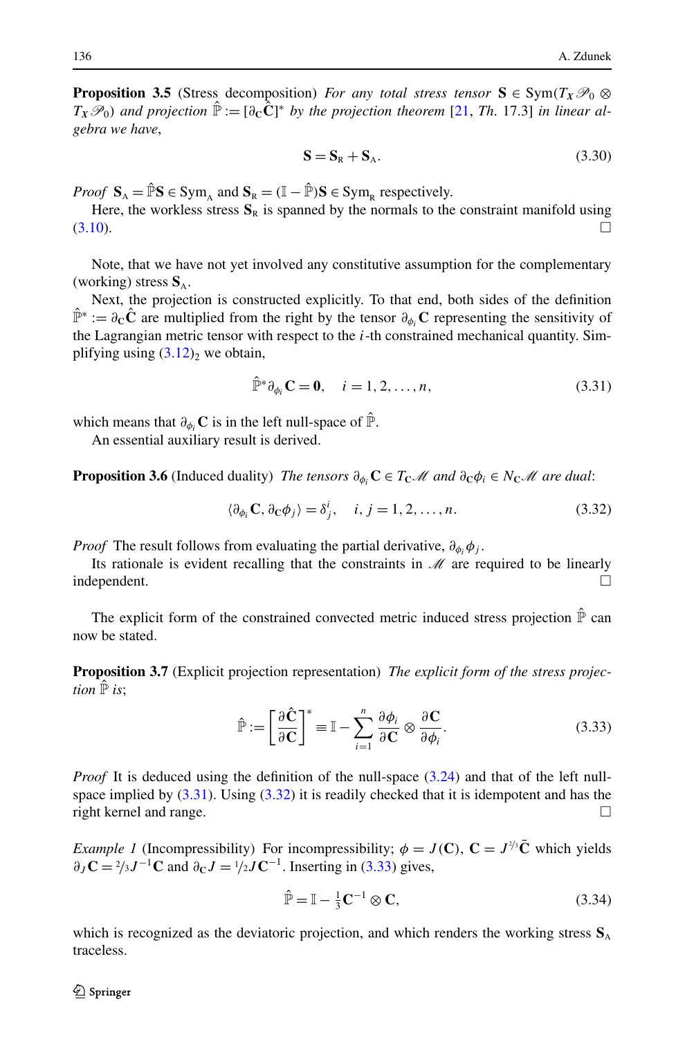**Proposition 3.5** (Stress decomposition) *For any total stress tensor* $\mathbf{S} \in \mathrm{Sym}(T_{\boldsymbol{X}}\mathscr{P}_0 \otimes T_{\boldsymbol{X}}\mathscr{P}_0)$ *and projection* $\hat{\mathbb{P}} := [\partial_{\mathbf{C}}\hat{\mathbf{C}}]^*$ *by the projection theorem* [21, *Th.* 17.3] *in linear algebra we have*,

$$\mathbf{S} = \mathbf{S}_{\mathrm{R}} + \mathbf{S}_{\mathrm{A}}. \tag{3.30}$$

*Proof* $\mathbf{S}_{\mathrm{A}} = \hat{\mathbb{P}}\mathbf{S} \in \mathrm{Sym}_{\mathrm{A}}$ and $\mathbf{S}_{\mathrm{R}} = (\mathbb{I} - \hat{\mathbb{P}})\mathbf{S} \in \mathrm{Sym}_{\mathrm{R}}$ respectively.

Here, the workless stress $\mathbf{S}_{\mathrm{R}}$ is spanned by the normals to the constraint manifold using (3.10). □

Note, that we have not yet involved any constitutive assumption for the complementary (working) stress $\mathbf{S}_{\mathrm{A}}$.

Next, the projection is constructed explicitly. To that end, both sides of the definition $\hat{\mathbb{P}}^* := \partial_{\mathbf{C}}\hat{\mathbf{C}}$ are multiplied from the right by the tensor $\partial_{\phi_i}\mathbf{C}$ representing the sensitivity of the Lagrangian metric tensor with respect to the $i$-th constrained mechanical quantity. Simplifying using $(3.12)_2$ we obtain,

$$\hat{\mathbb{P}}^*\partial_{\phi_i}\mathbf{C} = \mathbf{0}, \quad i = 1, 2, \ldots, n, \tag{3.31}$$

which means that $\partial_{\phi_i}\mathbf{C}$ is in the left null-space of $\hat{\mathbb{P}}$.

An essential auxiliary result is derived.

**Proposition 3.6** (Induced duality) *The tensors* $\partial_{\phi_i}\mathbf{C} \in T_{\mathbf{C}}\mathscr{M}$ *and* $\partial_{\mathbf{C}}\phi_i \in N_{\mathbf{C}}\mathscr{M}$ *are dual*:

$$\langle \partial_{\phi_i}\mathbf{C}, \partial_{\mathbf{C}}\phi_j \rangle = \delta^i_j, \quad i, j = 1, 2, \ldots, n. \tag{3.32}$$

*Proof* The result follows from evaluating the partial derivative, $\partial_{\phi_i}\phi_j$.

Its rationale is evident recalling that the constraints in $\mathscr{M}$ are required to be linearly independent. □

The explicit form of the constrained convected metric induced stress projection $\hat{\mathbb{P}}$ can now be stated.

**Proposition 3.7** (Explicit projection representation) *The explicit form of the stress projection* $\hat{\mathbb{P}}$ *is*;

$$\hat{\mathbb{P}} := \left[\frac{\partial \hat{\mathbf{C}}}{\partial \mathbf{C}}\right]^* \equiv \mathbb{I} - \sum_{i=1}^{n} \frac{\partial \phi_i}{\partial \mathbf{C}} \otimes \frac{\partial \mathbf{C}}{\partial \phi_i}. \tag{3.33}$$

*Proof* It is deduced using the definition of the null-space (3.24) and that of the left null-space implied by (3.31). Using (3.32) it is readily checked that it is idempotent and has the right kernel and range. □

*Example 1* (Incompressibility) For incompressibility; $\phi = J(\mathbf{C})$, $\mathbf{C} = J^{2/3}\bar{\mathbf{C}}$ which yields $\partial_J\mathbf{C} = {}^2/_3 J^{-1}\mathbf{C}$ and $\partial_{\mathbf{C}}J = {}^1/_2 J\mathbf{C}^{-1}$. Inserting in (3.33) gives,

$$\hat{\mathbb{P}} = \mathbb{I} - \tfrac{1}{3}\mathbf{C}^{-1} \otimes \mathbf{C}, \tag{3.34}$$

which is recognized as the deviatoric projection, and which renders the working stress $\mathbf{S}_{\mathrm{A}}$ traceless.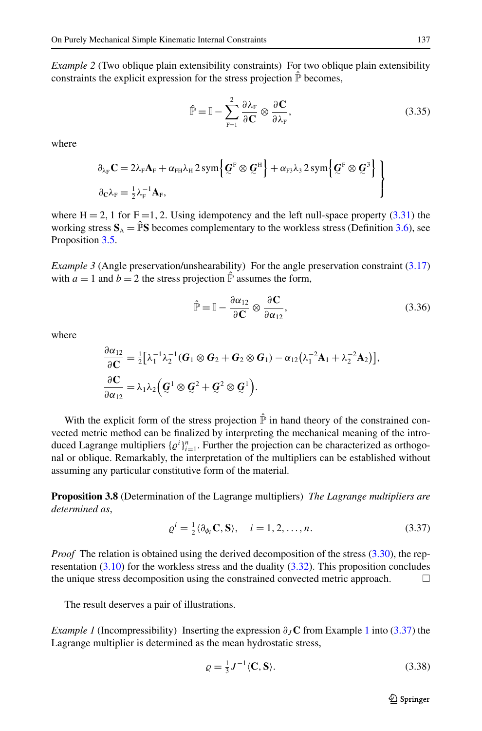*Example 2* (Two oblique plain extensibility constraints) For two oblique plain extensibility constraints the explicit expression for the stress projection $\hat{\mathbb{P}}$ becomes,

$$\hat{\mathbb{P}} = \mathbb{I} - \sum_{\mathrm{F}=1}^{2} \frac{\partial \lambda_{\mathrm{F}}}{\partial \mathbf{C}} \otimes \frac{\partial \mathbf{C}}{\partial \lambda_{\mathrm{F}}}, \tag{3.35}$$

where

$$\left.\begin{aligned} &\partial_{\lambda_{\mathrm{F}}} \mathbf{C} = 2\lambda_{\mathrm{F}} \mathbf{A}_{\mathrm{F}} + \alpha_{\mathrm{FH}} \lambda_{\mathrm{H}}\, 2\,\mathrm{sym}\Big\{ \underset{\sim}{\boldsymbol{G}}^{\mathrm{F}} \otimes \underset{\sim}{\boldsymbol{G}}^{\mathrm{H}} \Big\} + \alpha_{\mathrm{F}3} \lambda_3\, 2\,\mathrm{sym}\Big\{ \underset{\sim}{\boldsymbol{G}}^{\mathrm{F}} \otimes \underset{\sim}{\boldsymbol{G}}^{3} \Big\} \\ &\partial_{\mathbf{C}} \lambda_{\mathrm{F}} = \tfrac{1}{2} \lambda_{\mathrm{F}}^{-1} \mathbf{A}_{\mathrm{F}}, \end{aligned}\right\}$$

where $\mathrm{H} = 2, 1$ for $\mathrm{F} = 1, 2$. Using idempotency and the left null-space property (3.31) the working stress $\mathbf{S}_{\mathrm{A}} = \hat{\mathbb{P}}\mathbf{S}$ becomes complementary to the workless stress (Definition 3.6), see Proposition 3.5.

*Example 3* (Angle preservation/unshearability) For the angle preservation constraint (3.17) with $a = 1$ and $b = 2$ the stress projection $\hat{\mathbb{P}}$ assumes the form,

$$\hat{\mathbb{P}} = \mathbb{I} - \frac{\partial \alpha_{12}}{\partial \mathbf{C}} \otimes \frac{\partial \mathbf{C}}{\partial \alpha_{12}}, \tag{3.36}$$

where

$$\begin{aligned} \frac{\partial \alpha_{12}}{\partial \mathbf{C}} &= \tfrac{1}{2}\big[ \lambda_1^{-1} \lambda_2^{-1} (\boldsymbol{G}_1 \otimes \boldsymbol{G}_2 + \boldsymbol{G}_2 \otimes \boldsymbol{G}_1) - \alpha_{12} \big( \lambda_1^{-2} \mathbf{A}_1 + \lambda_2^{-2} \mathbf{A}_2 \big) \big], \\ \frac{\partial \mathbf{C}}{\partial \alpha_{12}} &= \lambda_1 \lambda_2 \Big( \underset{\sim}{\boldsymbol{G}}^1 \otimes \underset{\sim}{\boldsymbol{G}}^2 + \underset{\sim}{\boldsymbol{G}}^2 \otimes \underset{\sim}{\boldsymbol{G}}^1 \Big). \end{aligned}$$

With the explicit form of the stress projection $\hat{\mathbb{P}}$ in hand theory of the constrained convected metric method can be finalized by interpreting the mechanical meaning of the introduced Lagrange multipliers $\{\varrho^i\}_{i=1}^n$. Further the projection can be characterized as orthogonal or oblique. Remarkably, the interpretation of the multipliers can be established without assuming any particular constitutive form of the material.

**Proposition 3.8** (Determination of the Lagrange multipliers) *The Lagrange multipliers are determined as*,

$$\varrho^i = \tfrac{1}{2} \langle \partial_{\phi_i} \mathbf{C}, \mathbf{S} \rangle, \quad i = 1, 2, \ldots, n. \tag{3.37}$$

*Proof* The relation is obtained using the derived decomposition of the stress (3.30), the representation (3.10) for the workless stress and the duality (3.32). This proposition concludes the unique stress decomposition using the constrained convected metric approach. □

The result deserves a pair of illustrations.

*Example 1* (Incompressibility) Inserting the expression $\partial_J \mathbf{C}$ from Example 1 into (3.37) the Lagrange multiplier is determined as the mean hydrostatic stress,

$$\varrho = \tfrac{1}{3} J^{-1} \langle \mathbf{C}, \mathbf{S} \rangle. \tag{3.38}$$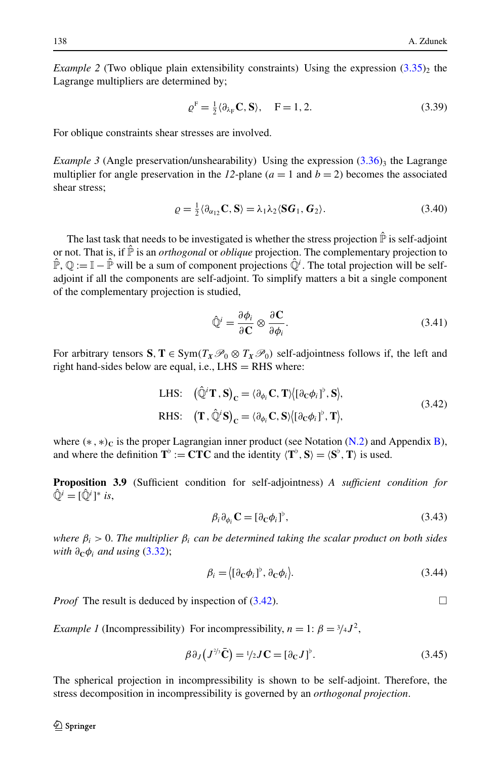*Example 2* (Two oblique plain extensibility constraints) Using the expression (3.35)$_2$ the Lagrange multipliers are determined by;

$$\varrho^{\mathrm{F}} = \tfrac{1}{2}\langle \partial_{\lambda_{\mathrm{F}}}\mathbf{C}, \mathbf{S}\rangle, \quad \mathrm{F} = 1, 2. \tag{3.39}$$

For oblique constraints shear stresses are involved.

*Example 3* (Angle preservation/unshearability) Using the expression (3.36)$_3$ the Lagrange multiplier for angle preservation in the *12*-plane ($a = 1$ and $b = 2$) becomes the associated shear stress;

$$\varrho = \tfrac{1}{2}\langle \partial_{\alpha_{12}}\mathbf{C}, \mathbf{S}\rangle = \lambda_1\lambda_2\langle \mathbf{S}\boldsymbol{G}_1, \boldsymbol{G}_2\rangle. \tag{3.40}$$

The last task that needs to be investigated is whether the stress projection $\hat{\mathbb{P}}$ is self-adjoint or not. That is, if $\hat{\mathbb{P}}$ is an *orthogonal* or *oblique* projection. The complementary projection to $\hat{\mathbb{P}}$, $\mathbb{Q} := \mathbb{I} - \hat{\mathbb{P}}$ will be a sum of component projections $\hat{\mathbb{Q}}^i$. The total projection will be self-adjoint if all the components are self-adjoint. To simplify matters a bit a single component of the complementary projection is studied,

$$\hat{\mathbb{Q}}^i = \frac{\partial \phi_i}{\partial \mathbf{C}} \otimes \frac{\partial \mathbf{C}}{\partial \phi_i}. \tag{3.41}$$

For arbitrary tensors $\mathbf{S}, \mathbf{T} \in \mathrm{Sym}(T_{\boldsymbol{X}}\mathscr{P}_0 \otimes T_{\boldsymbol{X}}\mathscr{P}_0)$ self-adjointness follows if, the left and right hand-sides below are equal, i.e., LHS = RHS where:

$$\begin{aligned} \text{LHS:}\quad & \big(\hat{\mathbb{Q}}^i\mathbf{T}, \mathbf{S}\big)_{\mathbf{C}} = \langle \partial_{\phi_i}\mathbf{C}, \mathbf{T}\rangle\big\langle [\partial_{\mathbf{C}}\phi_i]^\flat, \mathbf{S}\big\rangle, \\ \text{RHS:}\quad & \big(\mathbf{T}, \hat{\mathbb{Q}}^i\mathbf{S}\big)_{\mathbf{C}} = \langle \partial_{\phi_i}\mathbf{C}, \mathbf{S}\rangle\big\langle [\partial_{\mathbf{C}}\phi_i]^\flat, \mathbf{T}\big\rangle, \end{aligned} \tag{3.42}$$

where $(*, *)_{\mathbf{C}}$ is the proper Lagrangian inner product (see Notation (N.2) and Appendix B), and where the definition $\mathbf{T}^\flat := \mathbf{CTC}$ and the identity $\langle \mathbf{T}^\flat, \mathbf{S}\rangle = \langle \mathbf{S}^\flat, \mathbf{T}\rangle$ is used.

**Proposition 3.9** (Sufficient condition for self-adjointness) *A sufficient condition for* $\hat{\mathbb{Q}}^i = [\hat{\mathbb{Q}}^i]^*$ *is,*

$$\beta_i\partial_{\phi_i}\mathbf{C} = [\partial_{\mathbf{C}}\phi_i]^\flat, \tag{3.43}$$

*where* $\beta_i > 0$. *The multiplier* $\beta_i$ *can be determined taking the scalar product on both sides with* $\partial_{\mathbf{C}}\phi_i$ *and using* (3.32);

$$\beta_i = \big\langle [\partial_{\mathbf{C}}\phi_i]^\flat, \partial_{\mathbf{C}}\phi_i\big\rangle. \tag{3.44}$$

*Proof* The result is deduced by inspection of (3.42). □

*Example 1* (Incompressibility) For incompressibility, $n = 1$: $\beta = {}^3\!/_4 J^2$,

$$\beta\partial_J\big(J^{2/3}\bar{\mathbf{C}}\big) = {}^1\!/_2 J\mathbf{C} = [\partial_{\mathbf{C}}J]^\flat. \tag{3.45}$$

The spherical projection in incompressibility is shown to be self-adjoint. Therefore, the stress decomposition in incompressibility is governed by an *orthogonal projection*.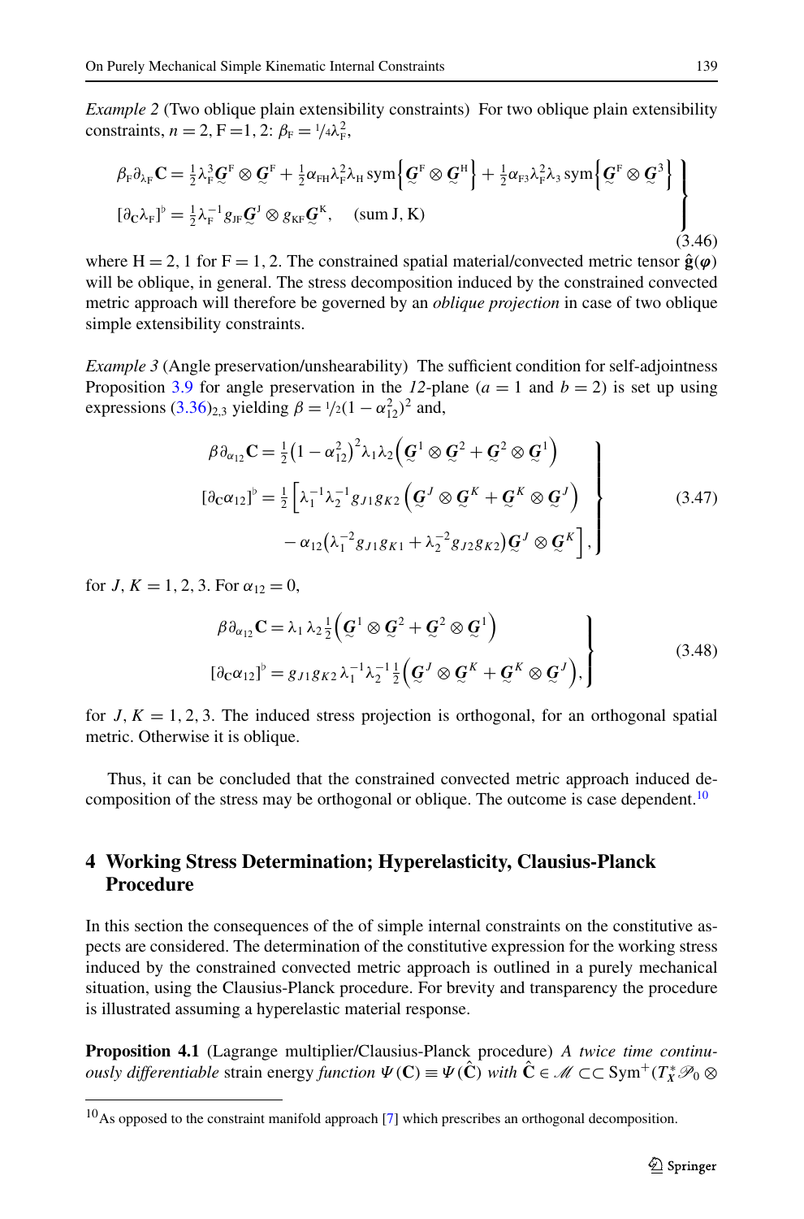*Example 2* (Two oblique plain extensibility constraints) For two oblique plain extensibility constraints, $n = 2$, F $=1, 2$: $\beta_{\mathrm{F}} = {}^1\!/\!_4\lambda_{\mathrm{F}}^2$,

$$
\left.
\begin{aligned}
&\beta_{\mathrm{F}}\partial_{\lambda_{\mathrm{F}}}\mathbf{C} = \tfrac{1}{2}\lambda_{\mathrm{F}}^3 \underset{\sim}{\boldsymbol{G}}^{\mathrm{F}} \otimes \underset{\sim}{\boldsymbol{G}}^{\mathrm{F}} + \tfrac{1}{2}\alpha_{\mathrm{FH}}\lambda_{\mathrm{F}}^2\lambda_{\mathrm{H}}\,\mathrm{sym}\Big\{\underset{\sim}{\boldsymbol{G}}^{\mathrm{F}} \otimes \underset{\sim}{\boldsymbol{G}}^{\mathrm{H}}\Big\} + \tfrac{1}{2}\alpha_{\mathrm{F}3}\lambda_{\mathrm{F}}^2\lambda_3\,\mathrm{sym}\Big\{\underset{\sim}{\boldsymbol{G}}^{\mathrm{F}} \otimes \underset{\sim}{\boldsymbol{G}}^{3}\Big\} \\
&[\partial_{\mathbf{C}}\lambda_{\mathrm{F}}]^{\flat} = \tfrac{1}{2}\lambda_{\mathrm{F}}^{-1} g_{\mathrm{JF}}\underset{\sim}{\boldsymbol{G}}^{\mathrm{J}} \otimes g_{\mathrm{KF}}\underset{\sim}{\boldsymbol{G}}^{\mathrm{K}}, \quad (\text{sum J, K})
\end{aligned}
\right\}
\tag{3.46}
$$

where H $= 2, 1$ for F $= 1, 2$. The constrained spatial material/convected metric tensor $\hat{\mathbf{g}}(\boldsymbol{\varphi})$ will be oblique, in general. The stress decomposition induced by the constrained convected metric approach will therefore be governed by an *oblique projection* in case of two oblique simple extensibility constraints.

*Example 3* (Angle preservation/unshearability) The sufficient condition for self-adjointness Proposition 3.9 for angle preservation in the *12*-plane ($a = 1$ and $b = 2$) is set up using expressions $(3.36)_{2,3}$ yielding $\beta = {}^1\!/\!_2(1-\alpha_{12}^2)^2$ and,

$$
\left.
\begin{aligned}
\beta\,\partial_{\alpha_{12}}\mathbf{C} &= \tfrac{1}{2}\big(1-\alpha_{12}^2\big)^2\lambda_1\lambda_2\Big(\underset{\sim}{\boldsymbol{G}}^1 \otimes \underset{\sim}{\boldsymbol{G}}^2 + \underset{\sim}{\boldsymbol{G}}^2 \otimes \underset{\sim}{\boldsymbol{G}}^1\Big) \\
[\partial_{\mathbf{C}}\alpha_{12}]^{\flat} &= \tfrac{1}{2}\Big[\lambda_1^{-1}\lambda_2^{-1}g_{J1}g_{K2}\Big(\underset{\sim}{\boldsymbol{G}}^J \otimes \underset{\sim}{\boldsymbol{G}}^K + \underset{\sim}{\boldsymbol{G}}^K \otimes \underset{\sim}{\boldsymbol{G}}^J\Big) \\
&\qquad - \alpha_{12}\big(\lambda_1^{-2}g_{J1}g_{K1} + \lambda_2^{-2}g_{J2}g_{K2}\big)\underset{\sim}{\boldsymbol{G}}^J \otimes \underset{\sim}{\boldsymbol{G}}^K\Big],
\end{aligned}
\right\}
\tag{3.47}
$$

for $J, K = 1, 2, 3$. For $\alpha_{12} = 0$,

$$
\left.
\begin{aligned}
\beta\,\partial_{\alpha_{12}}\mathbf{C} &= \lambda_1\,\lambda_2\tfrac{1}{2}\Big(\underset{\sim}{\boldsymbol{G}}^1 \otimes \underset{\sim}{\boldsymbol{G}}^2 + \underset{\sim}{\boldsymbol{G}}^2 \otimes \underset{\sim}{\boldsymbol{G}}^1\Big) \\
[\partial_{\mathbf{C}}\alpha_{12}]^{\flat} &= g_{J1}g_{K2}\,\lambda_1^{-1}\lambda_2^{-1}\tfrac{1}{2}\Big(\underset{\sim}{\boldsymbol{G}}^J \otimes \underset{\sim}{\boldsymbol{G}}^K + \underset{\sim}{\boldsymbol{G}}^K \otimes \underset{\sim}{\boldsymbol{G}}^J\Big),
\end{aligned}
\right\}
\tag{3.48}
$$

for $J, K = 1, 2, 3$. The induced stress projection is orthogonal, for an orthogonal spatial metric. Otherwise it is oblique.

Thus, it can be concluded that the constrained convected metric approach induced decomposition of the stress may be orthogonal or oblique. The outcome is case dependent.[10]

## 4 Working Stress Determination; Hyperelasticity, Clausius-Planck Procedure

In this section the consequences of the of simple internal constraints on the constitutive aspects are considered. The determination of the constitutive expression for the working stress induced by the constrained convected metric approach is outlined in a purely mechanical situation, using the Clausius-Planck procedure. For brevity and transparency the procedure is illustrated assuming a hyperelastic material response.

**Proposition 4.1** (Lagrange multiplier/Clausius-Planck procedure) *A twice time continuously differentiable* strain energy *function* $\Psi(\mathbf{C}) \equiv \Psi(\hat{\mathbf{C}})$ *with* $\hat{\mathbf{C}} \in \mathscr{M} \subset\subset \mathrm{Sym}^+(T_X^*\mathscr{P}_0 \otimes$

[10] As opposed to the constraint manifold approach [7] which prescribes an orthogonal decomposition.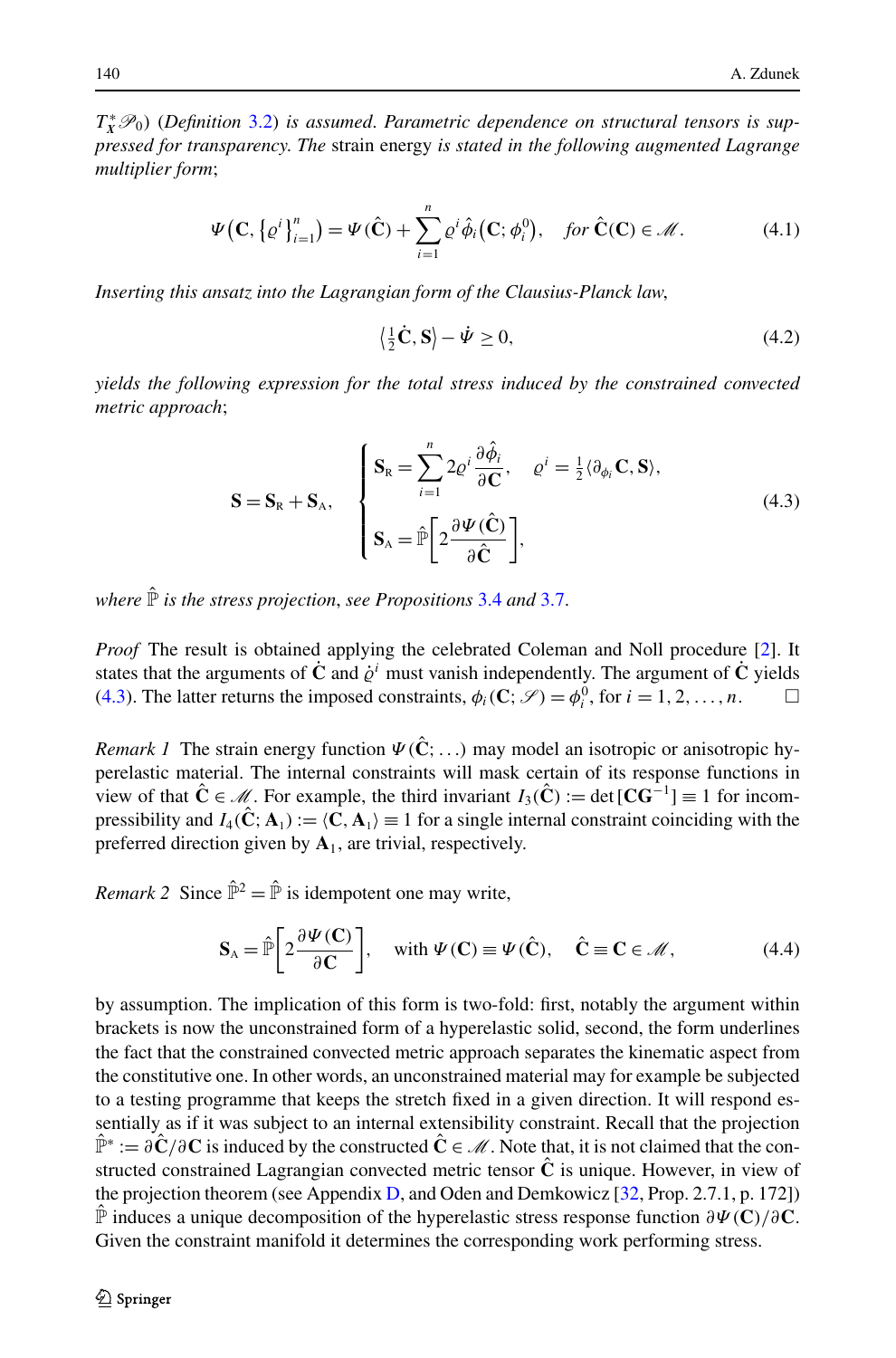$T^*_{\boldsymbol{X}}\mathscr{P}_0$) (*Definition* 3.2) *is assumed. Parametric dependence on structural tensors is suppressed for transparency. The* strain energy *is stated in the following augmented Lagrange multiplier form*;

$$\Psi\big(\mathbf{C}, \{\varrho^i\}_{i=1}^n\big) = \Psi(\hat{\mathbf{C}}) + \sum_{i=1}^n \varrho^i \hat{\phi}_i\big(\mathbf{C}; \phi_i^0\big), \quad \textit{for } \hat{\mathbf{C}}(\mathbf{C}) \in \mathscr{M}. \tag{4.1}$$

*Inserting this ansatz into the Lagrangian form of the Clausius-Planck law*,

$$\big\langle \tfrac{1}{2}\dot{\mathbf{C}}, \mathbf{S}\big\rangle - \dot{\Psi} \geq 0, \tag{4.2}$$

*yields the following expression for the total stress induced by the constrained convected metric approach*;

$$\mathbf{S} = \mathbf{S}_{\mathrm{R}} + \mathbf{S}_{\mathrm{A}}, \quad \begin{cases} \mathbf{S}_{\mathrm{R}} = \displaystyle\sum_{i=1}^n 2\varrho^i \frac{\partial \hat{\phi}_i}{\partial \mathbf{C}}, \quad \varrho^i = \tfrac{1}{2}\langle \partial_{\phi_i}\mathbf{C}, \mathbf{S}\rangle, \\[2ex] \mathbf{S}_{\mathrm{A}} = \hat{\mathbb{P}}\left[2\dfrac{\partial \Psi(\hat{\mathbf{C}})}{\partial \hat{\mathbf{C}}}\right], \end{cases} \tag{4.3}$$

*where* $\hat{\mathbb{P}}$ *is the stress projection*, *see Propositions* 3.4 *and* 3.7.

*Proof* The result is obtained applying the celebrated Coleman and Noll procedure [2]. It states that the arguments of $\dot{\mathbf{C}}$ and $\dot{\varrho}^i$ must vanish independently. The argument of $\dot{\mathbf{C}}$ yields (4.3). The latter returns the imposed constraints, $\phi_i(\mathbf{C}; \mathscr{S}) = \phi_i^0$, for $i = 1, 2, \ldots, n$. □

*Remark 1* The strain energy function $\Psi(\hat{\mathbf{C}}; \ldots)$ may model an isotropic or anisotropic hyperelastic material. The internal constraints will mask certain of its response functions in view of that $\hat{\mathbf{C}} \in \mathscr{M}$. For example, the third invariant $I_3(\hat{\mathbf{C}}) := \det[\mathbf{C}\mathbf{G}^{-1}] \equiv 1$ for incompressibility and $I_4(\hat{\mathbf{C}}; \mathbf{A}_1) := \langle \mathbf{C}, \mathbf{A}_1\rangle \equiv 1$ for a single internal constraint coinciding with the preferred direction given by $\mathbf{A}_1$, are trivial, respectively.

*Remark 2* Since $\hat{\mathbb{P}}^2 = \hat{\mathbb{P}}$ is idempotent one may write,

$$\mathbf{S}_{\mathrm{A}} = \hat{\mathbb{P}}\left[2\frac{\partial \Psi(\mathbf{C})}{\partial \mathbf{C}}\right], \quad \text{with } \Psi(\mathbf{C}) \equiv \Psi(\hat{\mathbf{C}}), \quad \hat{\mathbf{C}} \equiv \mathbf{C} \in \mathscr{M}, \tag{4.4}$$

by assumption. The implication of this form is two-fold: first, notably the argument within brackets is now the unconstrained form of a hyperelastic solid, second, the form underlines the fact that the constrained convected metric approach separates the kinematic aspect from the constitutive one. In other words, an unconstrained material may for example be subjected to a testing programme that keeps the stretch fixed in a given direction. It will respond essentially as if it was subject to an internal extensibility constraint. Recall that the projection $\hat{\mathbb{P}}^* := \partial\hat{\mathbf{C}}/\partial\mathbf{C}$ is induced by the constructed $\hat{\mathbf{C}} \in \mathscr{M}$. Note that, it is not claimed that the constructed constrained Lagrangian convected metric tensor $\hat{\mathbf{C}}$ is unique. However, in view of the projection theorem (see Appendix D, and Oden and Demkowicz [32, Prop. 2.7.1, p. 172]) $\hat{\mathbb{P}}$ induces a unique decomposition of the hyperelastic stress response function $\partial\Psi(\mathbf{C})/\partial\mathbf{C}$. Given the constraint manifold it determines the corresponding work performing stress.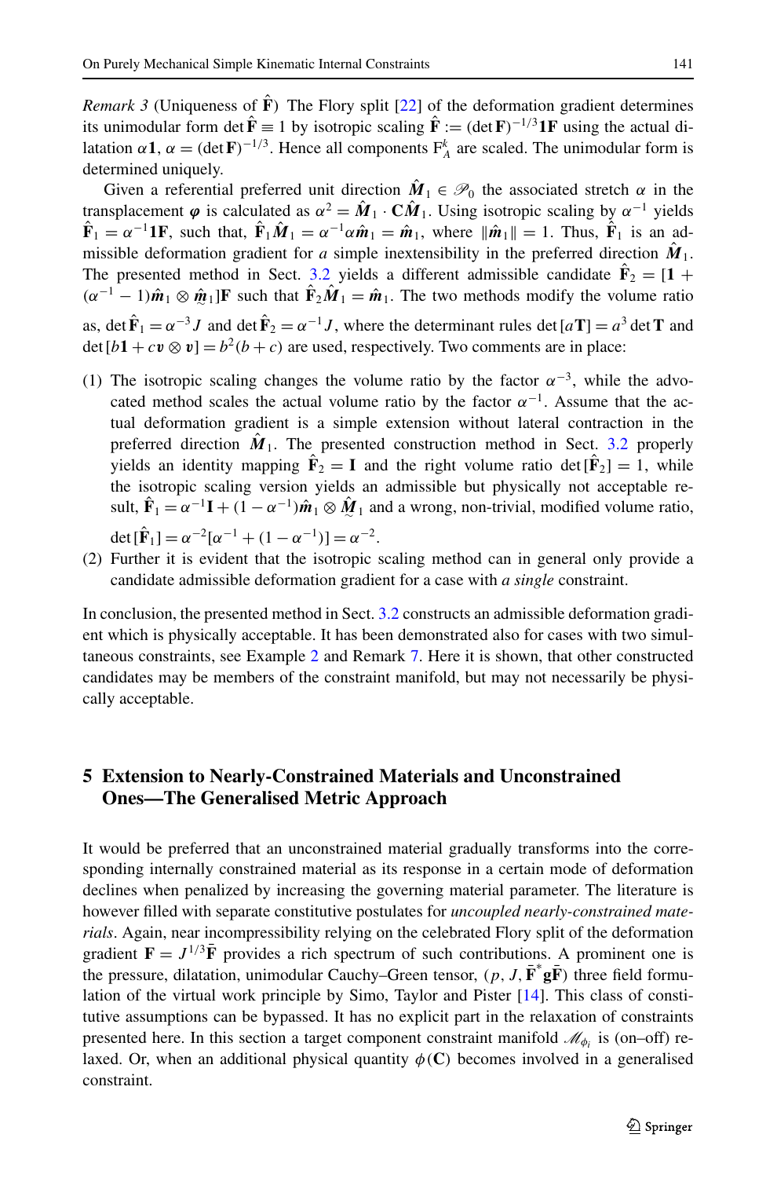*Remark 3* (Uniqueness of $\hat{\mathbf{F}}$) The Flory split [22] of the deformation gradient determines its unimodular form $\det \hat{\mathbf{F}} \equiv 1$ by isotropic scaling $\hat{\mathbf{F}} := (\det \mathbf{F})^{-1/3}\mathbf{1F}$ using the actual dilatation $\alpha\mathbf{1}$, $\alpha = (\det \mathbf{F})^{-1/3}$. Hence all components $\mathrm{F}^k_A$ are scaled. The unimodular form is determined uniquely.

Given a referential preferred unit direction $\hat{\boldsymbol{M}}_1 \in \mathscr{P}_0$ the associated stretch $\alpha$ in the transplacement $\boldsymbol{\varphi}$ is calculated as $\alpha^2 = \hat{\boldsymbol{M}}_1 \cdot \mathbf{C}\hat{\boldsymbol{M}}_1$. Using isotropic scaling by $\alpha^{-1}$ yields $\hat{\mathbf{F}}_1 = \alpha^{-1}\mathbf{1F}$, such that, $\hat{\mathbf{F}}_1\hat{\boldsymbol{M}}_1 = \alpha^{-1}\alpha\hat{\boldsymbol{m}}_1 = \hat{\boldsymbol{m}}_1$, where $\|\hat{\boldsymbol{m}}_1\| = 1$. Thus, $\hat{\mathbf{F}}_1$ is an admissible deformation gradient for *a* simple inextensibility in the preferred direction $\hat{\boldsymbol{M}}_1$. The presented method in Sect. 3.2 yields a different admissible candidate $\hat{\mathbf{F}}_2 = [\mathbf{1} + (\alpha^{-1} - 1)\hat{\boldsymbol{m}}_1 \otimes \underset{\sim}{\hat{\boldsymbol{m}}}_1]\mathbf{F}$ such that $\hat{\mathbf{F}}_2\hat{\boldsymbol{M}}_1 = \hat{\boldsymbol{m}}_1$. The two methods modify the volume ratio as, $\det \hat{\mathbf{F}}_1 = \alpha^{-3}J$ and $\det \hat{\mathbf{F}}_2 = \alpha^{-1}J$, where the determinant rules $\det[a\mathbf{T}] = a^3 \det \mathbf{T}$ and $\det[b\mathbf{1} + c\boldsymbol{v} \otimes \boldsymbol{v}] = b^2(b + c)$ are used, respectively. Two comments are in place:

(1) The isotropic scaling changes the volume ratio by the factor $\alpha^{-3}$, while the advocated method scales the actual volume ratio by the factor $\alpha^{-1}$. Assume that the actual deformation gradient is a simple extension without lateral contraction in the preferred direction $\hat{\boldsymbol{M}}_1$. The presented construction method in Sect. 3.2 properly yields an identity mapping $\hat{\mathbf{F}}_2 = \mathbf{I}$ and the right volume ratio $\det[\hat{\mathbf{F}}_2] = 1$, while the isotropic scaling version yields an admissible but physically not acceptable result, $\hat{\mathbf{F}}_1 = \alpha^{-1}\mathbf{I} + (1 - \alpha^{-1})\hat{\boldsymbol{m}}_1 \otimes \underset{\sim}{\hat{\boldsymbol{M}}}_1$ and a wrong, non-trivial, modified volume ratio, $\det[\hat{\mathbf{F}}_1] = \alpha^{-2}[\alpha^{-1} + (1 - \alpha^{-1})] = \alpha^{-2}$.

(2) Further it is evident that the isotropic scaling method can in general only provide a candidate admissible deformation gradient for a case with *a single* constraint.

In conclusion, the presented method in Sect. 3.2 constructs an admissible deformation gradient which is physically acceptable. It has been demonstrated also for cases with two simultaneous constraints, see Example 2 and Remark 7. Here it is shown, that other constructed candidates may be members of the constraint manifold, but may not necessarily be physically acceptable.

## 5 Extension to Nearly-Constrained Materials and Unconstrained Ones—The Generalised Metric Approach

It would be preferred that an unconstrained material gradually transforms into the corresponding internally constrained material as its response in a certain mode of deformation declines when penalized by increasing the governing material parameter. The literature is however filled with separate constitutive postulates for *uncoupled nearly-constrained materials*. Again, near incompressibility relying on the celebrated Flory split of the deformation gradient $\mathbf{F} = J^{1/3}\bar{\mathbf{F}}$ provides a rich spectrum of such contributions. A prominent one is the pressure, dilatation, unimodular Cauchy–Green tensor, $(p, J, \bar{\mathbf{F}}^*\mathbf{g}\bar{\mathbf{F}})$ three field formulation of the virtual work principle by Simo, Taylor and Pister [14]. This class of constitutive assumptions can be bypassed. It has no explicit part in the relaxation of constraints presented here. In this section a target component constraint manifold $\mathscr{M}_{\phi_i}$ is (on–off) relaxed. Or, when an additional physical quantity $\phi(\mathbf{C})$ becomes involved in a generalised constraint.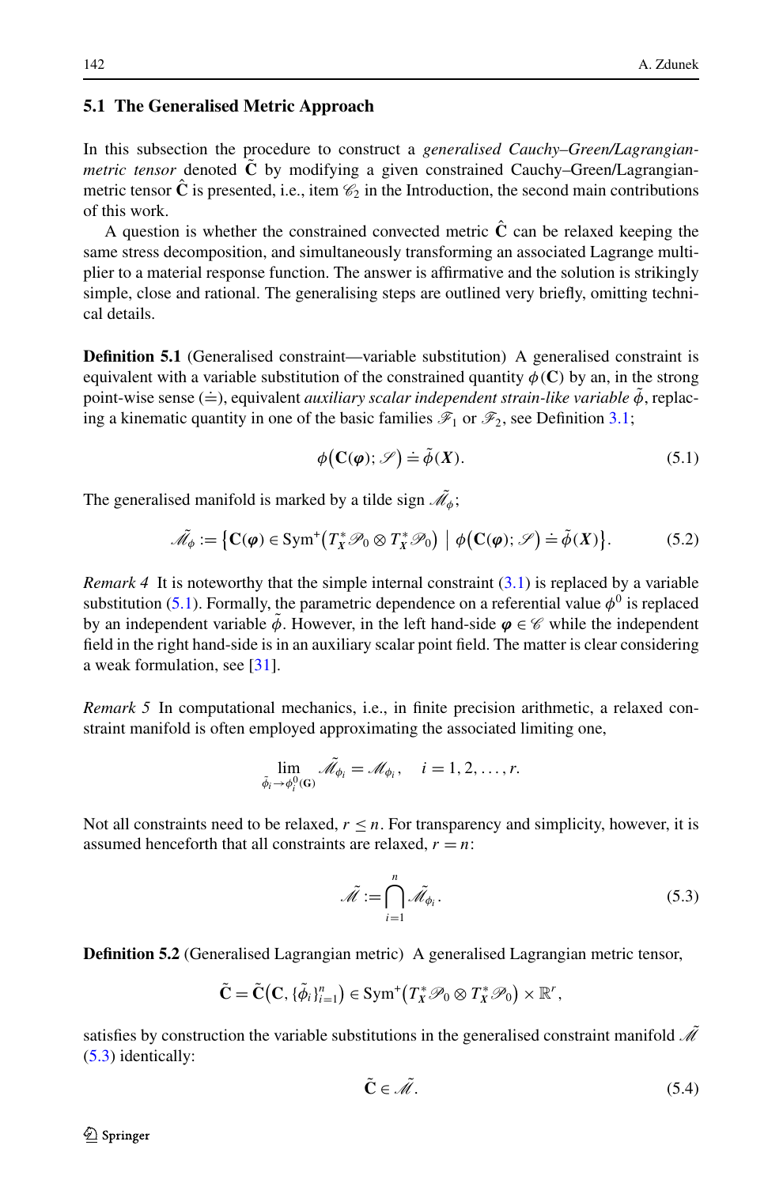## 5.1 The Generalised Metric Approach

In this subsection the procedure to construct a *generalised Cauchy–Green/Lagrangian-metric tensor* denoted $\tilde{\mathbf{C}}$ by modifying a given constrained Cauchy–Green/Lagrangian-metric tensor $\hat{\mathbf{C}}$ is presented, i.e., item $\mathscr{C}_2$ in the Introduction, the second main contributions of this work.

A question is whether the constrained convected metric $\hat{\mathbf{C}}$ can be relaxed keeping the same stress decomposition, and simultaneously transforming an associated Lagrange multiplier to a material response function. The answer is affirmative and the solution is strikingly simple, close and rational. The generalising steps are outlined very briefly, omitting technical details.

**Definition 5.1** (Generalised constraint—variable substitution) A generalised constraint is equivalent with a variable substitution of the constrained quantity $\phi(\mathbf{C})$ by an, in the strong point-wise sense ($\doteq$), equivalent *auxiliary scalar independent strain-like variable* $\tilde{\phi}$, replacing a kinematic quantity in one of the basic families $\mathscr{F}_1$ or $\mathscr{F}_2$, see Definition 3.1;

$$\phi\big(\mathbf{C}(\boldsymbol{\varphi}); \mathscr{S}\big) \doteq \tilde{\phi}(\boldsymbol{X}). \tag{5.1}$$

The generalised manifold is marked by a tilde sign $\tilde{\mathscr{M}}_\phi$;

$$\tilde{\mathscr{M}}_\phi := \big\{\mathbf{C}(\boldsymbol{\varphi}) \in \mathrm{Sym}^+\big(T^*_{\boldsymbol{X}}\mathscr{P}_0 \otimes T^*_{\boldsymbol{X}}\mathscr{P}_0\big) \;\big|\; \phi\big(\mathbf{C}(\boldsymbol{\varphi}); \mathscr{S}\big) \doteq \tilde{\phi}(\boldsymbol{X})\big\}. \tag{5.2}$$

*Remark 4* It is noteworthy that the simple internal constraint (3.1) is replaced by a variable substitution (5.1). Formally, the parametric dependence on a referential value $\phi^0$ is replaced by an independent variable $\tilde{\phi}$. However, in the left hand-side $\boldsymbol{\varphi} \in \mathscr{C}$ while the independent field in the right hand-side is in an auxiliary scalar point field. The matter is clear considering a weak formulation, see [31].

*Remark 5* In computational mechanics, i.e., in finite precision arithmetic, a relaxed constraint manifold is often employed approximating the associated limiting one,

$$\lim_{\tilde{\phi}_i \to \phi^0_i(\mathbf{G})} \tilde{\mathscr{M}}_{\phi_i} = \mathscr{M}_{\phi_i}, \quad i = 1, 2, \ldots, r.$$

Not all constraints need to be relaxed, $r \le n$. For transparency and simplicity, however, it is assumed henceforth that all constraints are relaxed, $r = n$:

$$\tilde{\mathscr{M}} := \bigcap_{i=1}^{n} \tilde{\mathscr{M}}_{\phi_i}. \tag{5.3}$$

**Definition 5.2** (Generalised Lagrangian metric) A generalised Lagrangian metric tensor,

$$\tilde{\mathbf{C}} = \tilde{\mathbf{C}}\big(\mathbf{C}, \{\tilde{\phi}_i\}_{i=1}^n\big) \in \mathrm{Sym}^+\big(T^*_{\boldsymbol{X}}\mathscr{P}_0 \otimes T^*_{\boldsymbol{X}}\mathscr{P}_0\big) \times \mathbb{R}^r,$$

satisfies by construction the variable substitutions in the generalised constraint manifold $\tilde{\mathscr{M}}$ (5.3) identically:

$$\tilde{\mathbf{C}} \in \tilde{\mathscr{M}}. \tag{5.4}$$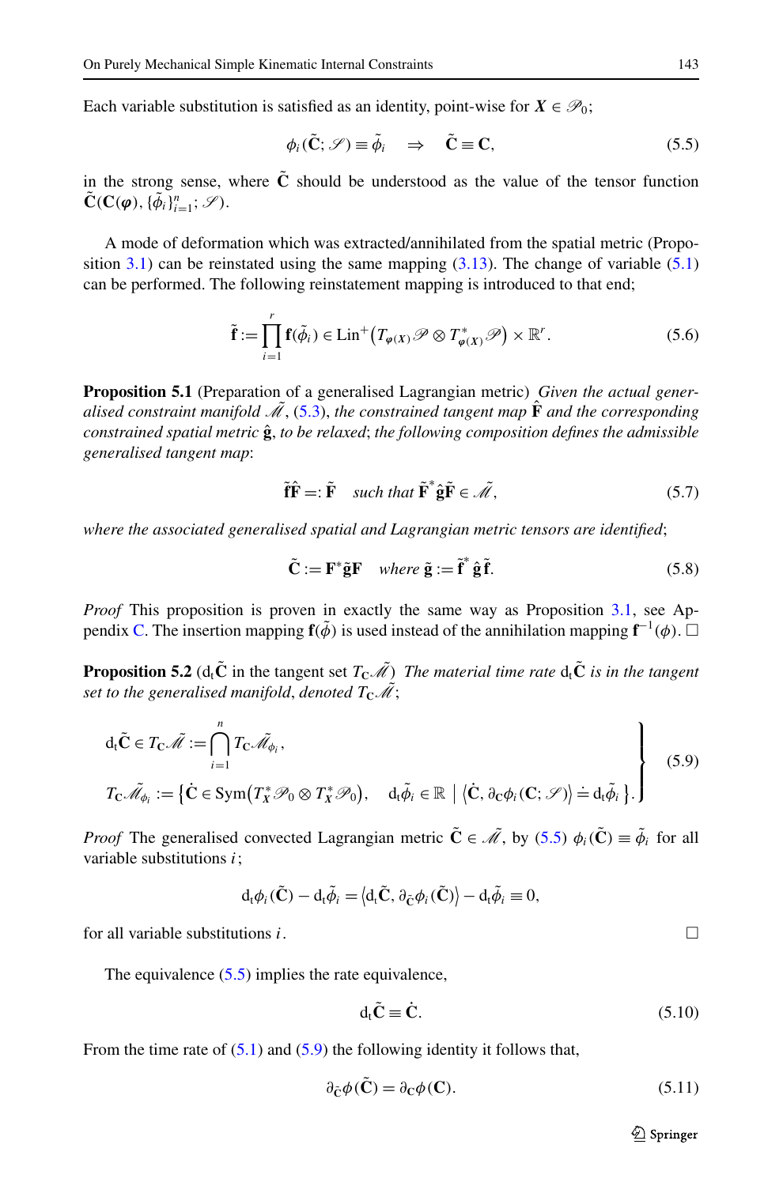Each variable substitution is satisfied as an identity, point-wise for $\boldsymbol{X} \in \mathscr{P}_0$;

$$\phi_i(\tilde{\mathbf{C}}; \mathscr{S}) \equiv \tilde{\phi}_i \quad \Rightarrow \quad \tilde{\mathbf{C}} \equiv \mathbf{C}, \tag{5.5}$$

in the strong sense, where $\tilde{\mathbf{C}}$ should be understood as the value of the tensor function $\tilde{\mathbf{C}}(\mathbf{C}(\boldsymbol{\varphi}), \{\tilde{\phi}_i\}_{i=1}^n; \mathscr{S})$.

A mode of deformation which was extracted/annihilated from the spatial metric (Proposition 3.1) can be reinstated using the same mapping (3.13). The change of variable (5.1) can be performed. The following reinstatement mapping is introduced to that end;

$$\tilde{\mathbf{f}} := \prod_{i=1}^{r} \mathbf{f}(\tilde{\phi}_i) \in \operatorname{Lin}^+\big(T_{\boldsymbol{\varphi}(\boldsymbol{X})}\mathscr{P} \otimes T^*_{\boldsymbol{\varphi}(\boldsymbol{X})}\mathscr{P}\big) \times \mathbb{R}^r. \tag{5.6}$$

**Proposition 5.1** (Preparation of a generalised Lagrangian metric) *Given the actual generalised constraint manifold $\tilde{\mathscr{M}}$, (5.3), the constrained tangent map $\hat{\mathbf{F}}$ and the corresponding constrained spatial metric $\hat{\mathbf{g}}$, to be relaxed; the following composition defines the admissible generalised tangent map*:

$$\tilde{\mathbf{f}}\hat{\mathbf{F}} =: \tilde{\mathbf{F}} \quad \textit{such that } \tilde{\mathbf{F}}^* \hat{\mathbf{g}} \tilde{\mathbf{F}} \in \tilde{\mathscr{M}}, \tag{5.7}$$

*where the associated generalised spatial and Lagrangian metric tensors are identified*;

$$\tilde{\mathbf{C}} := \mathbf{F}^* \tilde{\mathbf{g}} \mathbf{F} \quad \textit{where } \tilde{\mathbf{g}} := \tilde{\mathbf{f}}^* \hat{\mathbf{g}} \tilde{\mathbf{f}}. \tag{5.8}$$

*Proof* This proposition is proven in exactly the same way as Proposition 3.1, see Appendix C. The insertion mapping $\mathbf{f}(\tilde{\phi})$ is used instead of the annihilation mapping $\mathbf{f}^{-1}(\phi)$. □

**Proposition 5.2** ($\mathrm{d_t}\tilde{\mathbf{C}}$ in the tangent set $T_{\mathbf{C}}\tilde{\mathscr{M}}$) *The material time rate $\mathrm{d_t}\tilde{\mathbf{C}}$ is in the tangent set to the generalised manifold, denoted $T_{\mathbf{C}}\tilde{\mathscr{M}}$*;

$$\left.\begin{aligned} &\mathrm{d_t}\tilde{\mathbf{C}} \in T_{\mathbf{C}}\tilde{\mathscr{M}} := \bigcap_{i=1}^{n} T_{\mathbf{C}}\tilde{\mathscr{M}}_{\phi_i}, \\ &T_{\mathbf{C}}\tilde{\mathscr{M}}_{\phi_i} := \big\{\dot{\mathbf{C}} \in \operatorname{Sym}\big(T^*_{\boldsymbol{X}}\mathscr{P}_0 \otimes T^*_{\boldsymbol{X}}\mathscr{P}_0\big), \quad \mathrm{d_t}\tilde{\phi}_i \in \mathbb{R} \;\big|\; \big\langle \dot{\mathbf{C}}, \partial_{\mathbf{C}}\phi_i(\mathbf{C}; \mathscr{S})\big\rangle \doteq \mathrm{d_t}\tilde{\phi}_i \big\}. \end{aligned}\right\} \tag{5.9}$$

*Proof* The generalised convected Lagrangian metric $\tilde{\mathbf{C}} \in \tilde{\mathscr{M}}$, by (5.5) $\phi_i(\tilde{\mathbf{C}}) \equiv \tilde{\phi}_i$ for all variable substitutions $i$;

$$\mathrm{d_t}\phi_i(\tilde{\mathbf{C}}) - \mathrm{d_t}\tilde{\phi}_i = \big\langle \mathrm{d_t}\tilde{\mathbf{C}}, \partial_{\tilde{\mathbf{C}}}\phi_i(\tilde{\mathbf{C}})\big\rangle - \mathrm{d_t}\tilde{\phi}_i \equiv 0,$$

for all variable substitutions $i$. □

The equivalence (5.5) implies the rate equivalence,

$$\mathrm{d_t}\tilde{\mathbf{C}} \equiv \dot{\mathbf{C}}. \tag{5.10}$$

From the time rate of (5.1) and (5.9) the following identity it follows that,

$$\partial_{\tilde{\mathbf{C}}}\phi(\tilde{\mathbf{C}}) = \partial_{\mathbf{C}}\phi(\mathbf{C}). \tag{5.11}$$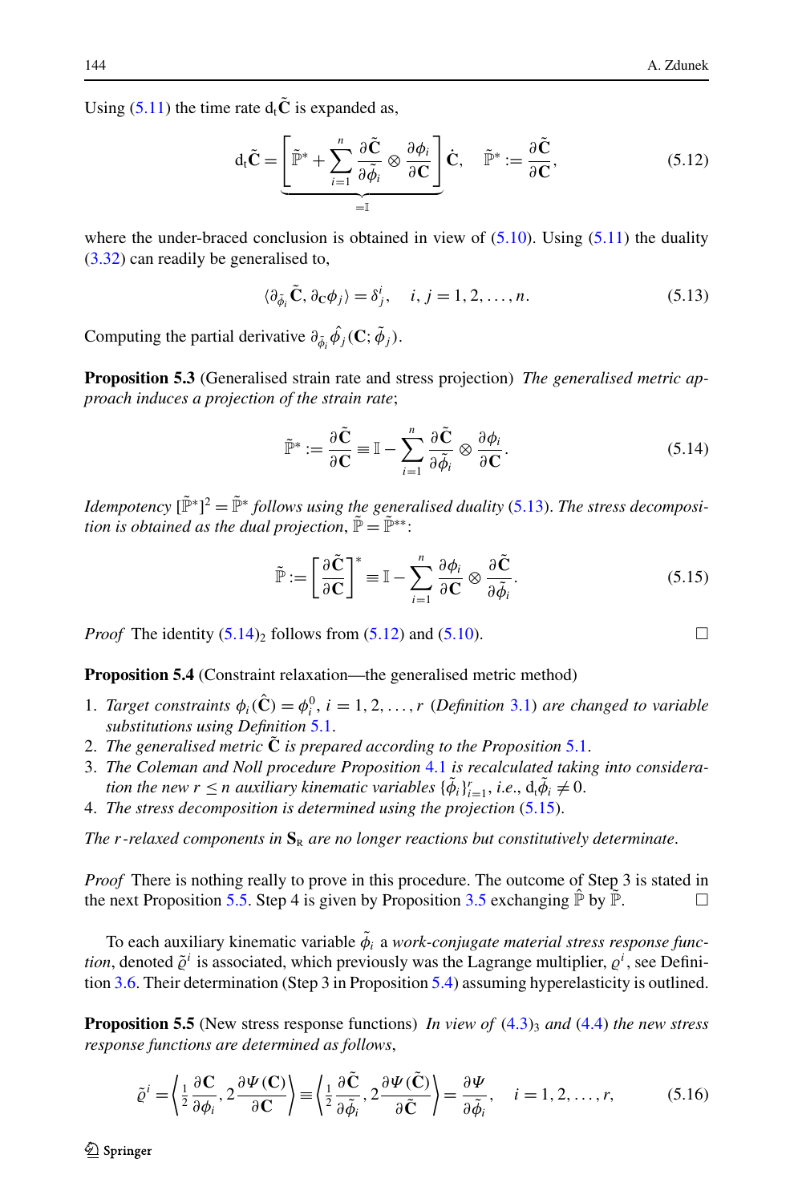Using (5.11) the time rate $\mathrm{d}_t\tilde{\mathbf{C}}$ is expanded as,

$$\mathrm{d}_t\tilde{\mathbf{C}} = \underbrace{\left[\tilde{\mathbb{P}}^* + \sum_{i=1}^{n} \frac{\partial \tilde{\mathbf{C}}}{\partial \tilde{\phi}_i} \otimes \frac{\partial \phi_i}{\partial \mathbf{C}}\right]}_{=\mathbb{I}} \dot{\mathbf{C}}, \quad \tilde{\mathbb{P}}^* := \frac{\partial \tilde{\mathbf{C}}}{\partial \mathbf{C}}, \tag{5.12}$$

where the under-braced conclusion is obtained in view of (5.10). Using (5.11) the duality (3.32) can readily be generalised to,

$$\langle \partial_{\tilde{\phi}_i} \tilde{\mathbf{C}}, \partial_{\mathbf{C}} \phi_j \rangle = \delta^i_j, \quad i, j = 1, 2, \ldots, n. \tag{5.13}$$

Computing the partial derivative $\partial_{\tilde{\phi}_i} \hat{\phi}_j(\mathbf{C}; \tilde{\phi}_j)$.

**Proposition 5.3** (Generalised strain rate and stress projection) *The generalised metric approach induces a projection of the strain rate*;

$$\tilde{\mathbb{P}}^* := \frac{\partial \tilde{\mathbf{C}}}{\partial \mathbf{C}} \equiv \mathbb{I} - \sum_{i=1}^{n} \frac{\partial \tilde{\mathbf{C}}}{\partial \tilde{\phi}_i} \otimes \frac{\partial \phi_i}{\partial \mathbf{C}}. \tag{5.14}$$

*Idempotency* $[\tilde{\mathbb{P}}^*]^2 = \tilde{\mathbb{P}}^*$ *follows using the generalised duality* (5.13). *The stress decomposition is obtained as the dual projection*, $\tilde{\mathbb{P}} = \tilde{\mathbb{P}}^{**}$:

$$\tilde{\mathbb{P}} := \left[\frac{\partial \tilde{\mathbf{C}}}{\partial \mathbf{C}}\right]^* \equiv \mathbb{I} - \sum_{i=1}^{n} \frac{\partial \phi_i}{\partial \mathbf{C}} \otimes \frac{\partial \tilde{\mathbf{C}}}{\partial \tilde{\phi}_i}. \tag{5.15}$$

*Proof* The identity $(5.14)_2$ follows from (5.12) and (5.10). □

**Proposition 5.4** (Constraint relaxation—the generalised metric method)

1. *Target constraints* $\phi_i(\hat{\mathbf{C}}) = \phi_i^0$, $i = 1, 2, \ldots, r$ *(Definition 3.1) are changed to variable substitutions using Definition 5.1.*
2. *The generalised metric* $\tilde{\mathbf{C}}$ *is prepared according to the Proposition 5.1.*
3. *The Coleman and Noll procedure Proposition 4.1 is recalculated taking into consideration the new* $r \leq n$ *auxiliary kinematic variables* $\{\tilde{\phi}_i\}_{i=1}^r$, *i.e.*, $\mathrm{d}_t\tilde{\phi}_i \neq 0$.
4. *The stress decomposition is determined using the projection* (5.15).

*The* $r$*-relaxed components in* $\mathbf{S}_{\mathrm{R}}$ *are no longer reactions but constitutively determinate.*

*Proof* There is nothing really to prove in this procedure. The outcome of Step 3 is stated in the next Proposition 5.5. Step 4 is given by Proposition 3.5 exchanging $\hat{\mathbb{P}}$ by $\tilde{\mathbb{P}}$. □

To each auxiliary kinematic variable $\tilde{\phi}_i$ a *work-conjugate material stress response function*, denoted $\tilde{\varrho}^i$ is associated, which previously was the Lagrange multiplier, $\varrho^i$, see Definition 3.6. Their determination (Step 3 in Proposition 5.4) assuming hyperelasticity is outlined.

**Proposition 5.5** (New stress response functions) *In view of* $(4.3)_3$ *and* (4.4) *the new stress response functions are determined as follows*,

$$\tilde{\varrho}^i = \left\langle \tfrac{1}{2}\frac{\partial \mathbf{C}}{\partial \phi_i}, 2\frac{\partial \Psi(\mathbf{C})}{\partial \mathbf{C}} \right\rangle \equiv \left\langle \tfrac{1}{2}\frac{\partial \tilde{\mathbf{C}}}{\partial \tilde{\phi}_i}, 2\frac{\partial \Psi(\tilde{\mathbf{C}})}{\partial \tilde{\mathbf{C}}} \right\rangle = \frac{\partial \Psi}{\partial \tilde{\phi}_i}, \quad i = 1, 2, \ldots, r, \tag{5.16}$$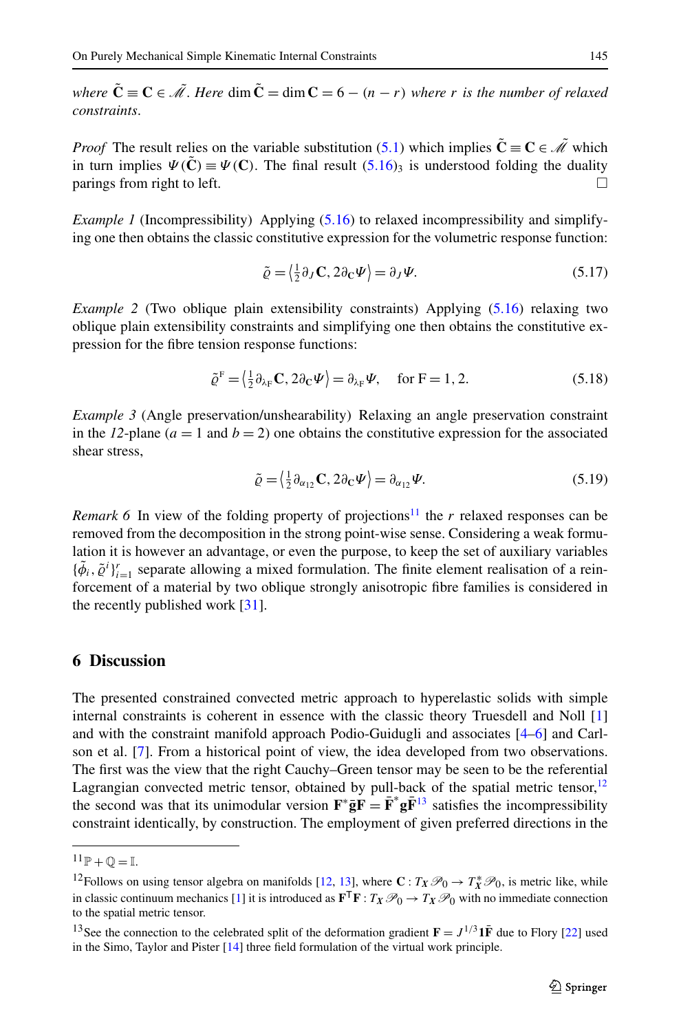*where* $\tilde{\mathbf{C}} \equiv \mathbf{C} \in \tilde{\mathscr{M}}$. *Here* $\dim \tilde{\mathbf{C}} = \dim \mathbf{C} = 6 - (n - r)$ *where* $r$ *is the number of relaxed constraints.*

*Proof* The result relies on the variable substitution (5.1) which implies $\tilde{\mathbf{C}} \equiv \mathbf{C} \in \tilde{\mathscr{M}}$ which in turn implies $\Psi(\tilde{\mathbf{C}}) \equiv \Psi(\mathbf{C})$. The final result $(5.16)_3$ is understood folding the duality parings from right to left. □

*Example 1* (Incompressibility) Applying (5.16) to relaxed incompressibility and simplifying one then obtains the classic constitutive expression for the volumetric response function:

$$\tilde{\varrho} = \left\langle \tfrac{1}{2} \partial_J \mathbf{C}, 2\partial_{\mathbf{C}} \Psi \right\rangle = \partial_J \Psi. \tag{5.17}$$

*Example 2* (Two oblique plain extensibility constraints) Applying (5.16) relaxing two oblique plain extensibility constraints and simplifying one then obtains the constitutive expression for the fibre tension response functions:

$$\tilde{\varrho}^{\mathrm{F}} = \left\langle \tfrac{1}{2} \partial_{\lambda_{\mathrm{F}}} \mathbf{C}, 2\partial_{\mathbf{C}} \Psi \right\rangle = \partial_{\lambda_{\mathrm{F}}} \Psi, \quad \text{for } \mathrm{F} = 1, 2. \tag{5.18}$$

*Example 3* (Angle preservation/unshearability) Relaxing an angle preservation constraint in the *12*-plane ($a = 1$ and $b = 2$) one obtains the constitutive expression for the associated shear stress,

$$\tilde{\varrho} = \left\langle \tfrac{1}{2} \partial_{\alpha_{12}} \mathbf{C}, 2\partial_{\mathbf{C}} \Psi \right\rangle = \partial_{\alpha_{12}} \Psi. \tag{5.19}$$

*Remark 6* In view of the folding property of projections[11] the $r$ relaxed responses can be removed from the decomposition in the strong point-wise sense. Considering a weak formulation it is however an advantage, or even the purpose, to keep the set of auxiliary variables $\{\tilde{\phi}_i, \tilde{\varrho}^i\}_{i=1}^r$ separate allowing a mixed formulation. The finite element realisation of a reinforcement of a material by two oblique strongly anisotropic fibre families is considered in the recently published work [31].

## 6 Discussion

The presented constrained convected metric approach to hyperelastic solids with simple internal constraints is coherent in essence with the classic theory Truesdell and Noll [1] and with the constraint manifold approach Podio-Guidugli and associates [4–6] and Carlson et al. [7]. From a historical point of view, the idea developed from two observations. The first was the view that the right Cauchy–Green tensor may be seen to be the referential Lagrangian convected metric tensor, obtained by pull-back of the spatial metric tensor,[12] the second was that its unimodular version $\mathbf{F}^* \bar{\mathbf{g}} \mathbf{F} = \bar{\mathbf{F}}^* \mathbf{g} \bar{\mathbf{F}}$[13] satisfies the incompressibility constraint identically, by construction. The employment of given preferred directions in the

---

[11] $\mathbb{P} + \mathbb{Q} = \mathbb{I}$.

[12] Follows on using tensor algebra on manifolds [12, 13], where $\mathbf{C} : T_X \mathscr{P}_0 \to T_X^* \mathscr{P}_0$, is metric like, while in classic continuum mechanics [1] it is introduced as $\mathbf{F}^\mathsf{T}\mathbf{F} : T_X \mathscr{P}_0 \to T_X \mathscr{P}_0$ with no immediate connection to the spatial metric tensor.

[13] See the connection to the celebrated split of the deformation gradient $\mathbf{F} = J^{1/3} \mathbf{1} \bar{\mathbf{F}}$ due to Flory [22] used in the Simo, Taylor and Pister [14] three field formulation of the virtual work principle.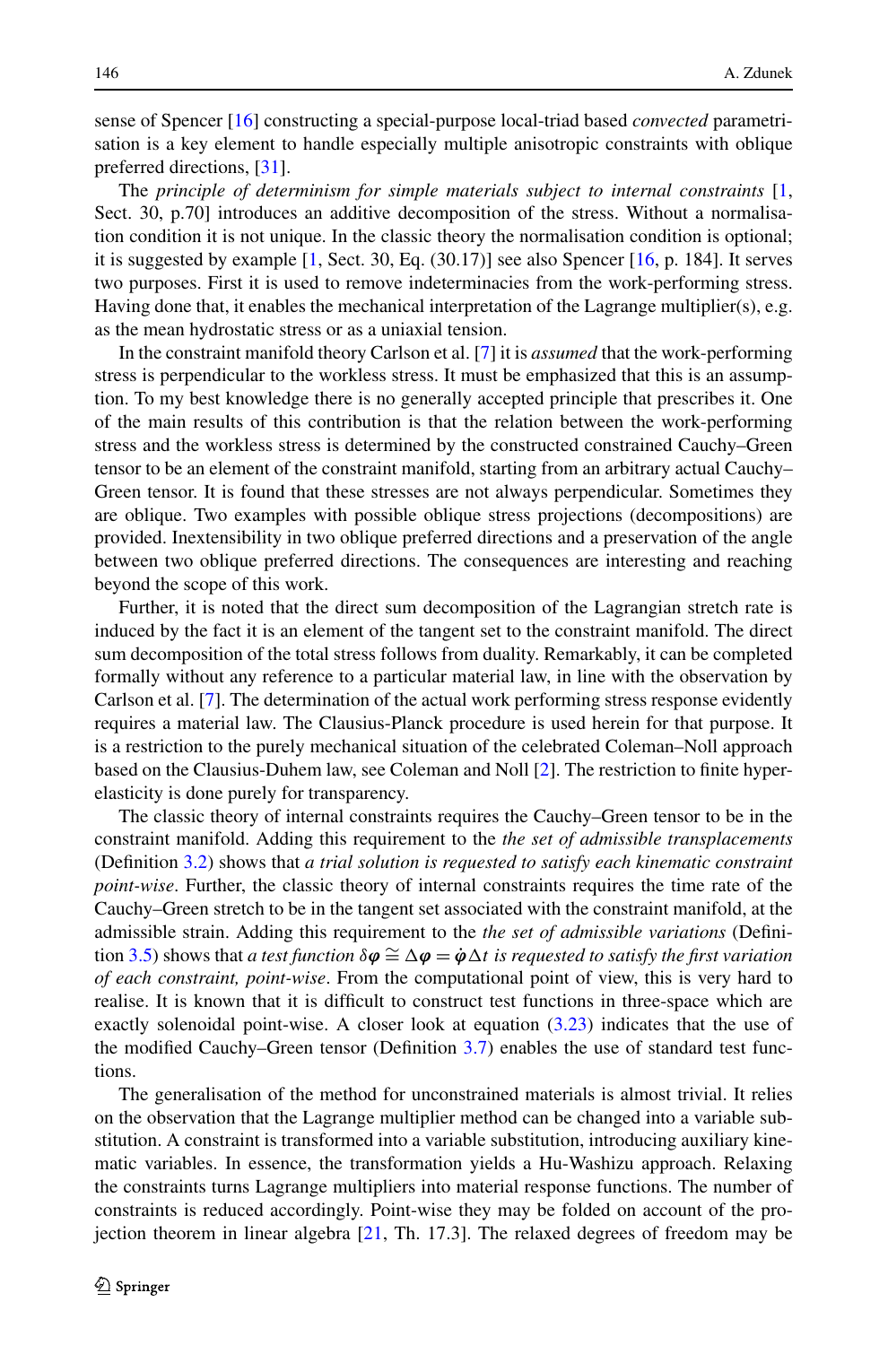sense of Spencer [16] constructing a special-purpose local-triad based *convected* parametrisation is a key element to handle especially multiple anisotropic constraints with oblique preferred directions, [31].

The *principle of determinism for simple materials subject to internal constraints* [1, Sect. 30, p.70] introduces an additive decomposition of the stress. Without a normalisation condition it is not unique. In the classic theory the normalisation condition is optional; it is suggested by example [1, Sect. 30, Eq. (30.17)] see also Spencer [16, p. 184]. It serves two purposes. First it is used to remove indeterminacies from the work-performing stress. Having done that, it enables the mechanical interpretation of the Lagrange multiplier(s), e.g. as the mean hydrostatic stress or as a uniaxial tension.

In the constraint manifold theory Carlson et al. [7] it is *assumed* that the work-performing stress is perpendicular to the workless stress. It must be emphasized that this is an assumption. To my best knowledge there is no generally accepted principle that prescribes it. One of the main results of this contribution is that the relation between the work-performing stress and the workless stress is determined by the constructed constrained Cauchy–Green tensor to be an element of the constraint manifold, starting from an arbitrary actual Cauchy–Green tensor. It is found that these stresses are not always perpendicular. Sometimes they are oblique. Two examples with possible oblique stress projections (decompositions) are provided. Inextensibility in two oblique preferred directions and a preservation of the angle between two oblique preferred directions. The consequences are interesting and reaching beyond the scope of this work.

Further, it is noted that the direct sum decomposition of the Lagrangian stretch rate is induced by the fact it is an element of the tangent set to the constraint manifold. The direct sum decomposition of the total stress follows from duality. Remarkably, it can be completed formally without any reference to a particular material law, in line with the observation by Carlson et al. [7]. The determination of the actual work performing stress response evidently requires a material law. The Clausius-Planck procedure is used herein for that purpose. It is a restriction to the purely mechanical situation of the celebrated Coleman–Noll approach based on the Clausius-Duhem law, see Coleman and Noll [2]. The restriction to finite hyperelasticity is done purely for transparency.

The classic theory of internal constraints requires the Cauchy–Green tensor to be in the constraint manifold. Adding this requirement to the *the set of admissible transplacements* (Definition 3.2) shows that *a trial solution is requested to satisfy each kinematic constraint point-wise*. Further, the classic theory of internal constraints requires the time rate of the Cauchy–Green stretch to be in the tangent set associated with the constraint manifold, at the admissible strain. Adding this requirement to the *the set of admissible variations* (Definition 3.5) shows that *a test function $\delta\boldsymbol{\varphi} \cong \Delta\boldsymbol{\varphi} = \dot{\boldsymbol{\varphi}}\Delta t$ is requested to satisfy the first variation of each constraint, point-wise*. From the computational point of view, this is very hard to realise. It is known that it is difficult to construct test functions in three-space which are exactly solenoidal point-wise. A closer look at equation (3.23) indicates that the use of the modified Cauchy–Green tensor (Definition 3.7) enables the use of standard test functions.

The generalisation of the method for unconstrained materials is almost trivial. It relies on the observation that the Lagrange multiplier method can be changed into a variable substitution. A constraint is transformed into a variable substitution, introducing auxiliary kinematic variables. In essence, the transformation yields a Hu-Washizu approach. Relaxing the constraints turns Lagrange multipliers into material response functions. The number of constraints is reduced accordingly. Point-wise they may be folded on account of the projection theorem in linear algebra [21, Th. 17.3]. The relaxed degrees of freedom may be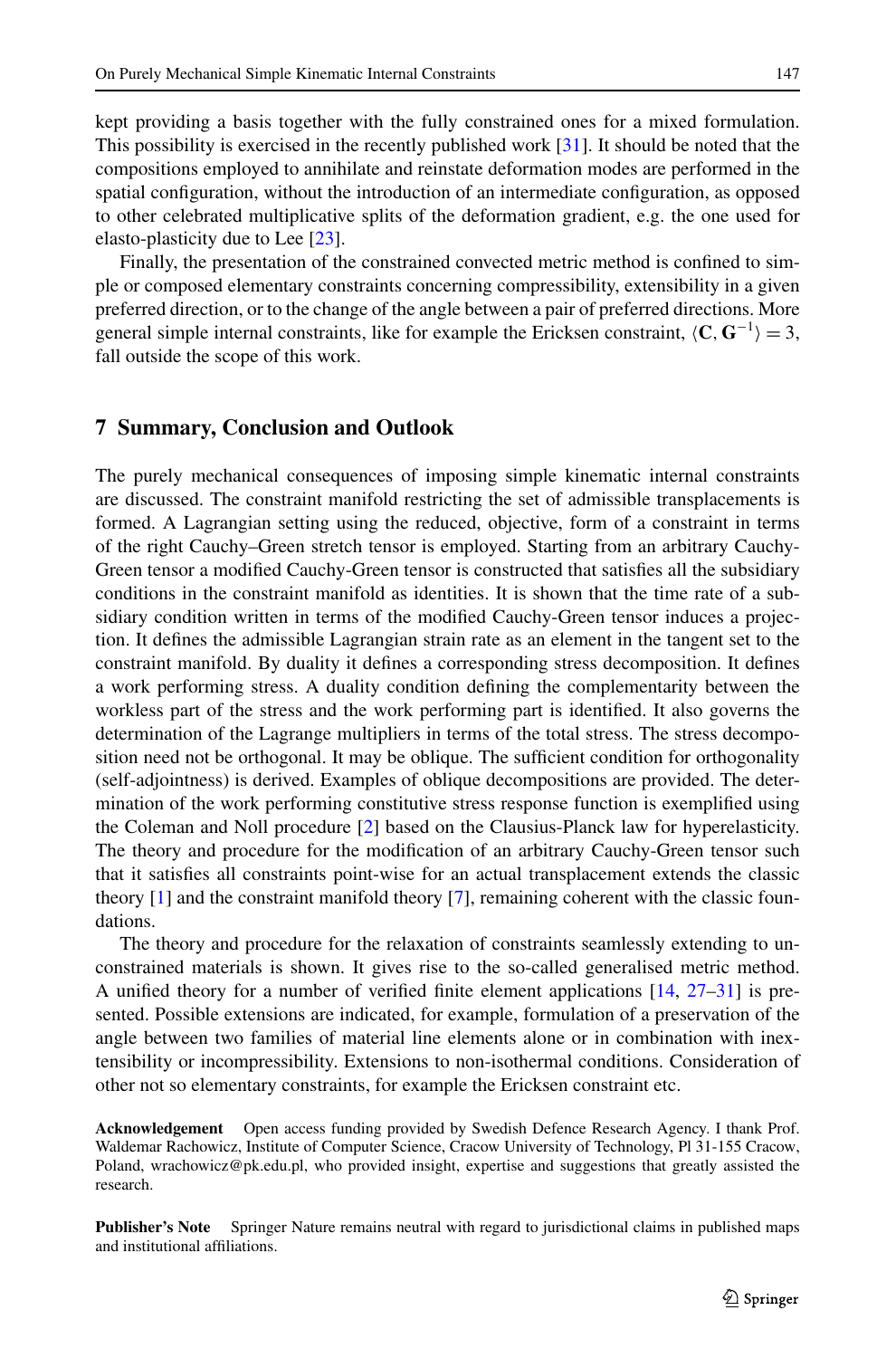kept providing a basis together with the fully constrained ones for a mixed formulation. This possibility is exercised in the recently published work [31]. It should be noted that the compositions employed to annihilate and reinstate deformation modes are performed in the spatial configuration, without the introduction of an intermediate configuration, as opposed to other celebrated multiplicative splits of the deformation gradient, e.g. the one used for elasto-plasticity due to Lee [23].

Finally, the presentation of the constrained convected metric method is confined to simple or composed elementary constraints concerning compressibility, extensibility in a given preferred direction, or to the change of the angle between a pair of preferred directions. More general simple internal constraints, like for example the Ericksen constraint, $\langle \mathbf{C}, \mathbf{G}^{-1} \rangle = 3$, fall outside the scope of this work.

## 7 Summary, Conclusion and Outlook

The purely mechanical consequences of imposing simple kinematic internal constraints are discussed. The constraint manifold restricting the set of admissible transplacements is formed. A Lagrangian setting using the reduced, objective, form of a constraint in terms of the right Cauchy–Green stretch tensor is employed. Starting from an arbitrary Cauchy-Green tensor a modified Cauchy-Green tensor is constructed that satisfies all the subsidiary conditions in the constraint manifold as identities. It is shown that the time rate of a subsidiary condition written in terms of the modified Cauchy-Green tensor induces a projection. It defines the admissible Lagrangian strain rate as an element in the tangent set to the constraint manifold. By duality it defines a corresponding stress decomposition. It defines a work performing stress. A duality condition defining the complementarity between the workless part of the stress and the work performing part is identified. It also governs the determination of the Lagrange multipliers in terms of the total stress. The stress decomposition need not be orthogonal. It may be oblique. The sufficient condition for orthogonality (self-adjointness) is derived. Examples of oblique decompositions are provided. The determination of the work performing constitutive stress response function is exemplified using the Coleman and Noll procedure [2] based on the Clausius-Planck law for hyperelasticity. The theory and procedure for the modification of an arbitrary Cauchy-Green tensor such that it satisfies all constraints point-wise for an actual transplacement extends the classic theory [1] and the constraint manifold theory [7], remaining coherent with the classic foundations.

The theory and procedure for the relaxation of constraints seamlessly extending to unconstrained materials is shown. It gives rise to the so-called generalised metric method. A unified theory for a number of verified finite element applications [14, 27–31] is presented. Possible extensions are indicated, for example, formulation of a preservation of the angle between two families of material line elements alone or in combination with inextensibility or incompressibility. Extensions to non-isothermal conditions. Consideration of other not so elementary constraints, for example the Ericksen constraint etc.

**Acknowledgement** Open access funding provided by Swedish Defence Research Agency. I thank Prof. Waldemar Rachowicz, Institute of Computer Science, Cracow University of Technology, Pl 31-155 Cracow, Poland, wrachowicz@pk.edu.pl, who provided insight, expertise and suggestions that greatly assisted the research.

**Publisher's Note** Springer Nature remains neutral with regard to jurisdictional claims in published maps and institutional affiliations.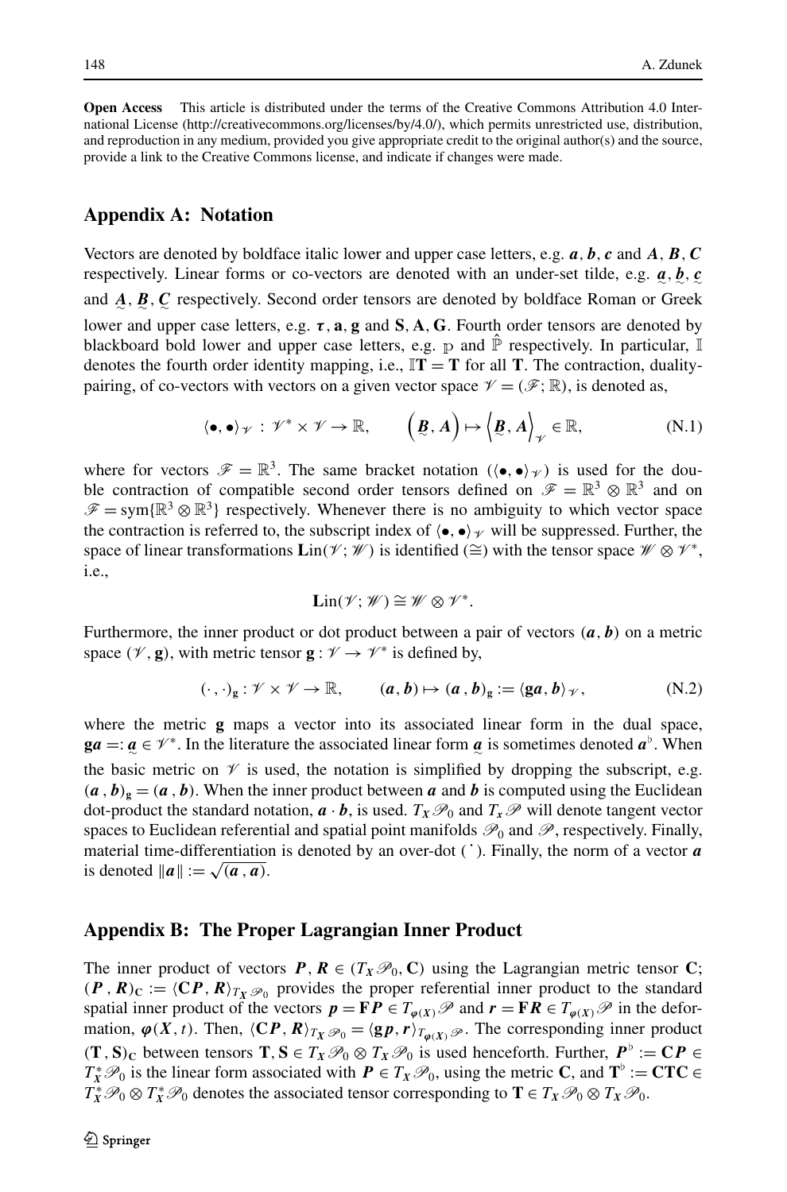**Open Access** This article is distributed under the terms of the Creative Commons Attribution 4.0 International License (http://creativecommons.org/licenses/by/4.0/), which permits unrestricted use, distribution, and reproduction in any medium, provided you give appropriate credit to the original author(s) and the source, provide a link to the Creative Commons license, and indicate if changes were made.

## Appendix A: Notation

Vectors are denoted by boldface italic lower and upper case letters, e.g. $\boldsymbol{a}, \boldsymbol{b}, \boldsymbol{c}$ and $\boldsymbol{A}, \boldsymbol{B}, \boldsymbol{C}$ respectively. Linear forms or co-vectors are denoted with an under-set tilde, e.g. $\underset{\sim}{\boldsymbol{a}}, \underset{\sim}{\boldsymbol{b}}, \underset{\sim}{\boldsymbol{c}}$ and $\underset{\sim}{\boldsymbol{A}}, \underset{\sim}{\boldsymbol{B}}, \underset{\sim}{\boldsymbol{C}}$ respectively. Second order tensors are denoted by boldface Roman or Greek lower and upper case letters, e.g. $\boldsymbol{\tau}, \mathbf{a}, \mathbf{g}$ and $\mathbf{S}, \mathbf{A}, \mathbf{G}$. Fourth order tensors are denoted by blackboard bold lower and upper case letters, e.g. $\mathbb{p}$ and $\hat{\mathbb{P}}$ respectively. In particular, $\mathbb{I}$ denotes the fourth order identity mapping, i.e., $\mathbb{I}\mathbf{T} = \mathbf{T}$ for all $\mathbf{T}$. The contraction, duality-pairing, of co-vectors with vectors on a given vector space $\mathscr{V} = (\mathscr{F}; \mathbb{R})$, is denoted as,

$$\langle \bullet, \bullet \rangle_{\mathscr{V}} : \mathscr{V}^* \times \mathscr{V} \to \mathbb{R}, \qquad \left(\underset{\sim}{\boldsymbol{B}}, \boldsymbol{A}\right) \mapsto \left\langle \underset{\sim}{\boldsymbol{B}}, \boldsymbol{A} \right\rangle_{\mathscr{V}} \in \mathbb{R}, \tag{N.1}$$

where for vectors $\mathscr{F} = \mathbb{R}^3$. The same bracket notation ($\langle \bullet, \bullet \rangle_{\mathscr{V}}$) is used for the double contraction of compatible second order tensors defined on $\mathscr{F} = \mathbb{R}^3 \otimes \mathbb{R}^3$ and on $\mathscr{F} = \text{sym}\{\mathbb{R}^3 \otimes \mathbb{R}^3\}$ respectively. Whenever there is no ambiguity to which vector space the contraction is referred to, the subscript index of $\langle \bullet, \bullet \rangle_{\mathscr{V}}$ will be suppressed. Further, the space of linear transformations $\mathbf{Lin}(\mathscr{V}; \mathscr{W})$ is identified ($\cong$) with the tensor space $\mathscr{W} \otimes \mathscr{V}^*$, i.e.,

$$\mathbf{Lin}(\mathscr{V}; \mathscr{W}) \cong \mathscr{W} \otimes \mathscr{V}^*.$$

Furthermore, the inner product or dot product between a pair of vectors $(\boldsymbol{a}, \boldsymbol{b})$ on a metric space $(\mathscr{V}, \mathbf{g})$, with metric tensor $\mathbf{g} : \mathscr{V} \to \mathscr{V}^*$ is defined by,

$$(\cdot\,, \cdot)_{\mathbf{g}} : \mathscr{V} \times \mathscr{V} \to \mathbb{R}, \qquad (\boldsymbol{a}, \boldsymbol{b}) \mapsto (\boldsymbol{a}\,, \boldsymbol{b})_{\mathbf{g}} := \langle \mathbf{g}\boldsymbol{a}, \boldsymbol{b} \rangle_{\mathscr{V}}, \tag{N.2}$$

where the metric $\mathbf{g}$ maps a vector into its associated linear form in the dual space, $\mathbf{g}\boldsymbol{a} =: \underset{\sim}{\boldsymbol{a}} \in \mathscr{V}^*$. In the literature the associated linear form $\underset{\sim}{\boldsymbol{a}}$ is sometimes denoted $\boldsymbol{a}^\flat$. When the basic metric on $\mathscr{V}$ is used, the notation is simplified by dropping the subscript, e.g. $(\boldsymbol{a}\,, \boldsymbol{b})_{\mathbf{g}} = (\boldsymbol{a}\,, \boldsymbol{b})$. When the inner product between $\boldsymbol{a}$ and $\boldsymbol{b}$ is computed using the Euclidean dot-product the standard notation, $\boldsymbol{a} \cdot \boldsymbol{b}$, is used. $T_{\boldsymbol{X}}\mathscr{P}_0$ and $T_{\boldsymbol{x}}\mathscr{P}$ will denote tangent vector spaces to Euclidean referential and spatial point manifolds $\mathscr{P}_0$ and $\mathscr{P}$, respectively. Finally, material time-differentiation is denoted by an over-dot ( $\dot{}$ ). Finally, the norm of a vector $\boldsymbol{a}$ is denoted $\|\boldsymbol{a}\| := \sqrt{(\boldsymbol{a}\,, \boldsymbol{a})}$.

## Appendix B: The Proper Lagrangian Inner Product

The inner product of vectors $\boldsymbol{P}, \boldsymbol{R} \in (T_{\boldsymbol{X}}\mathscr{P}_0, \mathbf{C})$ using the Lagrangian metric tensor $\mathbf{C}$; $(\boldsymbol{P}\,, \boldsymbol{R})_{\mathbf{C}} := \langle \mathbf{C}\boldsymbol{P}, \boldsymbol{R} \rangle_{T_{\boldsymbol{X}}\mathscr{P}_0}$ provides the proper referential inner product to the standard spatial inner product of the vectors $\boldsymbol{p} = \mathbf{F}\boldsymbol{P} \in T_{\boldsymbol{\varphi}(\boldsymbol{X})}\mathscr{P}$ and $\boldsymbol{r} = \mathbf{F}\boldsymbol{R} \in T_{\boldsymbol{\varphi}(\boldsymbol{X})}\mathscr{P}$ in the deformation, $\boldsymbol{\varphi}(\boldsymbol{X}, t)$. Then, $\langle \mathbf{C}\boldsymbol{P}, \boldsymbol{R} \rangle_{T_{\boldsymbol{X}}\mathscr{P}_0} = \langle \mathbf{g}\boldsymbol{p}, \boldsymbol{r} \rangle_{T_{\boldsymbol{\varphi}(\boldsymbol{X})}\mathscr{P}}$. The corresponding inner product $(\mathbf{T}\,, \mathbf{S})_{\mathbf{C}}$ between tensors $\mathbf{T}, \mathbf{S} \in T_{\boldsymbol{X}}\mathscr{P}_0 \otimes T_{\boldsymbol{X}}\mathscr{P}_0$ is used henceforth. Further, $\boldsymbol{P}^\flat := \mathbf{C}\boldsymbol{P} \in T^*_{\boldsymbol{X}}\mathscr{P}_0$ is the linear form associated with $\boldsymbol{P} \in T_{\boldsymbol{X}}\mathscr{P}_0$, using the metric $\mathbf{C}$, and $\mathbf{T}^\flat := \mathbf{CTC} \in T^*_{\boldsymbol{X}}\mathscr{P}_0 \otimes T^*_{\boldsymbol{X}}\mathscr{P}_0$ denotes the associated tensor corresponding to $\mathbf{T} \in T_{\boldsymbol{X}}\mathscr{P}_0 \otimes T_{\boldsymbol{X}}\mathscr{P}_0$.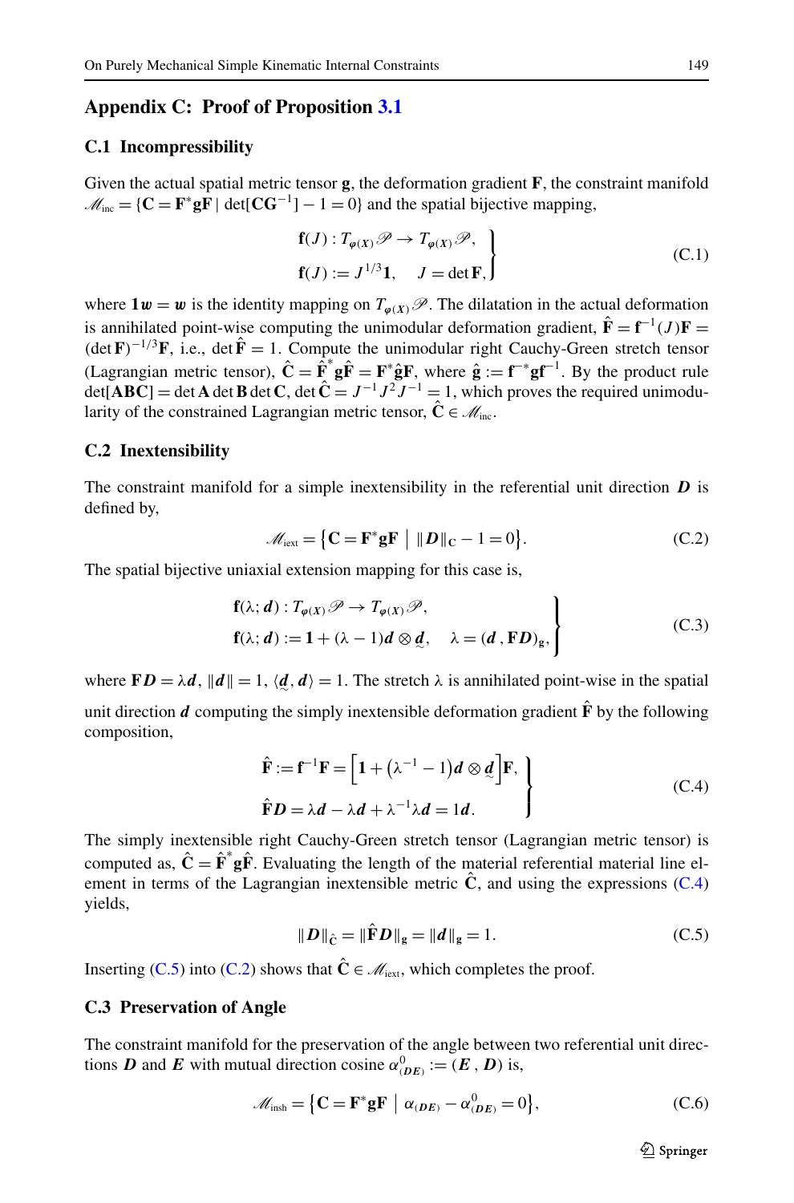## Appendix C: Proof of Proposition 3.1

### C.1 Incompressibility

Given the actual spatial metric tensor $\mathbf{g}$, the deformation gradient $\mathbf{F}$, the constraint manifold $\mathscr{M}_{\text{inc}} = \{\mathbf{C} = \mathbf{F}^{*}\mathbf{g}\mathbf{F} \mid \det[\mathbf{C}\mathbf{G}^{-1}] - 1 = 0\}$ and the spatial bijective mapping,

$$
\left.
\begin{aligned}
&\mathbf{f}(J) : T_{\varphi(X)}\mathscr{P} \to T_{\varphi(X)}\mathscr{P}, \\
&\mathbf{f}(J) := J^{1/3}\mathbf{1}, \quad J = \det \mathbf{F},
\end{aligned}
\right\}
\tag{C.1}
$$

where $\mathbf{1}\boldsymbol{w} = \boldsymbol{w}$ is the identity mapping on $T_{\varphi(X)}\mathscr{P}$. The dilatation in the actual deformation is annihilated point-wise computing the unimodular deformation gradient, $\hat{\mathbf{F}} = \mathbf{f}^{-1}(J)\mathbf{F} = (\det \mathbf{F})^{-1/3}\mathbf{F}$, i.e., $\det \hat{\mathbf{F}} = 1$. Compute the unimodular right Cauchy-Green stretch tensor (Lagrangian metric tensor), $\hat{\mathbf{C}} = \hat{\mathbf{F}}^{*}\mathbf{g}\hat{\mathbf{F}} = \mathbf{F}^{*}\hat{\mathbf{g}}\mathbf{F}$, where $\hat{\mathbf{g}} := \mathbf{f}^{-*}\mathbf{g}\mathbf{f}^{-1}$. By the product rule $\det[\mathbf{A}\mathbf{B}\mathbf{C}] = \det \mathbf{A} \det \mathbf{B} \det \mathbf{C}$, $\det \hat{\mathbf{C}} = J^{-1}J^{2}J^{-1} = 1$, which proves the required unimodularity of the constrained Lagrangian metric tensor, $\hat{\mathbf{C}} \in \mathscr{M}_{\text{inc}}$.

### C.2 Inextensibility

The constraint manifold for a simple inextensibility in the referential unit direction $\boldsymbol{D}$ is defined by,

$$
\mathscr{M}_{\text{iext}} = \big\{\mathbf{C} = \mathbf{F}^{*}\mathbf{g}\mathbf{F} \;\big|\; \|\boldsymbol{D}\|_{\mathbf{C}} - 1 = 0\big\}.
\tag{C.2}
$$

The spatial bijective uniaxial extension mapping for this case is,

$$
\left.
\begin{aligned}
&\mathbf{f}(\lambda; \boldsymbol{d}) : T_{\varphi(X)}\mathscr{P} \to T_{\varphi(X)}\mathscr{P}, \\
&\mathbf{f}(\lambda; \boldsymbol{d}) := \mathbf{1} + (\lambda - 1)\boldsymbol{d} \otimes \underset{\sim}{\boldsymbol{d}}, \quad \lambda = (\boldsymbol{d}\,, \mathbf{F}\boldsymbol{D})_{\mathbf{g}},
\end{aligned}
\right\}
\tag{C.3}
$$

where $\mathbf{F}\boldsymbol{D} = \lambda\boldsymbol{d}$, $\|\boldsymbol{d}\| = 1$, $\langle \underset{\sim}{\boldsymbol{d}}, \boldsymbol{d}\rangle = 1$. The stretch $\lambda$ is annihilated point-wise in the spatial unit direction $\boldsymbol{d}$ computing the simply inextensible deformation gradient $\hat{\mathbf{F}}$ by the following composition,

$$
\left.
\begin{aligned}
&\hat{\mathbf{F}} := \mathbf{f}^{-1}\mathbf{F} = \Big[\mathbf{1} + \big(\lambda^{-1} - 1\big)\boldsymbol{d} \otimes \underset{\sim}{\boldsymbol{d}}\Big]\mathbf{F}, \\
&\hat{\mathbf{F}}\boldsymbol{D} = \lambda\boldsymbol{d} - \lambda\boldsymbol{d} + \lambda^{-1}\lambda\boldsymbol{d} = 1\boldsymbol{d}.
\end{aligned}
\right\}
\tag{C.4}
$$

The simply inextensible right Cauchy-Green stretch tensor (Lagrangian metric tensor) is computed as, $\hat{\mathbf{C}} = \hat{\mathbf{F}}^{*}\mathbf{g}\hat{\mathbf{F}}$. Evaluating the length of the material referential material line element in terms of the Lagrangian inextensible metric $\hat{\mathbf{C}}$, and using the expressions (C.4) yields,

$$
\|\boldsymbol{D}\|_{\hat{\mathbf{C}}} = \|\hat{\mathbf{F}}\boldsymbol{D}\|_{\mathbf{g}} = \|\boldsymbol{d}\|_{\mathbf{g}} = 1.
\tag{C.5}
$$

Inserting (C.5) into (C.2) shows that $\hat{\mathbf{C}} \in \mathscr{M}_{\text{iext}}$, which completes the proof.

### C.3 Preservation of Angle

The constraint manifold for the preservation of the angle between two referential unit directions $\boldsymbol{D}$ and $\boldsymbol{E}$ with mutual direction cosine $\alpha^{0}_{(\boldsymbol{DE})} := (\boldsymbol{E}\,, \boldsymbol{D})$ is,

$$
\mathscr{M}_{\text{insh}} = \big\{\mathbf{C} = \mathbf{F}^{*}\mathbf{g}\mathbf{F} \;\big|\; \alpha_{(\boldsymbol{DE})} - \alpha^{0}_{(\boldsymbol{DE})} = 0\big\},
\tag{C.6}
$$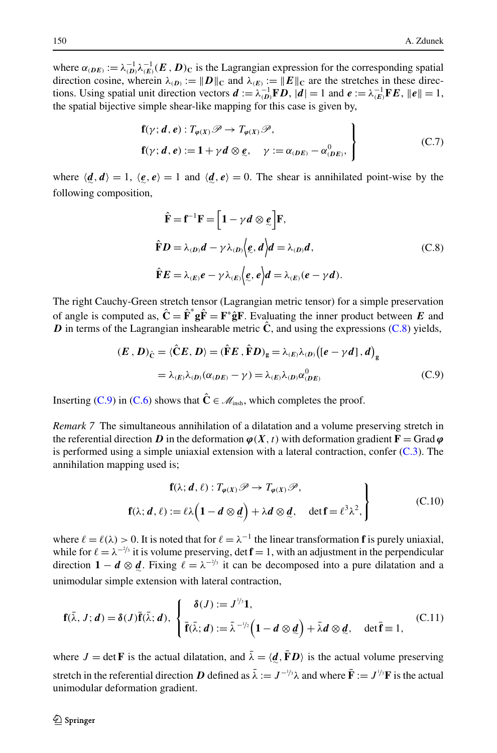where $\alpha_{(\boldsymbol{DE})} := \lambda_{(\boldsymbol{D})}^{-1}\lambda_{(\boldsymbol{E})}^{-1}(\boldsymbol{E}\,,\boldsymbol{D})_{\mathbf{C}}$ is the Lagrangian expression for the corresponding spatial direction cosine, wherein $\lambda_{(\boldsymbol{D})} := \|\boldsymbol{D}\|_{\mathbf{C}}$ and $\lambda_{(\boldsymbol{E})} := \|\boldsymbol{E}\|_{\mathbf{C}}$ are the stretches in these directions. Using spatial unit direction vectors $\boldsymbol{d} := \lambda_{(\boldsymbol{D})}^{-1}\mathbf{F}\boldsymbol{D}$, $|\boldsymbol{d}| = 1$ and $\boldsymbol{e} := \lambda_{(\boldsymbol{E})}^{-1}\mathbf{F}\boldsymbol{E}$, $\|\boldsymbol{e}\| = 1$, the spatial bijective simple shear-like mapping for this case is given by,

$$
\left.
\begin{aligned}
&\mathbf{f}(\gamma;\boldsymbol{d},\boldsymbol{e}) : T_{\boldsymbol{\varphi}(\boldsymbol{X})}\mathscr{P} \to T_{\boldsymbol{\varphi}(\boldsymbol{X})}\mathscr{P},\\
&\mathbf{f}(\gamma;\boldsymbol{d},\boldsymbol{e}) := \mathbf{1} + \gamma\boldsymbol{d}\otimes\underset{\sim}{\boldsymbol{e}}, \quad \gamma := \alpha_{(\boldsymbol{DE})} - \alpha^{0}_{(\boldsymbol{DE})},
\end{aligned}
\right\} \tag{C.7}
$$

where $\langle\underset{\sim}{\boldsymbol{d}},\boldsymbol{d}\rangle = 1$, $\langle\underset{\sim}{\boldsymbol{e}},\boldsymbol{e}\rangle = 1$ and $\langle\underset{\sim}{\boldsymbol{d}},\boldsymbol{e}\rangle = 0$. The shear is annihilated point-wise by the following composition,

$$
\begin{aligned}
\hat{\mathbf{F}} &= \mathbf{f}^{-1}\mathbf{F} = \Big[\mathbf{1} - \gamma\boldsymbol{d}\otimes\underset{\sim}{\boldsymbol{e}}\Big]\mathbf{F},\\
\hat{\mathbf{F}}\boldsymbol{D} &= \lambda_{(\boldsymbol{D})}\boldsymbol{d} - \gamma\lambda_{(\boldsymbol{D})}\Big\langle\underset{\sim}{\boldsymbol{e}},\boldsymbol{d}\Big\rangle\boldsymbol{d} = \lambda_{(\boldsymbol{D})}\boldsymbol{d},\\
\hat{\mathbf{F}}\boldsymbol{E} &= \lambda_{(\boldsymbol{E})}\boldsymbol{e} - \gamma\lambda_{(\boldsymbol{E})}\Big\langle\underset{\sim}{\boldsymbol{e}},\boldsymbol{e}\Big\rangle\boldsymbol{d} = \lambda_{(\boldsymbol{E})}(\boldsymbol{e} - \gamma\boldsymbol{d}).
\end{aligned} \tag{C.8}
$$

The right Cauchy-Green stretch tensor (Lagrangian metric tensor) for a simple preservation of angle is computed as, $\hat{\mathbf{C}} = \hat{\mathbf{F}}^{*}\mathbf{g}\hat{\mathbf{F}} = \mathbf{F}^{*}\hat{\mathbf{g}}\mathbf{F}$. Evaluating the inner product between $\boldsymbol{E}$ and $\boldsymbol{D}$ in terms of the Lagrangian inshearable metric $\hat{\mathbf{C}}$, and using the expressions (C.8) yields,

$$
\begin{aligned}
(\boldsymbol{E}\,,\boldsymbol{D})_{\hat{\mathbf{C}}} &= \langle\hat{\mathbf{C}}\boldsymbol{E},\boldsymbol{D}\rangle = (\hat{\mathbf{F}}\boldsymbol{E}\,,\hat{\mathbf{F}}\boldsymbol{D})_{\mathbf{g}} = \lambda_{(\boldsymbol{E})}\lambda_{(\boldsymbol{D})}\big([\boldsymbol{e} - \gamma\boldsymbol{d}]\,,\boldsymbol{d}\big)_{\mathbf{g}}\\
&= \lambda_{(\boldsymbol{E})}\lambda_{(\boldsymbol{D})}(\alpha_{(\boldsymbol{DE})} - \gamma) = \lambda_{(\boldsymbol{E})}\lambda_{(\boldsymbol{D})}\alpha^{0}_{(\boldsymbol{DE})}
\end{aligned} \tag{C.9}
$$

Inserting (C.9) in (C.6) shows that $\hat{\mathbf{C}} \in \mathscr{M}_{\text{insh}}$, which completes the proof.

*Remark 7* The simultaneous annihilation of a dilatation and a volume preserving stretch in the referential direction $\boldsymbol{D}$ in the deformation $\boldsymbol{\varphi}(\boldsymbol{X},t)$ with deformation gradient $\mathbf{F} = \operatorname{Grad}\boldsymbol{\varphi}$ is performed using a simple uniaxial extension with a lateral contraction, confer (C.3). The annihilation mapping used is;

$$
\left.
\begin{aligned}
&\mathbf{f}(\lambda;\boldsymbol{d},\ell) : T_{\boldsymbol{\varphi}(\boldsymbol{X})}\mathscr{P} \to T_{\boldsymbol{\varphi}(\boldsymbol{X})}\mathscr{P},\\
&\mathbf{f}(\lambda;\boldsymbol{d},\ell) := \ell\lambda\Big(\mathbf{1} - \boldsymbol{d}\otimes\underset{\sim}{\boldsymbol{d}}\Big) + \lambda\boldsymbol{d}\otimes\underset{\sim}{\boldsymbol{d}}, \quad \det\mathbf{f} = \ell^{3}\lambda^{2},
\end{aligned}
\right\} \tag{C.10}
$$

where $\ell = \ell(\lambda) > 0$. It is noted that for $\ell = \lambda^{-1}$ the linear transformation $\mathbf{f}$ is purely uniaxial, while for $\ell = \lambda^{-2/3}$ it is volume preserving, $\det\mathbf{f} = 1$, with an adjustment in the perpendicular direction $\mathbf{1} - \boldsymbol{d}\otimes\underset{\sim}{\boldsymbol{d}}$. Fixing $\ell = \lambda^{-2/3}$ it can be decomposed into a pure dilatation and a unimodular simple extension with lateral contraction,

$$
\mathbf{f}(\bar{\lambda},J;\boldsymbol{d}) = \boldsymbol{\delta}(J)\bar{\mathbf{f}}(\bar{\lambda};\boldsymbol{d}), \;
\left\{
\begin{aligned}
&\boldsymbol{\delta}(J) := J^{1/3}\mathbf{1},\\
&\bar{\mathbf{f}}(\bar{\lambda};\boldsymbol{d}) := \bar{\lambda}^{-1/2}\Big(\mathbf{1} - \boldsymbol{d}\otimes\underset{\sim}{\boldsymbol{d}}\Big) + \bar{\lambda}\boldsymbol{d}\otimes\underset{\sim}{\boldsymbol{d}}, \quad \det\bar{\mathbf{f}} \equiv 1,
\end{aligned}
\right. \tag{C.11}
$$

where $J = \det\mathbf{F}$ is the actual dilatation, and $\bar{\lambda} = \langle\underset{\sim}{\boldsymbol{d}},\bar{\mathbf{F}}\boldsymbol{D}\rangle$ is the actual volume preserving stretch in the referential direction $\boldsymbol{D}$ defined as $\bar{\lambda} := J^{-1/3}\lambda$ and where $\bar{\mathbf{F}} := J^{1/3}\mathbf{F}$ is the actual unimodular deformation gradient.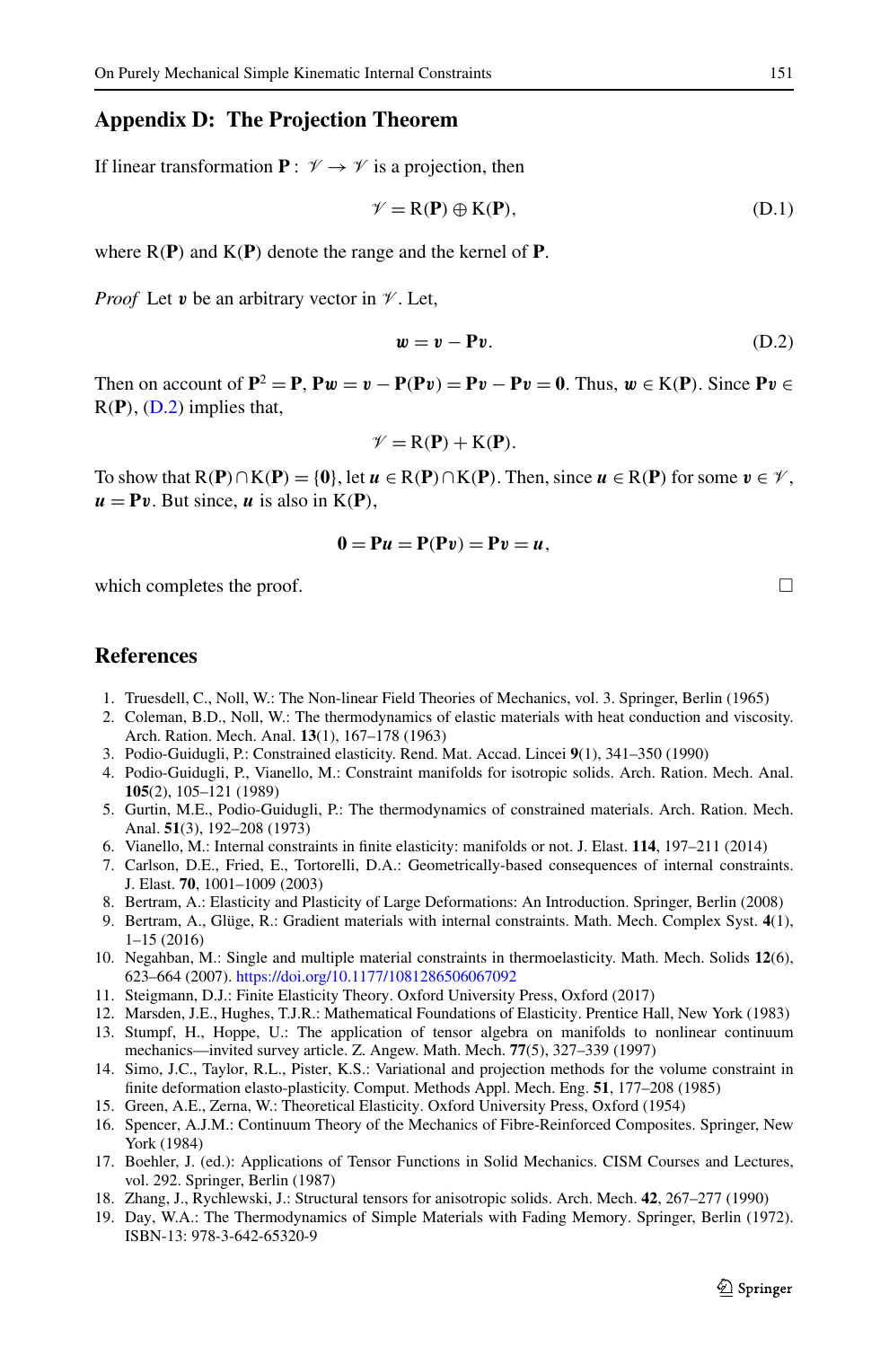## Appendix D: The Projection Theorem

If linear transformation $\mathbf{P}: \mathscr{V} \rightarrow \mathscr{V}$ is a projection, then

$$\mathscr{V} = \mathrm{R}(\mathbf{P}) \oplus \mathrm{K}(\mathbf{P}), \tag{D.1}$$

where $\mathrm{R}(\mathbf{P})$ and $\mathrm{K}(\mathbf{P})$ denote the range and the kernel of $\mathbf{P}$.

*Proof* Let $\boldsymbol{v}$ be an arbitrary vector in $\mathscr{V}$. Let,

$$\boldsymbol{w} = \boldsymbol{v} - \mathbf{P}\boldsymbol{v}. \tag{D.2}$$

Then on account of $\mathbf{P}^2 = \mathbf{P}$, $\mathbf{P}\boldsymbol{w} = \boldsymbol{v} - \mathbf{P}(\mathbf{P}\boldsymbol{v}) = \mathbf{P}\boldsymbol{v} - \mathbf{P}\boldsymbol{v} = \mathbf{0}$. Thus, $\boldsymbol{w} \in \mathrm{K}(\mathbf{P})$. Since $\mathbf{P}\boldsymbol{v} \in \mathrm{R}(\mathbf{P})$, (D.2) implies that,

$$\mathscr{V} = \mathrm{R}(\mathbf{P}) + \mathrm{K}(\mathbf{P}).$$

To show that $\mathrm{R}(\mathbf{P}) \cap \mathrm{K}(\mathbf{P}) = \{\mathbf{0}\}$, let $\boldsymbol{u} \in \mathrm{R}(\mathbf{P}) \cap \mathrm{K}(\mathbf{P})$. Then, since $\boldsymbol{u} \in \mathrm{R}(\mathbf{P})$ for some $\boldsymbol{v} \in \mathscr{V}$, $\boldsymbol{u} = \mathbf{P}\boldsymbol{v}$. But since, $\boldsymbol{u}$ is also in $\mathrm{K}(\mathbf{P})$,

$$\mathbf{0} = \mathbf{P}\boldsymbol{u} = \mathbf{P}(\mathbf{P}\boldsymbol{v}) = \mathbf{P}\boldsymbol{v} = \boldsymbol{u},$$

which completes the proof. □

## References

1. Truesdell, C., Noll, W.: The Non-linear Field Theories of Mechanics, vol. 3. Springer, Berlin (1965)
2. Coleman, B.D., Noll, W.: The thermodynamics of elastic materials with heat conduction and viscosity. Arch. Ration. Mech. Anal. **13**(1), 167–178 (1963)
3. Podio-Guidugli, P.: Constrained elasticity. Rend. Mat. Accad. Lincei **9**(1), 341–350 (1990)
4. Podio-Guidugli, P., Vianello, M.: Constraint manifolds for isotropic solids. Arch. Ration. Mech. Anal. **105**(2), 105–121 (1989)
5. Gurtin, M.E., Podio-Guidugli, P.: The thermodynamics of constrained materials. Arch. Ration. Mech. Anal. **51**(3), 192–208 (1973)
6. Vianello, M.: Internal constraints in finite elasticity: manifolds or not. J. Elast. **114**, 197–211 (2014)
7. Carlson, D.E., Fried, E., Tortorelli, D.A.: Geometrically-based consequences of internal constraints. J. Elast. **70**, 1001–1009 (2003)
8. Bertram, A.: Elasticity and Plasticity of Large Deformations: An Introduction. Springer, Berlin (2008)
9. Bertram, A., Glüge, R.: Gradient materials with internal constraints. Math. Mech. Complex Syst. **4**(1), 1–15 (2016)
10. Negahban, M.: Single and multiple material constraints in thermoelasticity. Math. Mech. Solids **12**(6), 623–664 (2007). https://doi.org/10.1177/1081286506067092
11. Steigmann, D.J.: Finite Elasticity Theory. Oxford University Press, Oxford (2017)
12. Marsden, J.E., Hughes, T.J.R.: Mathematical Foundations of Elasticity. Prentice Hall, New York (1983)
13. Stumpf, H., Hoppe, U.: The application of tensor algebra on manifolds to nonlinear continuum mechanics—invited survey article. Z. Angew. Math. Mech. **77**(5), 327–339 (1997)
14. Simo, J.C., Taylor, R.L., Pister, K.S.: Variational and projection methods for the volume constraint in finite deformation elasto-plasticity. Comput. Methods Appl. Mech. Eng. **51**, 177–208 (1985)
15. Green, A.E., Zerna, W.: Theoretical Elasticity. Oxford University Press, Oxford (1954)
16. Spencer, A.J.M.: Continuum Theory of the Mechanics of Fibre-Reinforced Composites. Springer, New York (1984)
17. Boehler, J. (ed.): Applications of Tensor Functions in Solid Mechanics. CISM Courses and Lectures, vol. 292. Springer, Berlin (1987)
18. Zhang, J., Rychlewski, J.: Structural tensors for anisotropic solids. Arch. Mech. **42**, 267–277 (1990)
19. Day, W.A.: The Thermodynamics of Simple Materials with Fading Memory. Springer, Berlin (1972). ISBN-13: 978-3-642-65320-9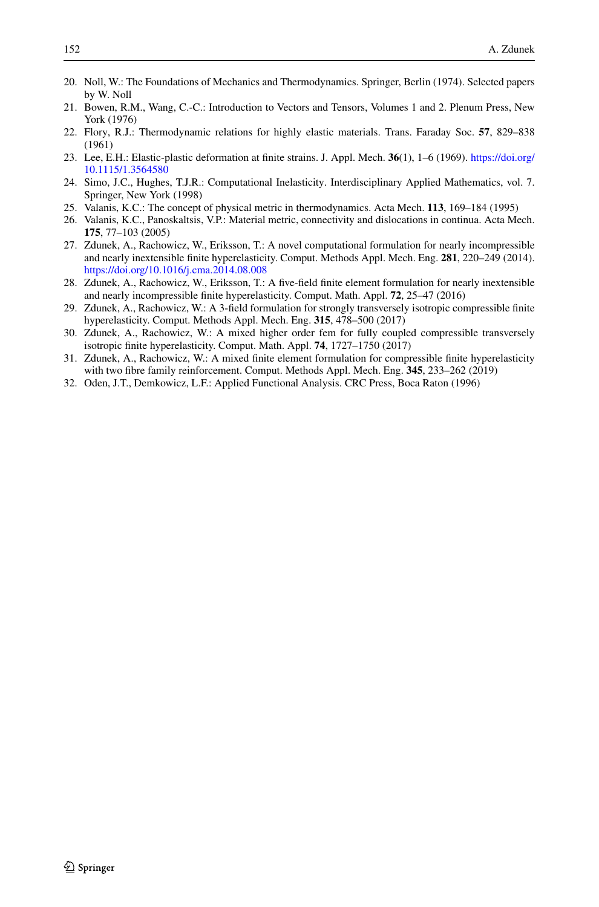20. Noll, W.: The Foundations of Mechanics and Thermodynamics. Springer, Berlin (1974). Selected papers by W. Noll
21. Bowen, R.M., Wang, C.-C.: Introduction to Vectors and Tensors, Volumes 1 and 2. Plenum Press, New York (1976)
22. Flory, R.J.: Thermodynamic relations for highly elastic materials. Trans. Faraday Soc. **57**, 829–838 (1961)
23. Lee, E.H.: Elastic-plastic deformation at finite strains. J. Appl. Mech. **36**(1), 1–6 (1969). https://doi.org/10.1115/1.3564580
24. Simo, J.C., Hughes, T.J.R.: Computational Inelasticity. Interdisciplinary Applied Mathematics, vol. 7. Springer, New York (1998)
25. Valanis, K.C.: The concept of physical metric in thermodynamics. Acta Mech. **113**, 169–184 (1995)
26. Valanis, K.C., Panoskaltsis, V.P.: Material metric, connectivity and dislocations in continua. Acta Mech. **175**, 77–103 (2005)
27. Zdunek, A., Rachowicz, W., Eriksson, T.: A novel computational formulation for nearly incompressible and nearly inextensible finite hyperelasticity. Comput. Methods Appl. Mech. Eng. **281**, 220–249 (2014). https://doi.org/10.1016/j.cma.2014.08.008
28. Zdunek, A., Rachowicz, W., Eriksson, T.: A five-field finite element formulation for nearly inextensible and nearly incompressible finite hyperelasticity. Comput. Math. Appl. **72**, 25–47 (2016)
29. Zdunek, A., Rachowicz, W.: A 3-field formulation for strongly transversely isotropic compressible finite hyperelasticity. Comput. Methods Appl. Mech. Eng. **315**, 478–500 (2017)
30. Zdunek, A., Rachowicz, W.: A mixed higher order fem for fully coupled compressible transversely isotropic finite hyperelasticity. Comput. Math. Appl. **74**, 1727–1750 (2017)
31. Zdunek, A., Rachowicz, W.: A mixed finite element formulation for compressible finite hyperelasticity with two fibre family reinforcement. Comput. Methods Appl. Mech. Eng. **345**, 233–262 (2019)
32. Oden, J.T., Demkowicz, L.F.: Applied Functional Analysis. CRC Press, Boca Raton (1996)